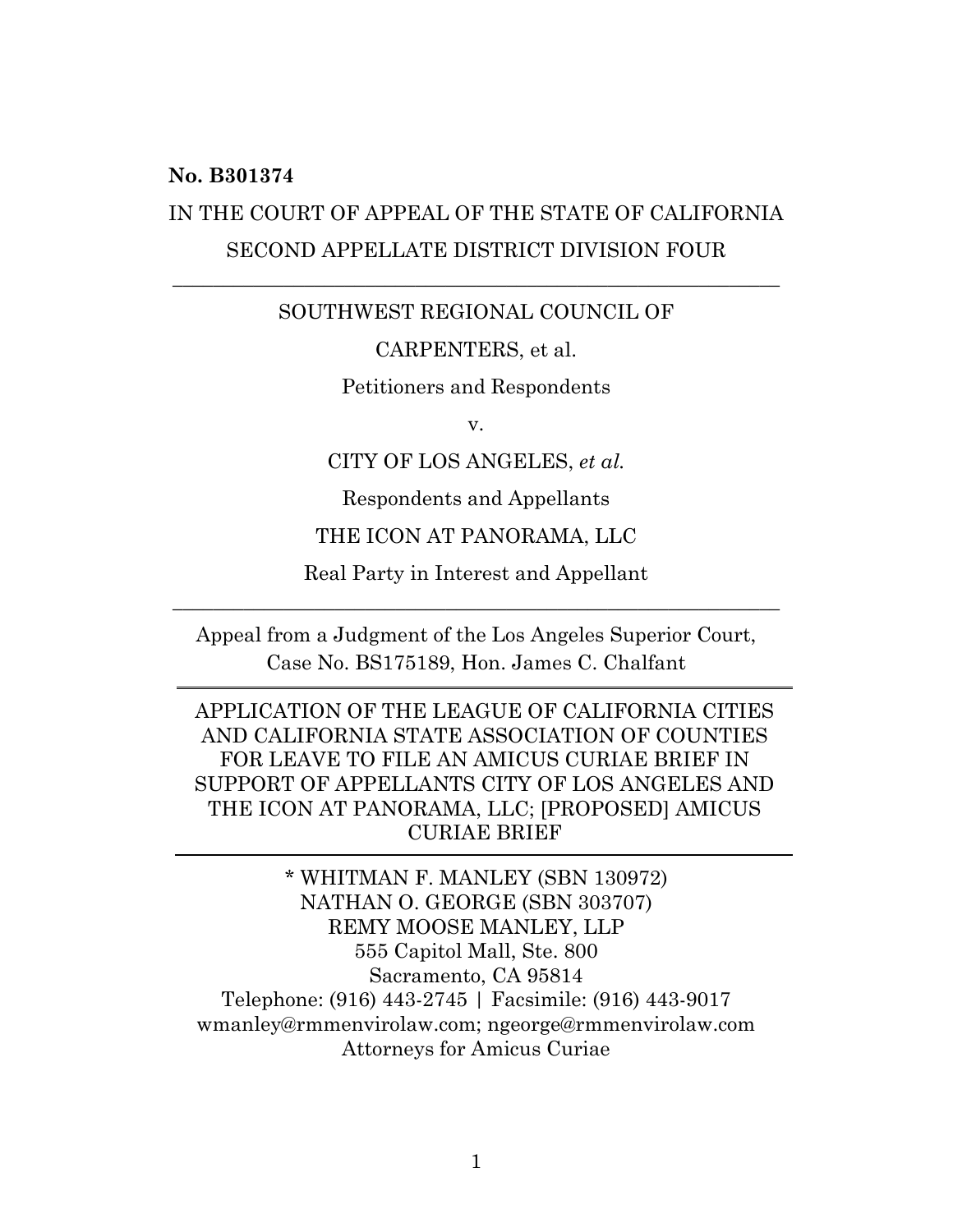**No. B301374**

IN THE COURT OF APPEAL OF THE STATE OF CALIFORNIA

SECOND APPELLATE DISTRICT DIVISION FOUR

---

SOUTHWEST REGIONAL COUNCIL OF

CARPENTERS, et al.

Petitioners and Respondents

v.

CITY OF LOS ANGELES, *et al.*

Respondents and Appellants

THE ICON AT PANORAMA, LLC

Real Party in Interest and Appellant

---

Appeal from a Judgment of the Los Angeles Superior Court, Case No. BS175189, Hon. James C. Chalfant

---

APPLICATION OF THE LEAGUE OF CALIFORNIA CITIES AND CALIFORNIA STATE ASSOCIATION OF COUNTIES FOR LEAVE TO FILE AN AMICUS CURIAE BRIEF IN SUPPORT OF APPELLANTS CITY OF LOS ANGELES AND THE ICON AT PANORAMA, LLC; [PROPOSED] AMICUS CURIAE BRIEF

---

\* WHITMAN F. MANLEY (SBN 130972)
NATHAN O. GEORGE (SBN 303707)
REMY MOOSE MANLEY, LLP
555 Capitol Mall, Ste. 800
Sacramento, CA 95814
Telephone: (916) 443-2745 | Facsimile: (916) 443-9017
wmanley@rmmenvirolaw.com; ngeorge@rmmenvirolaw.com
Attorneys for Amicus Curiae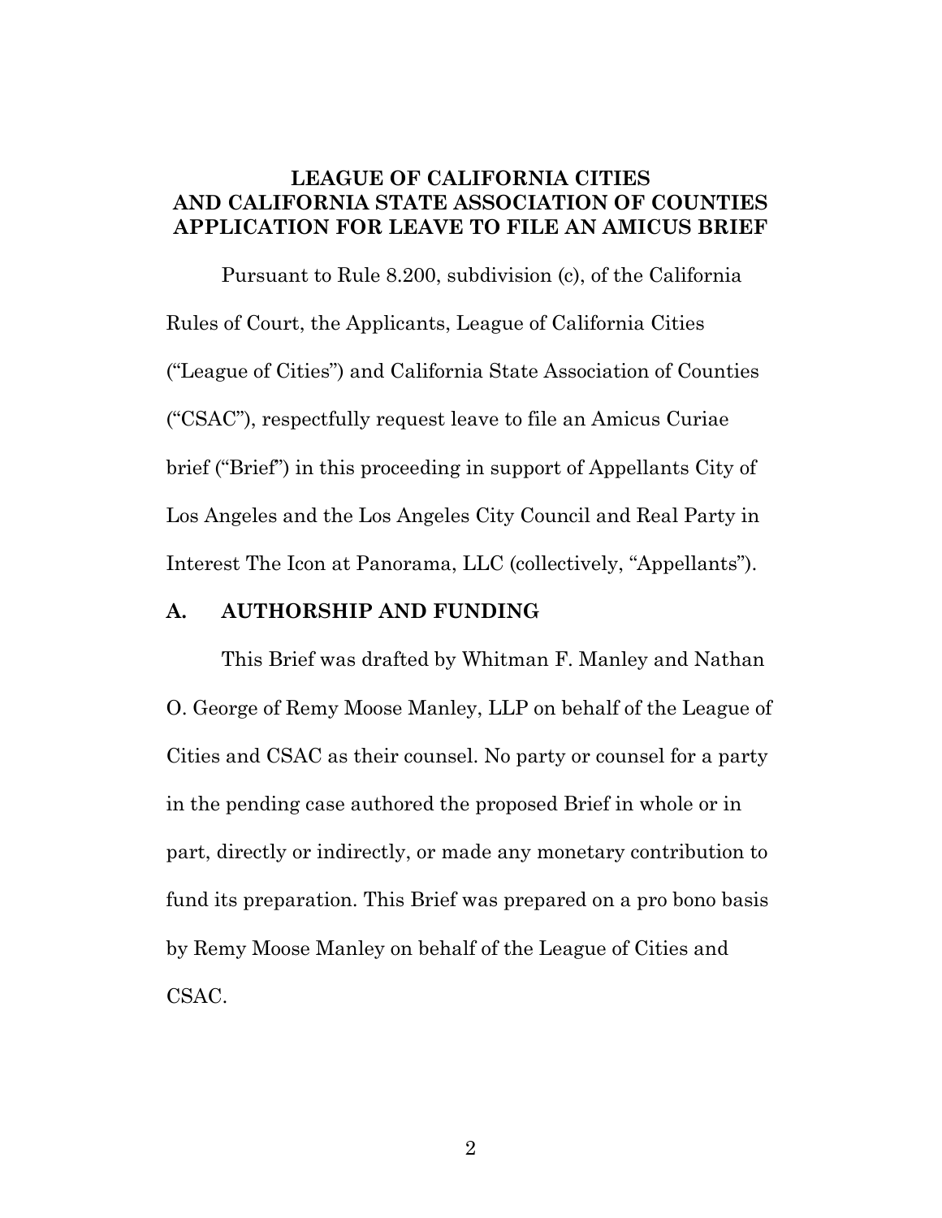**LEAGUE OF CALIFORNIA CITIES AND CALIFORNIA STATE ASSOCIATION OF COUNTIES APPLICATION FOR LEAVE TO FILE AN AMICUS BRIEF**

Pursuant to Rule 8.200, subdivision (c), of the California Rules of Court, the Applicants, League of California Cities ("League of Cities") and California State Association of Counties ("CSAC"), respectfully request leave to file an Amicus Curiae brief ("Brief") in this proceeding in support of Appellants City of Los Angeles and the Los Angeles City Council and Real Party in Interest The Icon at Panorama, LLC (collectively, "Appellants").

## A. AUTHORSHIP AND FUNDING

This Brief was drafted by Whitman F. Manley and Nathan O. George of Remy Moose Manley, LLP on behalf of the League of Cities and CSAC as their counsel. No party or counsel for a party in the pending case authored the proposed Brief in whole or in part, directly or indirectly, or made any monetary contribution to fund its preparation. This Brief was prepared on a pro bono basis by Remy Moose Manley on behalf of the League of Cities and CSAC.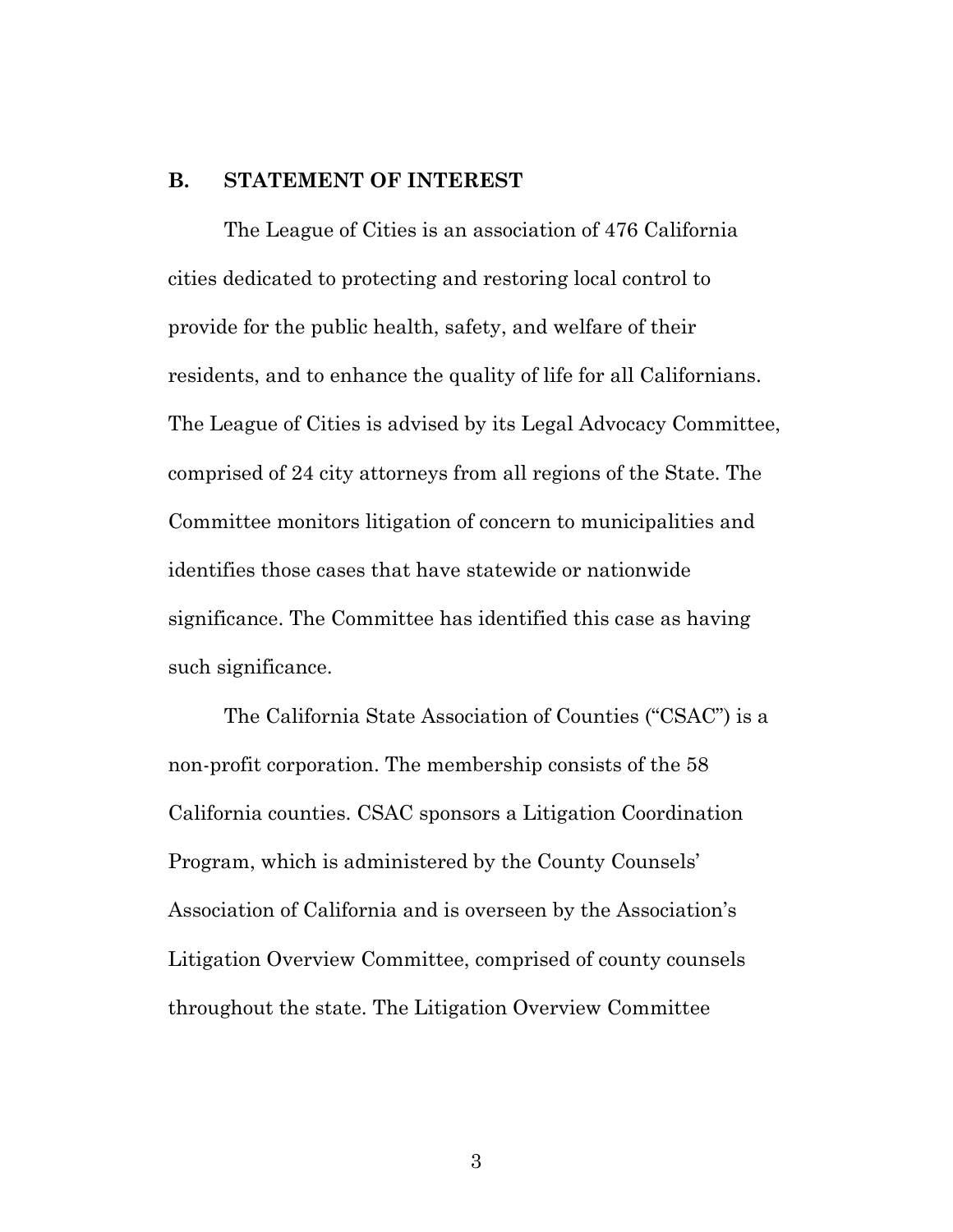## B. STATEMENT OF INTEREST

The League of Cities is an association of 476 California cities dedicated to protecting and restoring local control to provide for the public health, safety, and welfare of their residents, and to enhance the quality of life for all Californians. The League of Cities is advised by its Legal Advocacy Committee, comprised of 24 city attorneys from all regions of the State. The Committee monitors litigation of concern to municipalities and identifies those cases that have statewide or nationwide significance. The Committee has identified this case as having such significance.

The California State Association of Counties ("CSAC") is a non-profit corporation. The membership consists of the 58 California counties. CSAC sponsors a Litigation Coordination Program, which is administered by the County Counsels' Association of California and is overseen by the Association's Litigation Overview Committee, comprised of county counsels throughout the state. The Litigation Overview Committee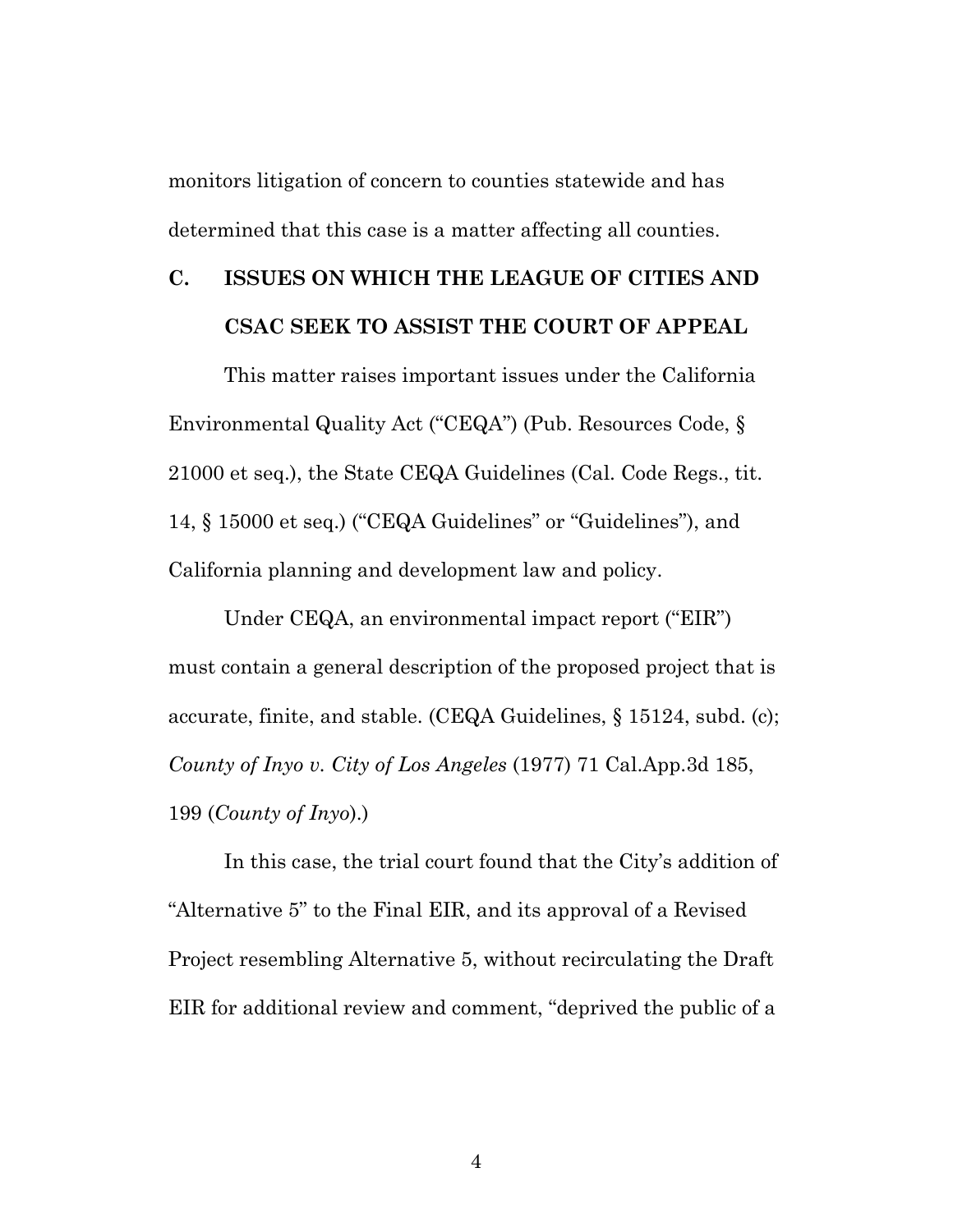monitors litigation of concern to counties statewide and has determined that this case is a matter affecting all counties.

### C. ISSUES ON WHICH THE LEAGUE OF CITIES AND CSAC SEEK TO ASSIST THE COURT OF APPEAL

This matter raises important issues under the California Environmental Quality Act ("CEQA") (Pub. Resources Code, § 21000 et seq.), the State CEQA Guidelines (Cal. Code Regs., tit. 14, § 15000 et seq.) ("CEQA Guidelines" or "Guidelines"), and California planning and development law and policy.

Under CEQA, an environmental impact report ("EIR") must contain a general description of the proposed project that is accurate, finite, and stable. (CEQA Guidelines, § 15124, subd. (c); *County of Inyo v. City of Los Angeles* (1977) 71 Cal.App.3d 185, 199 (*County of Inyo*).)

In this case, the trial court found that the City's addition of "Alternative 5" to the Final EIR, and its approval of a Revised Project resembling Alternative 5, without recirculating the Draft EIR for additional review and comment, "deprived the public of a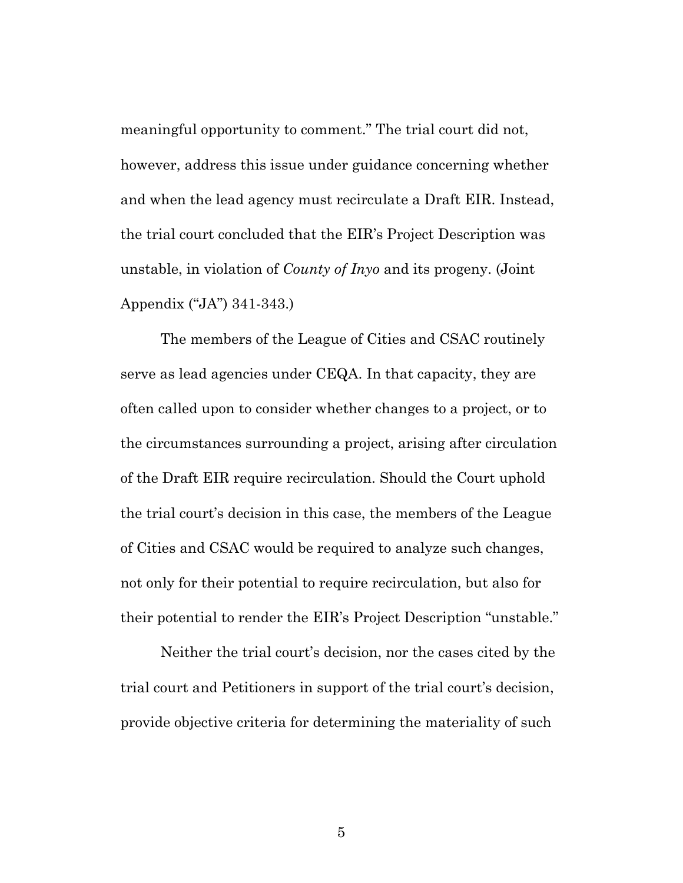meaningful opportunity to comment." The trial court did not, however, address this issue under guidance concerning whether and when the lead agency must recirculate a Draft EIR. Instead, the trial court concluded that the EIR's Project Description was unstable, in violation of *County of Inyo* and its progeny. (Joint Appendix ("JA") 341-343.)

The members of the League of Cities and CSAC routinely serve as lead agencies under CEQA. In that capacity, they are often called upon to consider whether changes to a project, or to the circumstances surrounding a project, arising after circulation of the Draft EIR require recirculation. Should the Court uphold the trial court's decision in this case, the members of the League of Cities and CSAC would be required to analyze such changes, not only for their potential to require recirculation, but also for their potential to render the EIR's Project Description "unstable."

Neither the trial court's decision, nor the cases cited by the trial court and Petitioners in support of the trial court's decision, provide objective criteria for determining the materiality of such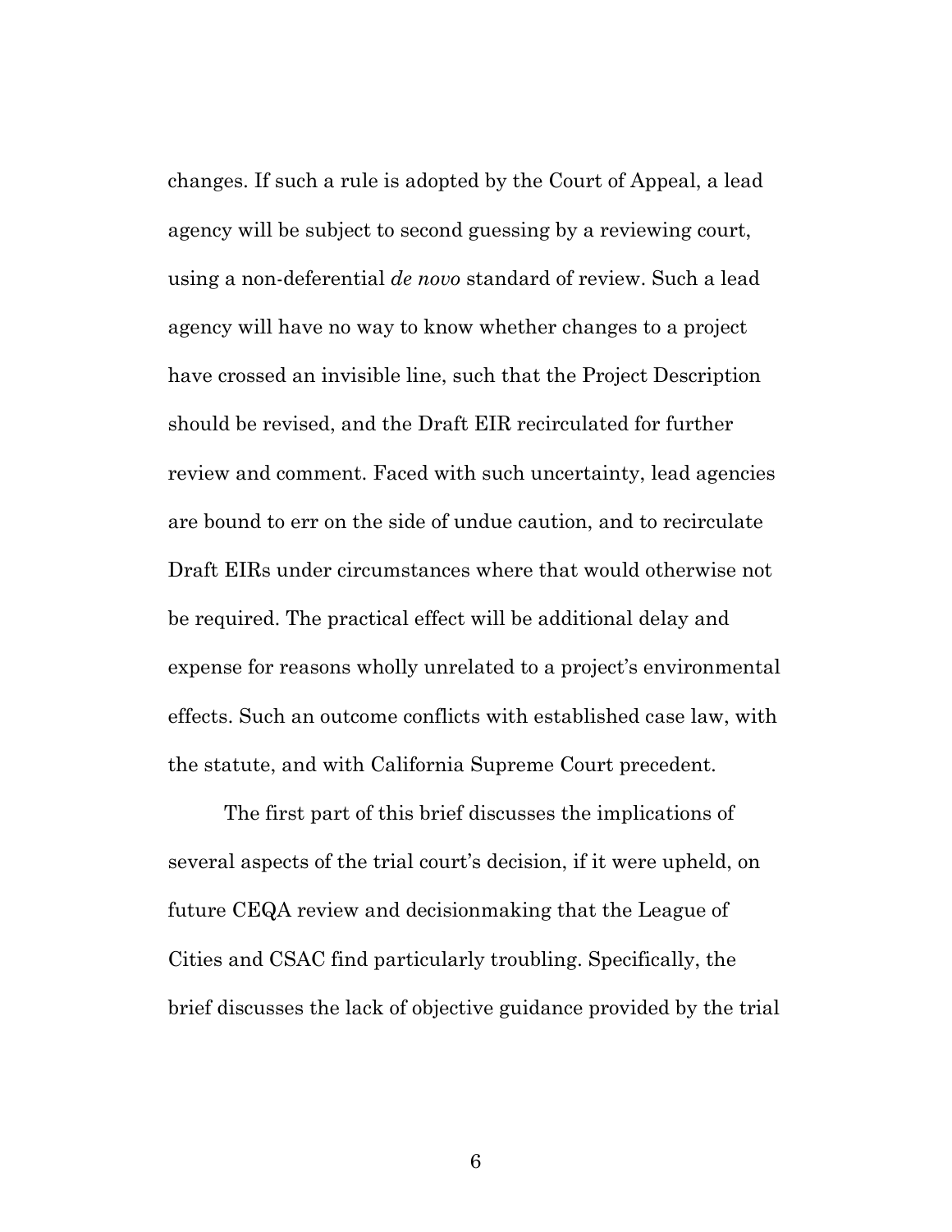changes. If such a rule is adopted by the Court of Appeal, a lead agency will be subject to second guessing by a reviewing court, using a non-deferential *de novo* standard of review. Such a lead agency will have no way to know whether changes to a project have crossed an invisible line, such that the Project Description should be revised, and the Draft EIR recirculated for further review and comment. Faced with such uncertainty, lead agencies are bound to err on the side of undue caution, and to recirculate Draft EIRs under circumstances where that would otherwise not be required. The practical effect will be additional delay and expense for reasons wholly unrelated to a project's environmental effects. Such an outcome conflicts with established case law, with the statute, and with California Supreme Court precedent.

The first part of this brief discusses the implications of several aspects of the trial court's decision, if it were upheld, on future CEQA review and decisionmaking that the League of Cities and CSAC find particularly troubling. Specifically, the brief discusses the lack of objective guidance provided by the trial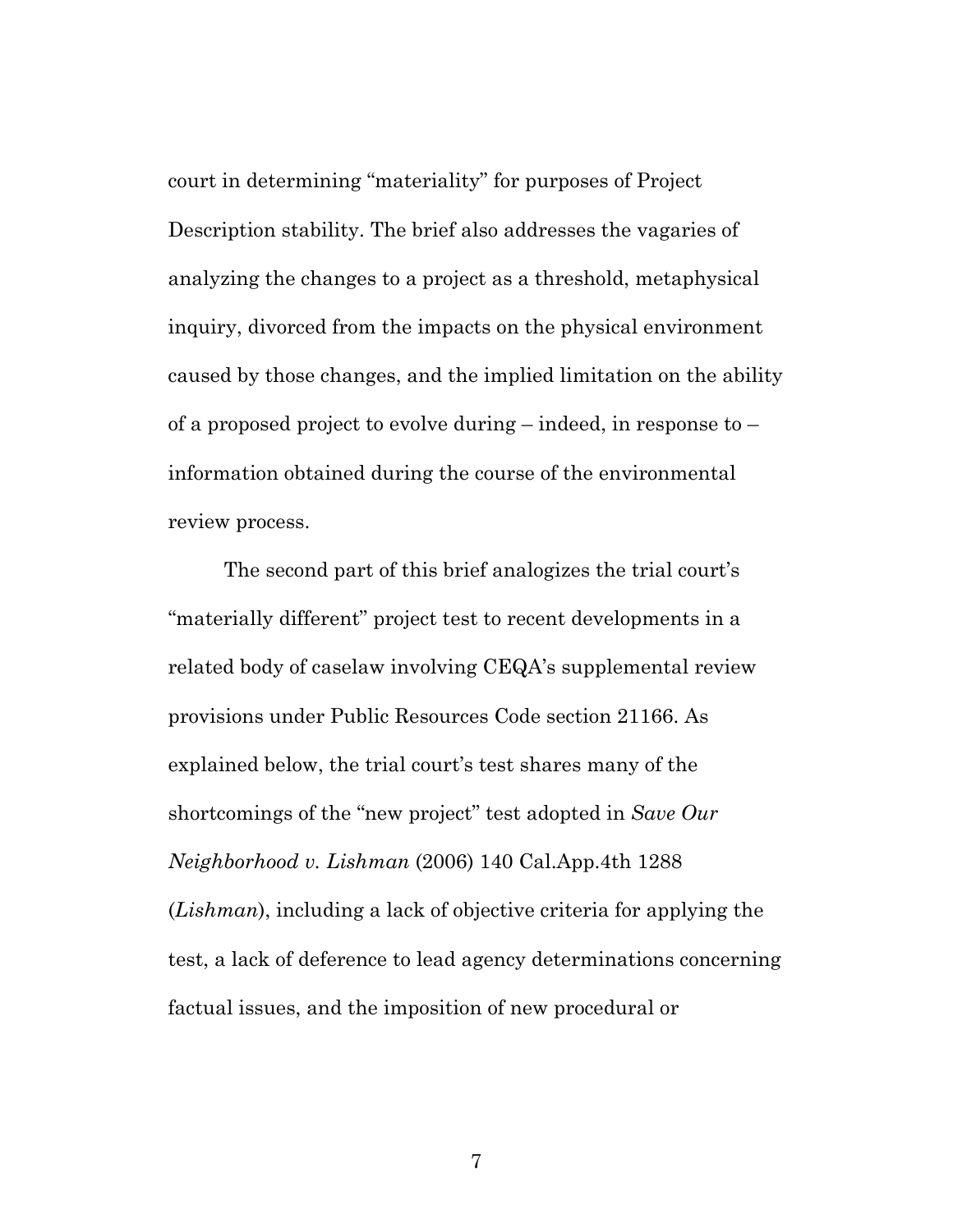court in determining “materiality” for purposes of Project Description stability. The brief also addresses the vagaries of analyzing the changes to a project as a threshold, metaphysical inquiry, divorced from the impacts on the physical environment caused by those changes, and the implied limitation on the ability of a proposed project to evolve during – indeed, in response to – information obtained during the course of the environmental review process.

The second part of this brief analogizes the trial court’s “materially different” project test to recent developments in a related body of caselaw involving CEQA’s supplemental review provisions under Public Resources Code section 21166. As explained below, the trial court’s test shares many of the shortcomings of the “new project” test adopted in *Save Our Neighborhood v. Lishman* (2006) 140 Cal.App.4th 1288 (*Lishman*), including a lack of objective criteria for applying the test, a lack of deference to lead agency determinations concerning factual issues, and the imposition of new procedural or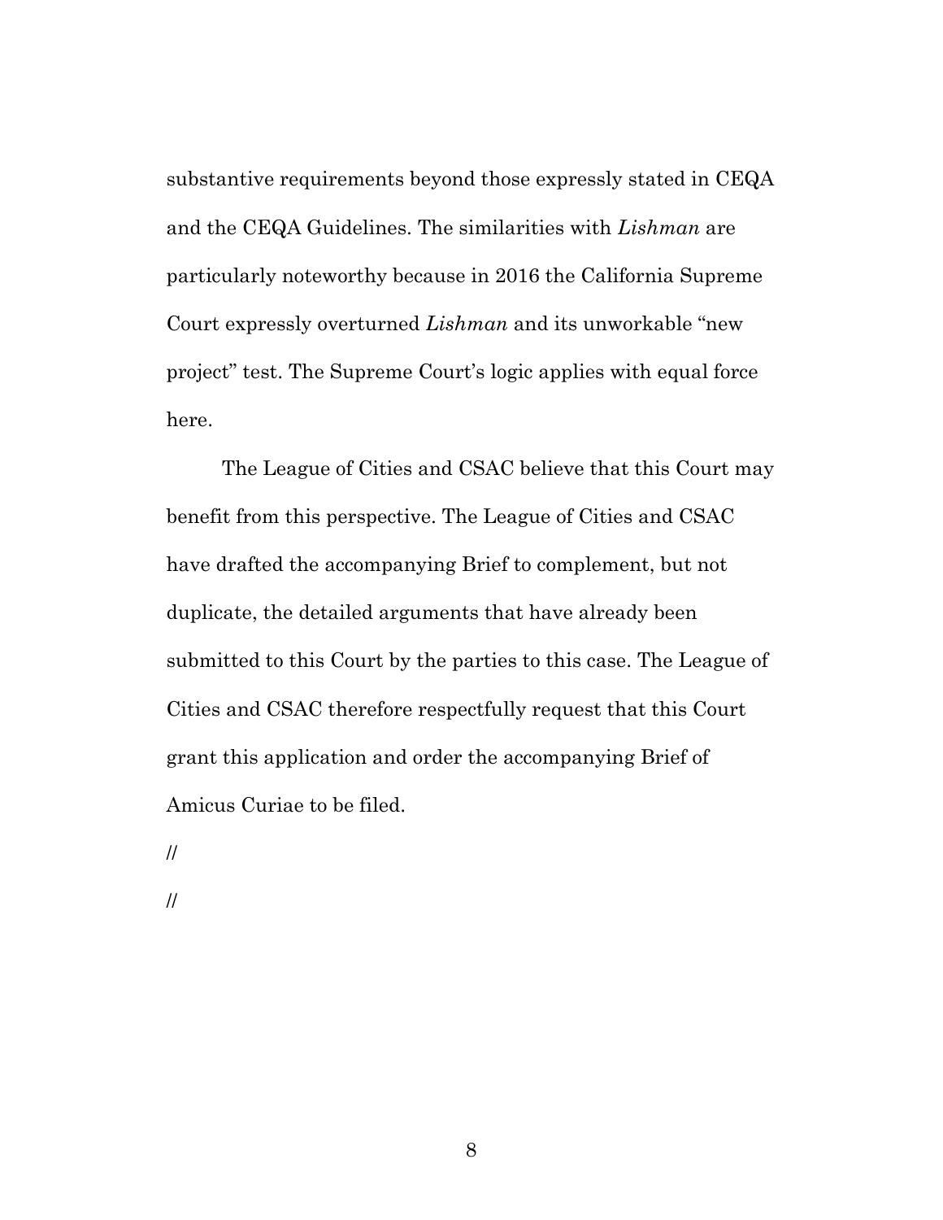substantive requirements beyond those expressly stated in CEQA and the CEQA Guidelines. The similarities with *Lishman* are particularly noteworthy because in 2016 the California Supreme Court expressly overturned *Lishman* and its unworkable "new project" test. The Supreme Court's logic applies with equal force here.

The League of Cities and CSAC believe that this Court may benefit from this perspective. The League of Cities and CSAC have drafted the accompanying Brief to complement, but not duplicate, the detailed arguments that have already been submitted to this Court by the parties to this case. The League of Cities and CSAC therefore respectfully request that this Court grant this application and order the accompanying Brief of Amicus Curiae to be filed.

//

//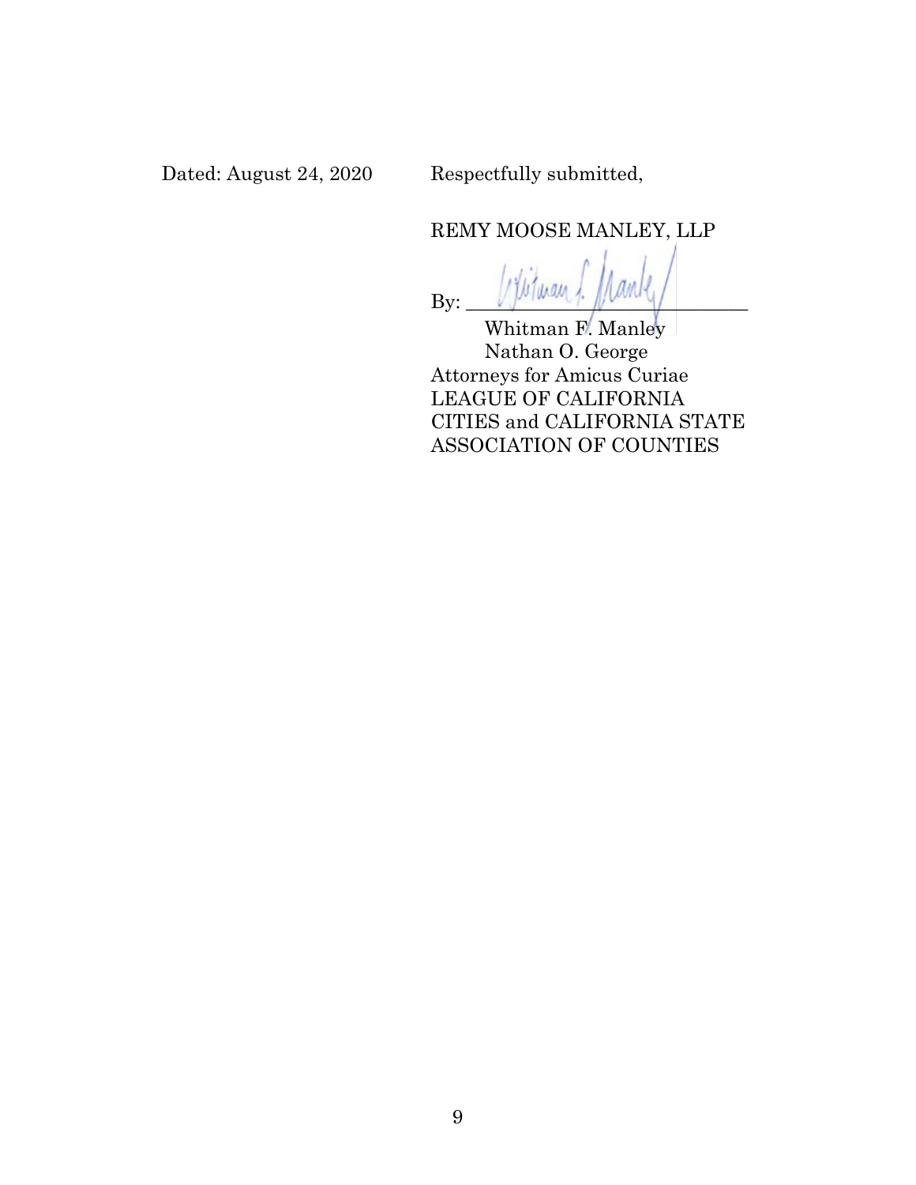Dated: August 24, 2020

Respectfully submitted,

REMY MOOSE MANLEY, LLP

By: ______________________________

Whitman F. Manley
Nathan O. George
Attorneys for Amicus Curiae
LEAGUE OF CALIFORNIA
CITIES and CALIFORNIA STATE
ASSOCIATION OF COUNTIES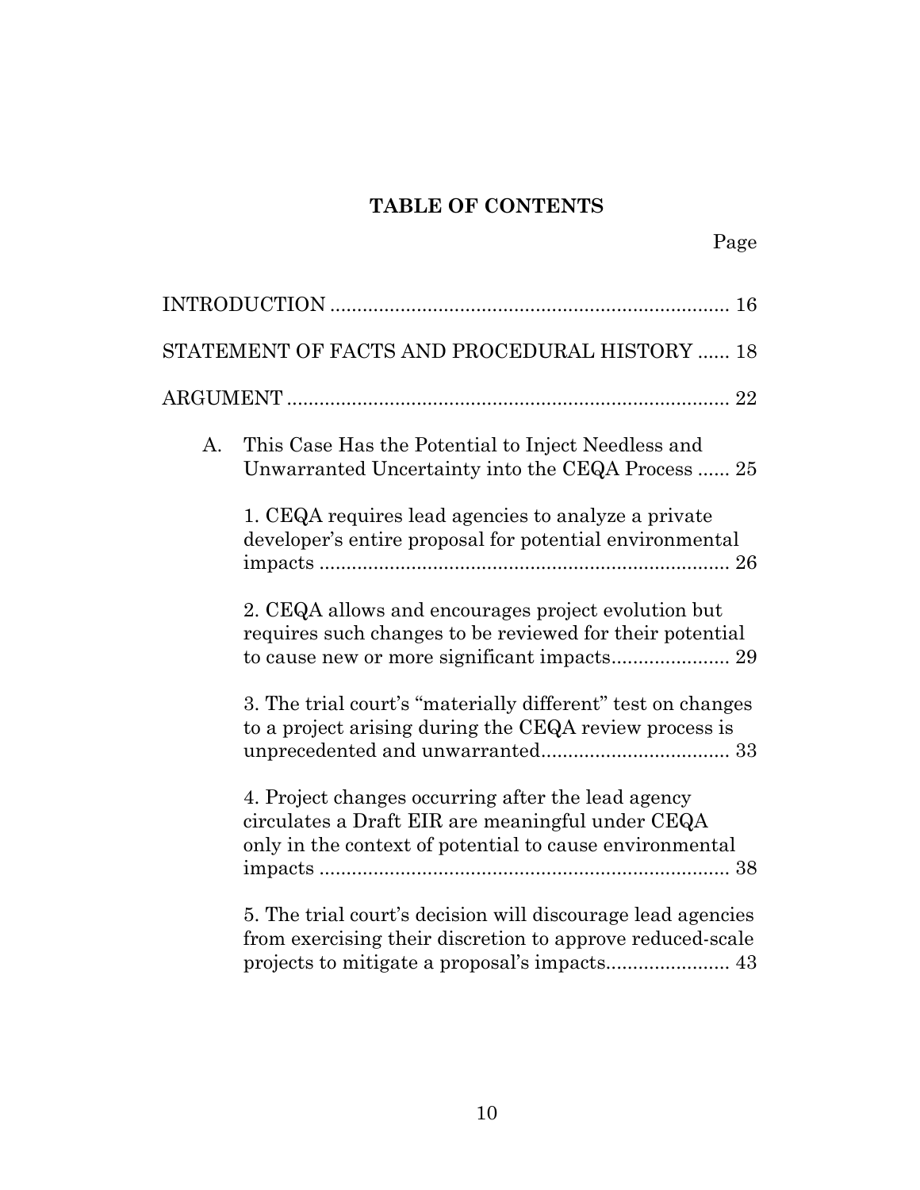## TABLE OF CONTENTS

Page

INTRODUCTION .......................................................................... 16

STATEMENT OF FACTS AND PROCEDURAL HISTORY ...... 18

ARGUMENT .................................................................................. 22

A. This Case Has the Potential to Inject Needless and Unwarranted Uncertainty into the CEQA Process ...... 25

1. CEQA requires lead agencies to analyze a private developer's entire proposal for potential environmental impacts ............................................................................ 26

2. CEQA allows and encourages project evolution but requires such changes to be reviewed for their potential to cause new or more significant impacts...................... 29

3. The trial court's "materially different" test on changes to a project arising during the CEQA review process is unprecedented and unwarranted................................... 33

4. Project changes occurring after the lead agency circulates a Draft EIR are meaningful under CEQA only in the context of potential to cause environmental impacts ............................................................................ 38

5. The trial court's decision will discourage lead agencies from exercising their discretion to approve reduced-scale projects to mitigate a proposal's impacts....................... 43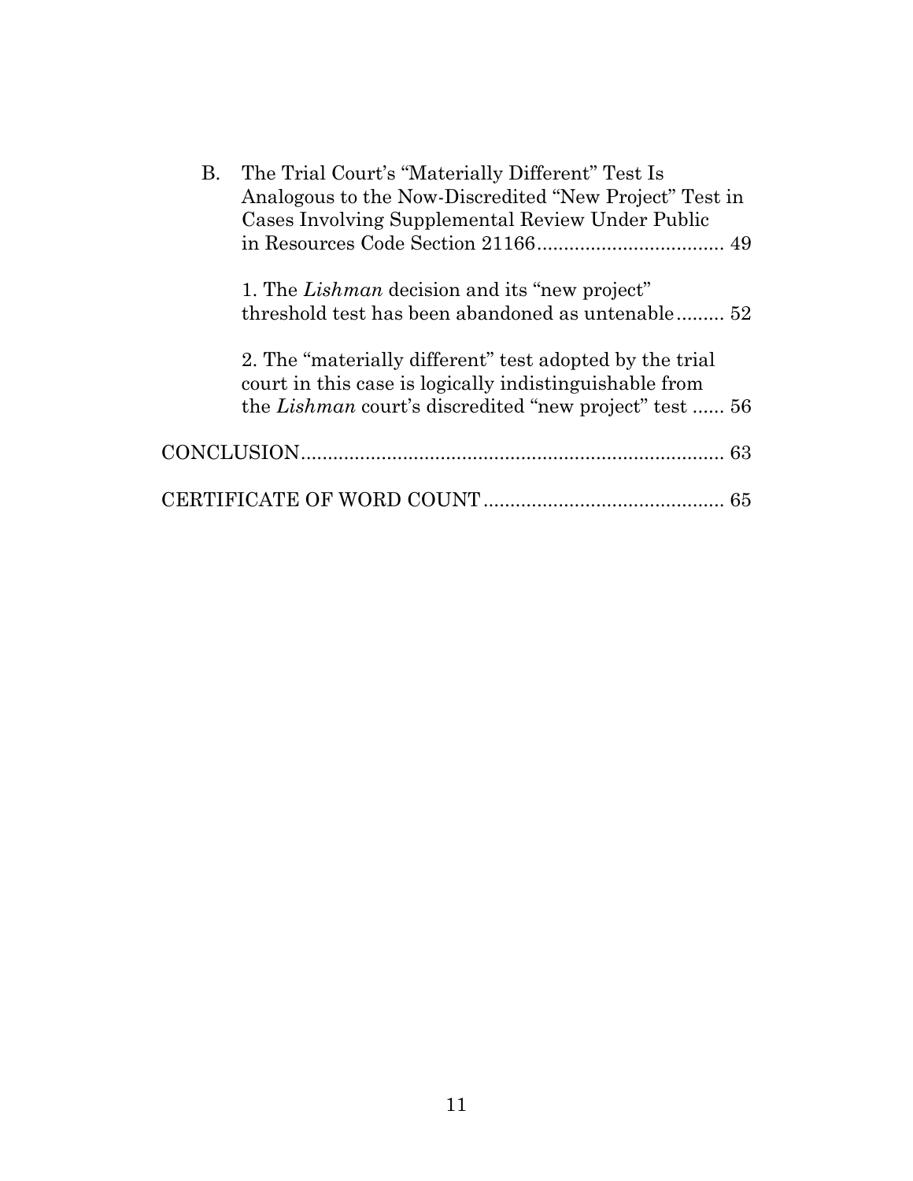B. The Trial Court's "Materially Different" Test Is Analogous to the Now-Discredited "New Project" Test in Cases Involving Supplemental Review Under Public in Resources Code Section 21166 .................................. 49

1. The *Lishman* decision and its "new project" threshold test has been abandoned as untenable ......... 52

2. The "materially different" test adopted by the trial court in this case is logically indistinguishable from the *Lishman* court's discredited "new project" test ...... 56

CONCLUSION ............................................................................ 63

CERTIFICATE OF WORD COUNT ........................................... 65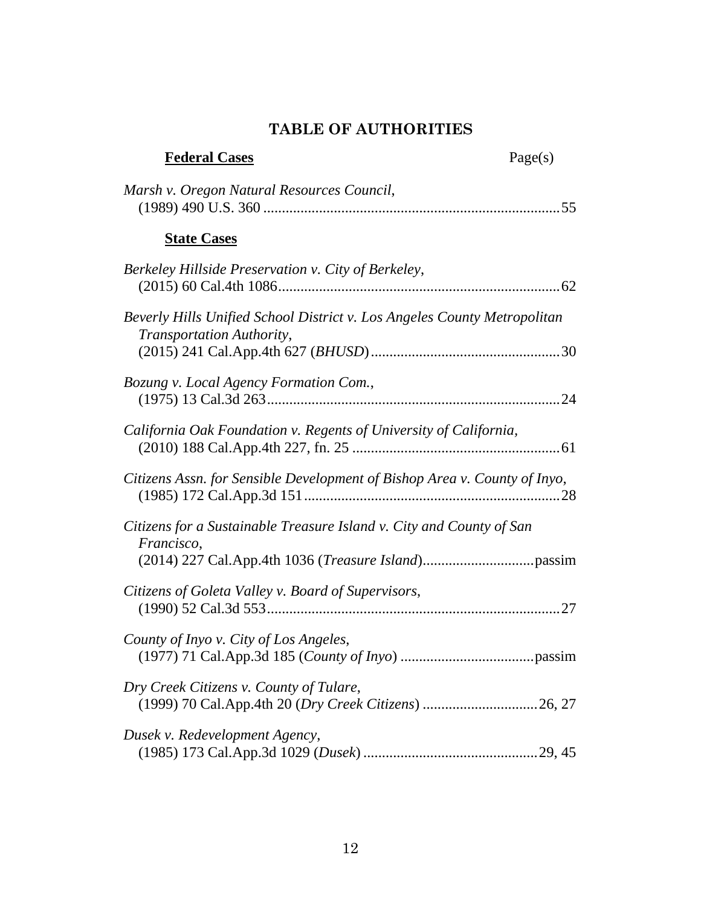# TABLE OF AUTHORITIES

**Federal Cases** Page(s)

*Marsh v. Oregon Natural Resources Council*,
(1989) 490 U.S. 360 ............................................................................... 55

**State Cases**

*Berkeley Hillside Preservation v. City of Berkeley*,
(2015) 60 Cal.4th 1086........................................................................... 62

*Beverly Hills Unified School District v. Los Angeles County Metropolitan Transportation Authority*,
(2015) 241 Cal.App.4th 627 (*BHUSD*).................................................. 30

*Bozung v. Local Agency Formation Com.*,
(1975) 13 Cal.3d 263.............................................................................. 24

*California Oak Foundation v. Regents of University of California*,
(2010) 188 Cal.App.4th 227, fn. 25 ....................................................... 61

*Citizens Assn. for Sensible Development of Bishop Area v. County of Inyo*,
(1985) 172 Cal.App.3d 151.................................................................... 28

*Citizens for a Sustainable Treasure Island v. City and County of San Francisco*,
(2014) 227 Cal.App.4th 1036 (*Treasure Island*).............................passim

*Citizens of Goleta Valley v. Board of Supervisors*,
(1990) 52 Cal.3d 553.............................................................................. 27

*County of Inyo v. City of Los Angeles*,
(1977) 71 Cal.App.3d 185 (*County of Inyo*) ....................................passim

*Dry Creek Citizens v. County of Tulare*,
(1999) 70 Cal.App.4th 20 (*Dry Creek Citizens*) ...............................26, 27

*Dusek v. Redevelopment Agency*,
(1985) 173 Cal.App.3d 1029 (*Dusek*) ...............................................29, 45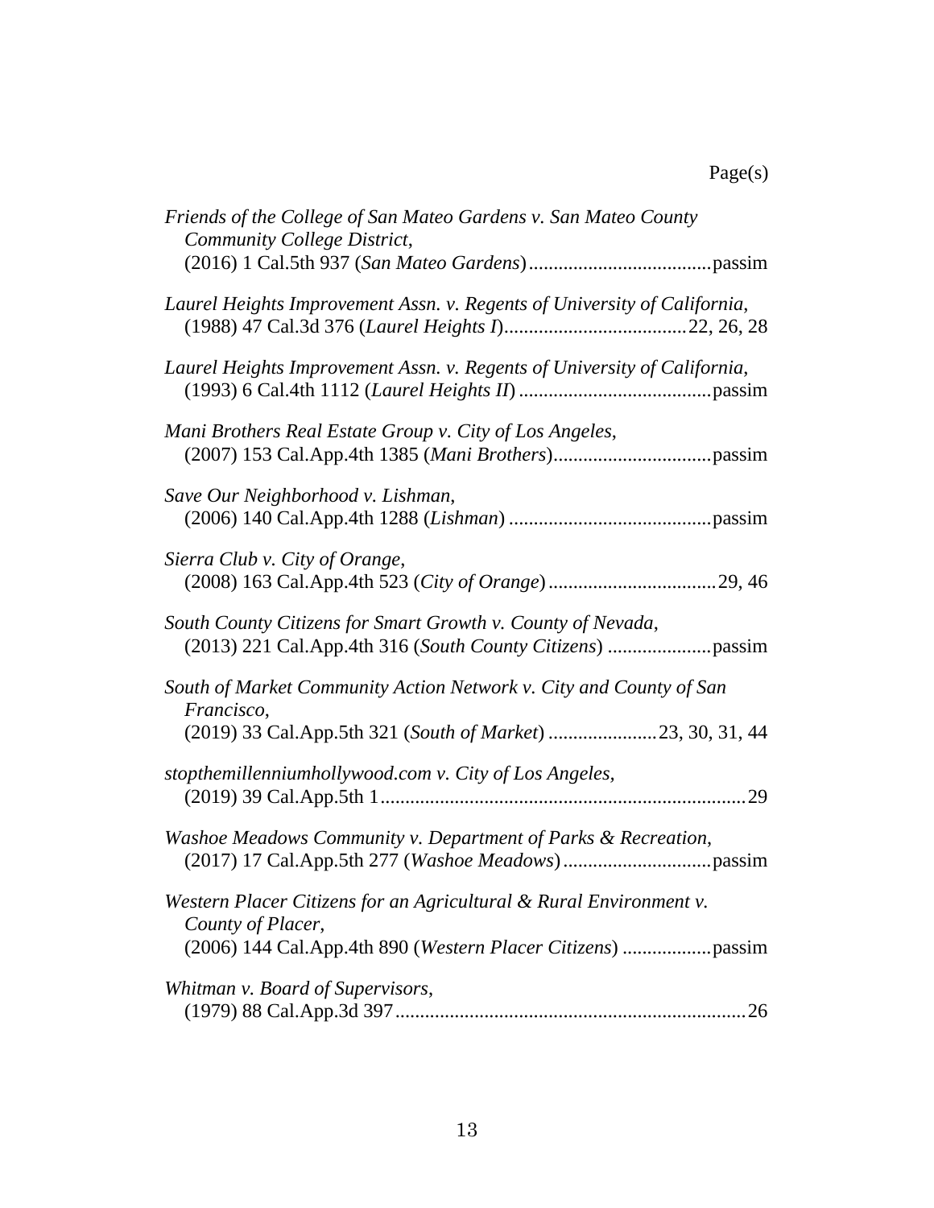Page(s)

*Friends of the College of San Mateo Gardens v. San Mateo County Community College District*,
(2016) 1 Cal.5th 937 (*San Mateo Gardens*) .................................... passim

*Laurel Heights Improvement Assn. v. Regents of University of California*,
(1988) 47 Cal.3d 376 (*Laurel Heights I*) .................................... 22, 26, 28

*Laurel Heights Improvement Assn. v. Regents of University of California*,
(1993) 6 Cal.4th 1112 (*Laurel Heights II*) ...................................... passim

*Mani Brothers Real Estate Group v. City of Los Angeles*,
(2007) 153 Cal.App.4th 1385 (*Mani Brothers*) ................................ passim

*Save Our Neighborhood v. Lishman*,
(2006) 140 Cal.App.4th 1288 (*Lishman*) ......................................... passim

*Sierra Club v. City of Orange*,
(2008) 163 Cal.App.4th 523 (*City of Orange*) ................................. 29, 46

*South County Citizens for Smart Growth v. County of Nevada*,
(2013) 221 Cal.App.4th 316 (*South County Citizens*) .................... passim

*South of Market Community Action Network v. City and County of San Francisco*,
(2019) 33 Cal.App.5th 321 (*South of Market*) ..................... 23, 30, 31, 44

*stopthemilleniumhollywood.com v. City of Los Angeles*,
(2019) 39 Cal.App.5th 1 ......................................................................... 29

*Washoe Meadows Community v. Department of Parks & Recreation*,
(2017) 17 Cal.App.5th 277 (*Washoe Meadows*) ............................. passim

*Western Placer Citizens for an Agricultural & Rural Environment v. County of Placer*,
(2006) 144 Cal.App.4th 890 (*Western Placer Citizens*) ................. passim

*Whitman v. Board of Supervisors*,
(1979) 88 Cal.App.3d 397 ....................................................................... 26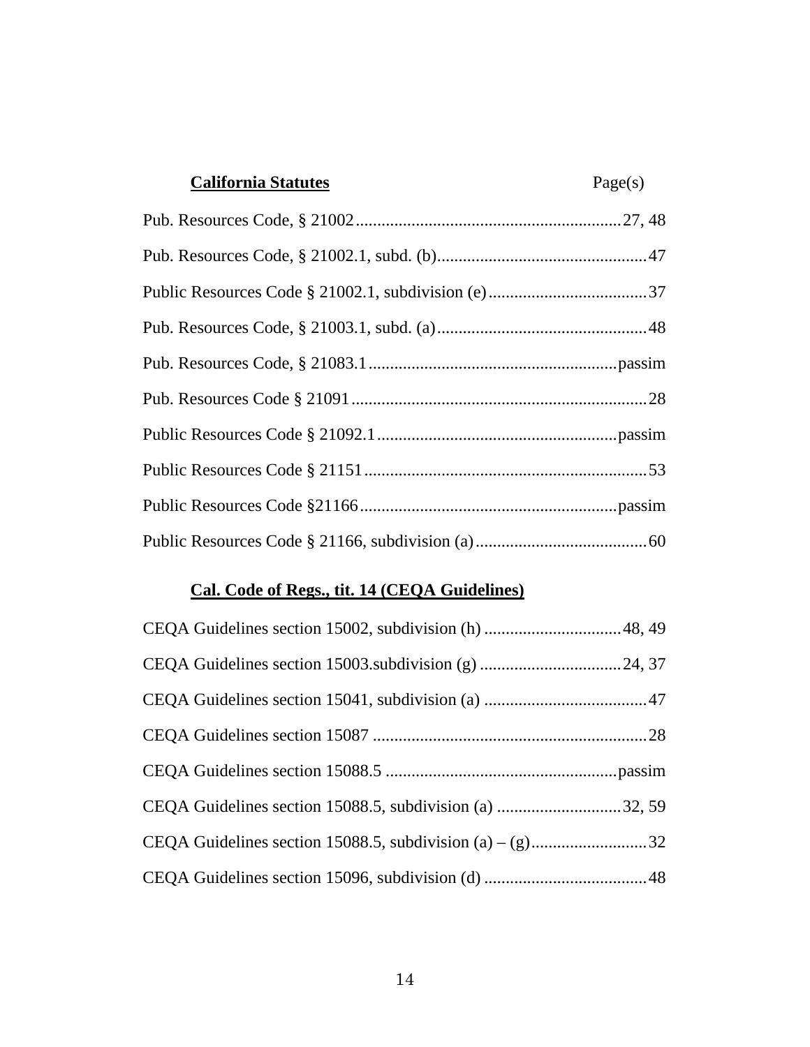| **California Statutes** | Page(s) |
|---|---|
| Pub. Resources Code, § 21002 | 27, 48 |
| Pub. Resources Code, § 21002.1, subd. (b) | 47 |
| Public Resources Code § 21002.1, subdivision (e) | 37 |
| Pub. Resources Code, § 21003.1, subd. (a) | 48 |
| Pub. Resources Code, § 21083.1 | passim |
| Pub. Resources Code § 21091 | 28 |
| Public Resources Code § 21092.1 | passim |
| Public Resources Code § 21151 | 53 |
| Public Resources Code §21166 | passim |
| Public Resources Code § 21166, subdivision (a) | 60 |

| **Cal. Code of Regs., tit. 14 (CEQA Guidelines)** | |
|---|---|
| CEQA Guidelines section 15002, subdivision (h) | 48, 49 |
| CEQA Guidelines section 15003.subdivision (g) | 24, 37 |
| CEQA Guidelines section 15041, subdivision (a) | 47 |
| CEQA Guidelines section 15087 | 28 |
| CEQA Guidelines section 15088.5 | passim |
| CEQA Guidelines section 15088.5, subdivision (a) | 32, 59 |
| CEQA Guidelines section 15088.5, subdivision (a) – (g) | 32 |
| CEQA Guidelines section 15096, subdivision (d) | 48 |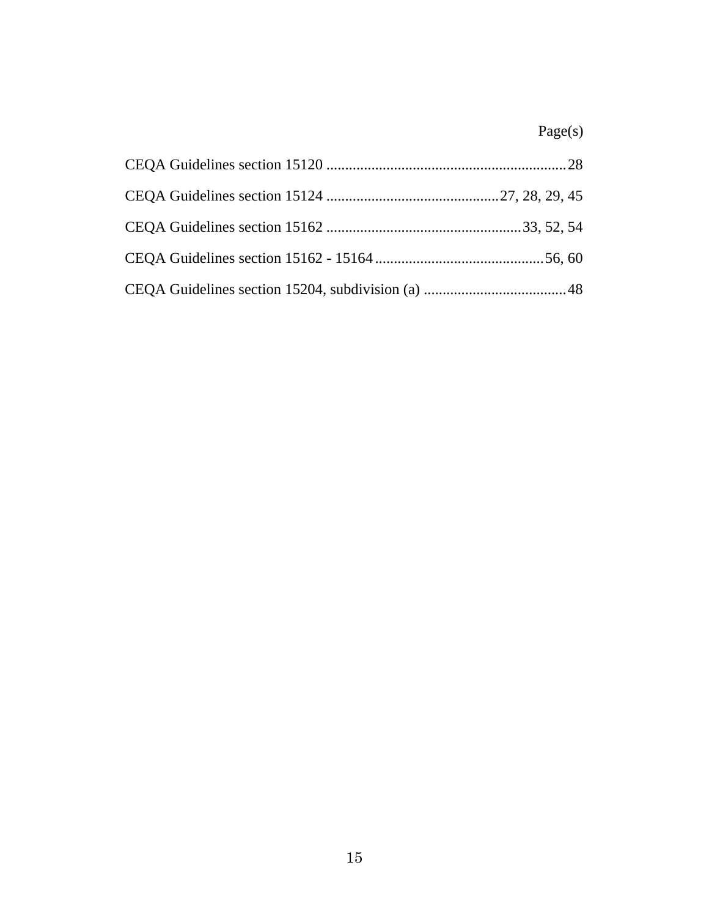Page(s)

CEQA Guidelines section 15120 ................................................................ 28

CEQA Guidelines section 15124 ............................................. 27, 28, 29, 45

CEQA Guidelines section 15162 .................................................... 33, 52, 54

CEQA Guidelines section 15162 - 15164 ............................................. 56, 60

CEQA Guidelines section 15204, subdivision (a) ...................................... 48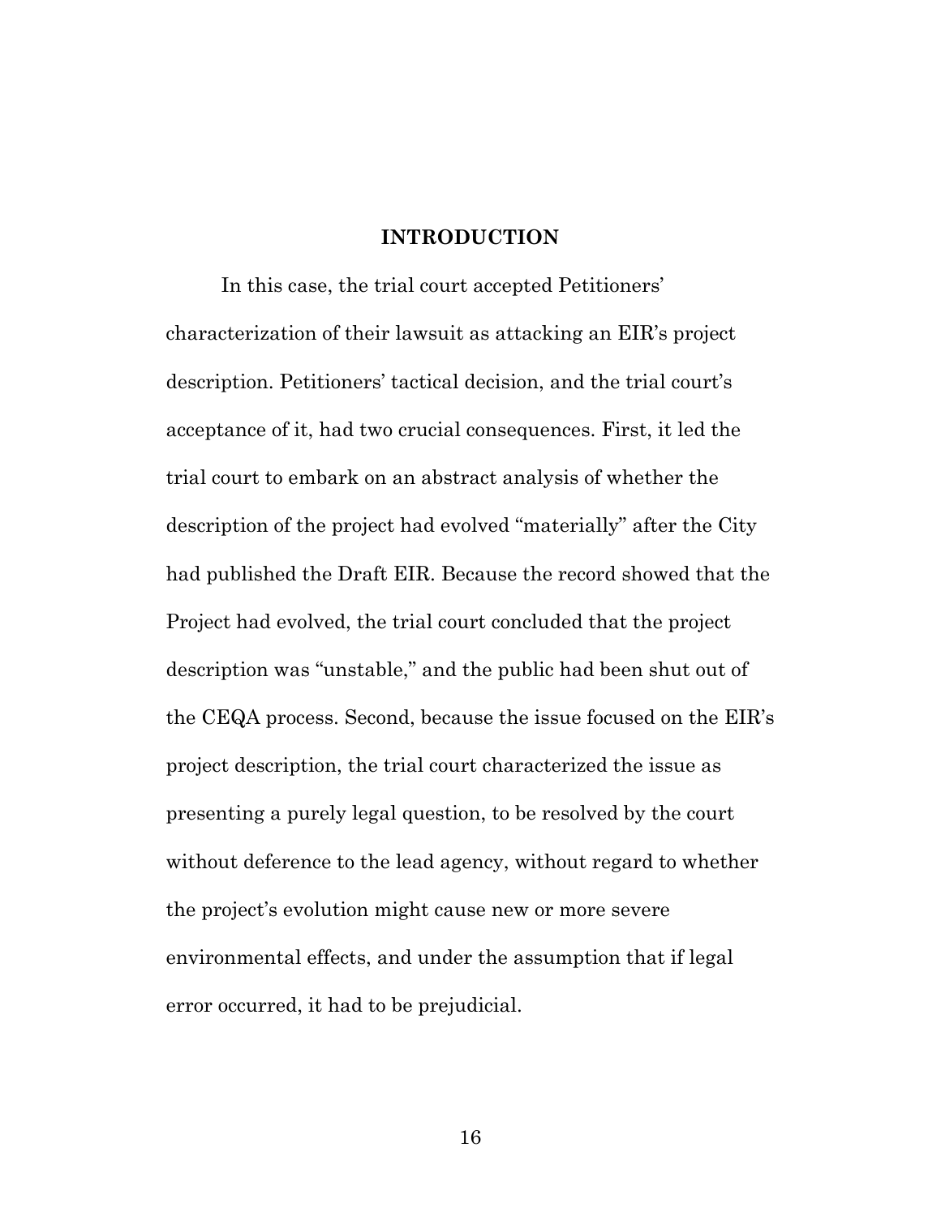# INTRODUCTION

In this case, the trial court accepted Petitioners' characterization of their lawsuit as attacking an EIR's project description. Petitioners' tactical decision, and the trial court's acceptance of it, had two crucial consequences. First, it led the trial court to embark on an abstract analysis of whether the description of the project had evolved "materially" after the City had published the Draft EIR. Because the record showed that the Project had evolved, the trial court concluded that the project description was "unstable," and the public had been shut out of the CEQA process. Second, because the issue focused on the EIR's project description, the trial court characterized the issue as presenting a purely legal question, to be resolved by the court without deference to the lead agency, without regard to whether the project's evolution might cause new or more severe environmental effects, and under the assumption that if legal error occurred, it had to be prejudicial.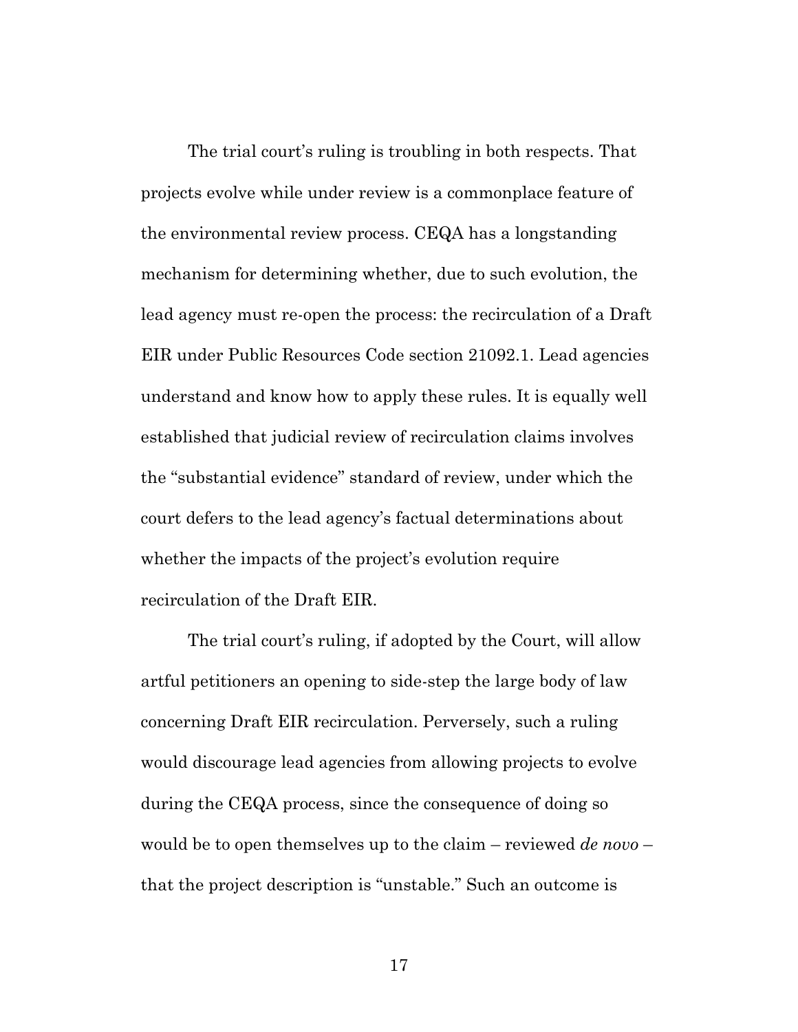The trial court's ruling is troubling in both respects. That projects evolve while under review is a commonplace feature of the environmental review process. CEQA has a longstanding mechanism for determining whether, due to such evolution, the lead agency must re-open the process: the recirculation of a Draft EIR under Public Resources Code section 21092.1. Lead agencies understand and know how to apply these rules. It is equally well established that judicial review of recirculation claims involves the "substantial evidence" standard of review, under which the court defers to the lead agency's factual determinations about whether the impacts of the project's evolution require recirculation of the Draft EIR.

The trial court's ruling, if adopted by the Court, will allow artful petitioners an opening to side-step the large body of law concerning Draft EIR recirculation. Perversely, such a ruling would discourage lead agencies from allowing projects to evolve during the CEQA process, since the consequence of doing so would be to open themselves up to the claim – reviewed *de novo* – that the project description is "unstable." Such an outcome is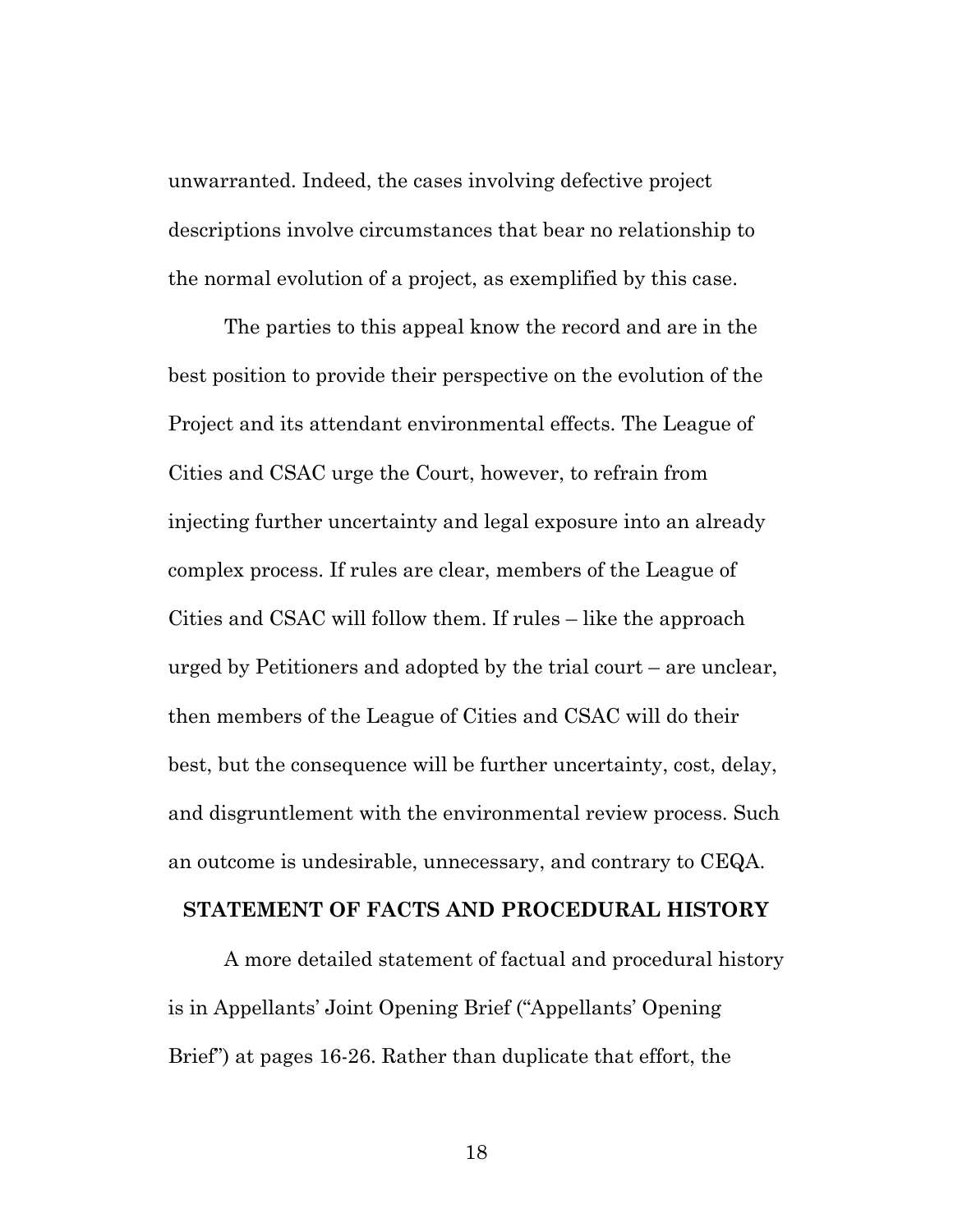unwarranted. Indeed, the cases involving defective project descriptions involve circumstances that bear no relationship to the normal evolution of a project, as exemplified by this case.

The parties to this appeal know the record and are in the best position to provide their perspective on the evolution of the Project and its attendant environmental effects. The League of Cities and CSAC urge the Court, however, to refrain from injecting further uncertainty and legal exposure into an already complex process. If rules are clear, members of the League of Cities and CSAC will follow them. If rules – like the approach urged by Petitioners and adopted by the trial court – are unclear, then members of the League of Cities and CSAC will do their best, but the consequence will be further uncertainty, cost, delay, and disgruntlement with the environmental review process. Such an outcome is undesirable, unnecessary, and contrary to CEQA.

## STATEMENT OF FACTS AND PROCEDURAL HISTORY

A more detailed statement of factual and procedural history is in Appellants' Joint Opening Brief ("Appellants' Opening Brief") at pages 16-26. Rather than duplicate that effort, the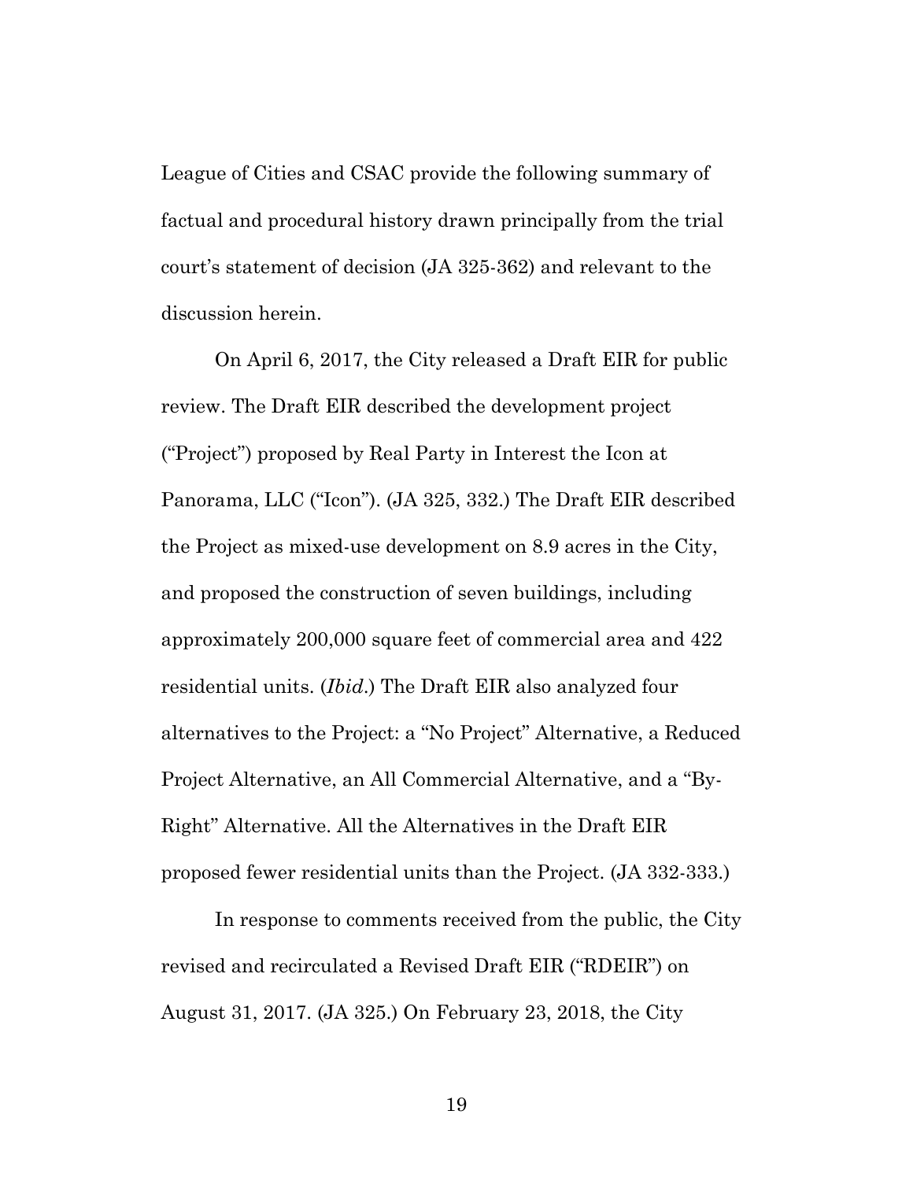League of Cities and CSAC provide the following summary of factual and procedural history drawn principally from the trial court's statement of decision (JA 325-362) and relevant to the discussion herein.

On April 6, 2017, the City released a Draft EIR for public review. The Draft EIR described the development project ("Project") proposed by Real Party in Interest the Icon at Panorama, LLC ("Icon"). (JA 325, 332.) The Draft EIR described the Project as mixed-use development on 8.9 acres in the City, and proposed the construction of seven buildings, including approximately 200,000 square feet of commercial area and 422 residential units. (*Ibid*.) The Draft EIR also analyzed four alternatives to the Project: a "No Project" Alternative, a Reduced Project Alternative, an All Commercial Alternative, and a "By-Right" Alternative. All the Alternatives in the Draft EIR proposed fewer residential units than the Project. (JA 332-333.)

In response to comments received from the public, the City revised and recirculated a Revised Draft EIR ("RDEIR") on August 31, 2017. (JA 325.) On February 23, 2018, the City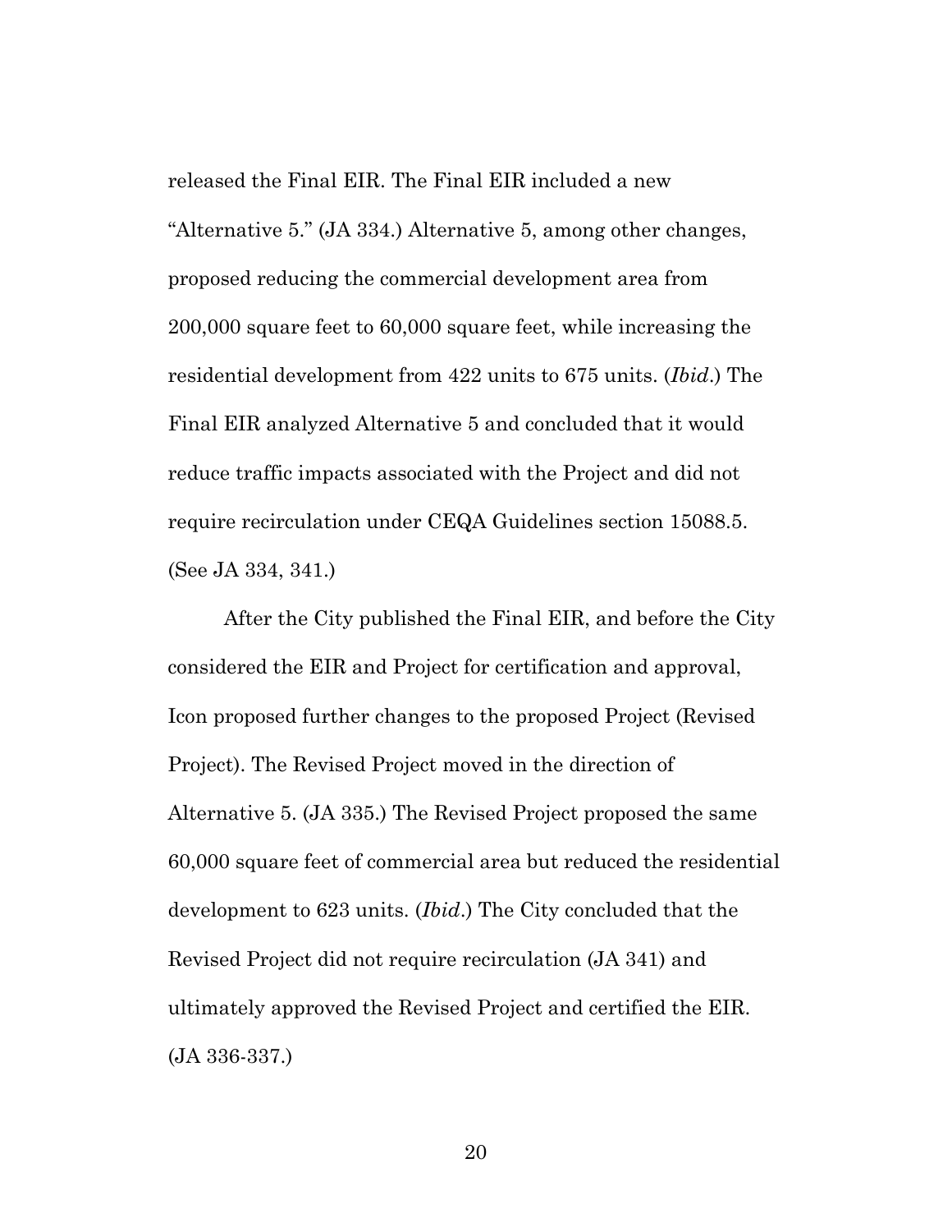released the Final EIR. The Final EIR included a new "Alternative 5." (JA 334.) Alternative 5, among other changes, proposed reducing the commercial development area from 200,000 square feet to 60,000 square feet, while increasing the residential development from 422 units to 675 units. (*Ibid*.) The Final EIR analyzed Alternative 5 and concluded that it would reduce traffic impacts associated with the Project and did not require recirculation under CEQA Guidelines section 15088.5. (See JA 334, 341.)

After the City published the Final EIR, and before the City considered the EIR and Project for certification and approval, Icon proposed further changes to the proposed Project (Revised Project). The Revised Project moved in the direction of Alternative 5. (JA 335.) The Revised Project proposed the same 60,000 square feet of commercial area but reduced the residential development to 623 units. (*Ibid*.) The City concluded that the Revised Project did not require recirculation (JA 341) and ultimately approved the Revised Project and certified the EIR. (JA 336-337.)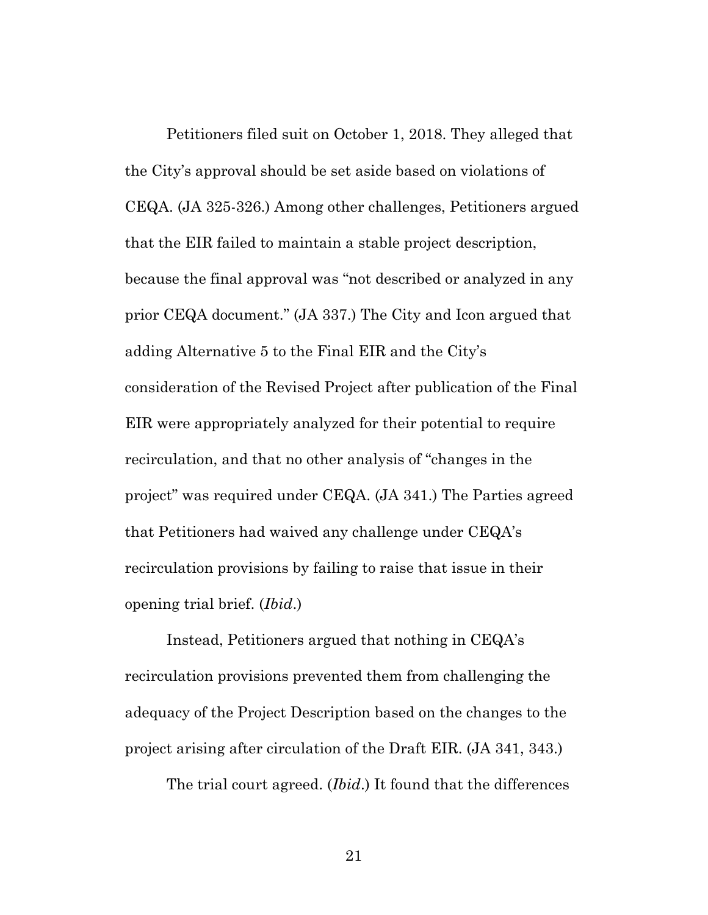Petitioners filed suit on October 1, 2018. They alleged that the City's approval should be set aside based on violations of CEQA. (JA 325-326.) Among other challenges, Petitioners argued that the EIR failed to maintain a stable project description, because the final approval was "not described or analyzed in any prior CEQA document." (JA 337.) The City and Icon argued that adding Alternative 5 to the Final EIR and the City's consideration of the Revised Project after publication of the Final EIR were appropriately analyzed for their potential to require recirculation, and that no other analysis of "changes in the project" was required under CEQA. (JA 341.) The Parties agreed that Petitioners had waived any challenge under CEQA's recirculation provisions by failing to raise that issue in their opening trial brief. (*Ibid*.)

Instead, Petitioners argued that nothing in CEQA's recirculation provisions prevented them from challenging the adequacy of the Project Description based on the changes to the project arising after circulation of the Draft EIR. (JA 341, 343.)

The trial court agreed. (*Ibid*.) It found that the differences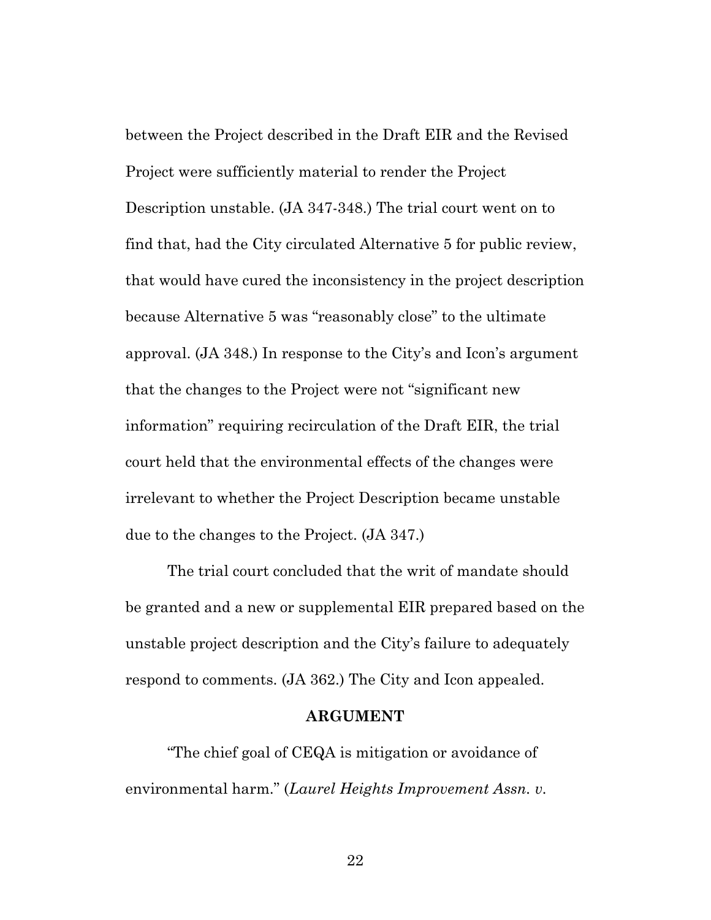between the Project described in the Draft EIR and the Revised Project were sufficiently material to render the Project Description unstable. (JA 347-348.) The trial court went on to find that, had the City circulated Alternative 5 for public review, that would have cured the inconsistency in the project description because Alternative 5 was "reasonably close" to the ultimate approval. (JA 348.) In response to the City's and Icon's argument that the changes to the Project were not "significant new information" requiring recirculation of the Draft EIR, the trial court held that the environmental effects of the changes were irrelevant to whether the Project Description became unstable due to the changes to the Project. (JA 347.)

The trial court concluded that the writ of mandate should be granted and a new or supplemental EIR prepared based on the unstable project description and the City's failure to adequately respond to comments. (JA 362.) The City and Icon appealed.

## ARGUMENT

"The chief goal of CEQA is mitigation or avoidance of environmental harm." (*Laurel Heights Improvement Assn. v.*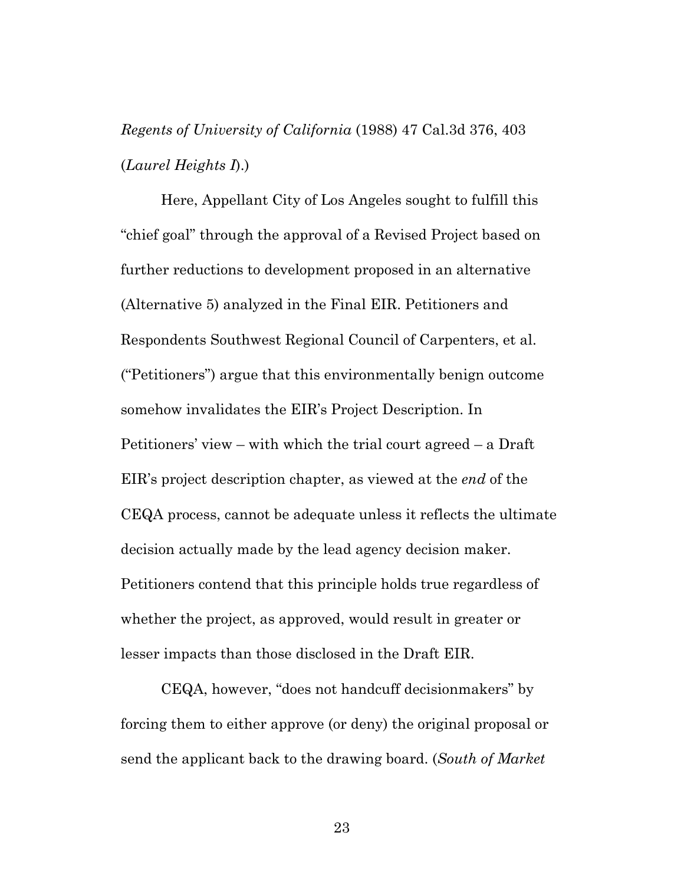*Regents of University of California* (1988) 47 Cal.3d 376, 403 (*Laurel Heights I*).)

Here, Appellant City of Los Angeles sought to fulfill this "chief goal" through the approval of a Revised Project based on further reductions to development proposed in an alternative (Alternative 5) analyzed in the Final EIR. Petitioners and Respondents Southwest Regional Council of Carpenters, et al. ("Petitioners") argue that this environmentally benign outcome somehow invalidates the EIR's Project Description. In Petitioners' view – with which the trial court agreed – a Draft EIR's project description chapter, as viewed at the *end* of the CEQA process, cannot be adequate unless it reflects the ultimate decision actually made by the lead agency decision maker. Petitioners contend that this principle holds true regardless of whether the project, as approved, would result in greater or lesser impacts than those disclosed in the Draft EIR.

CEQA, however, "does not handcuff decisionmakers" by forcing them to either approve (or deny) the original proposal or send the applicant back to the drawing board. (*South of Market*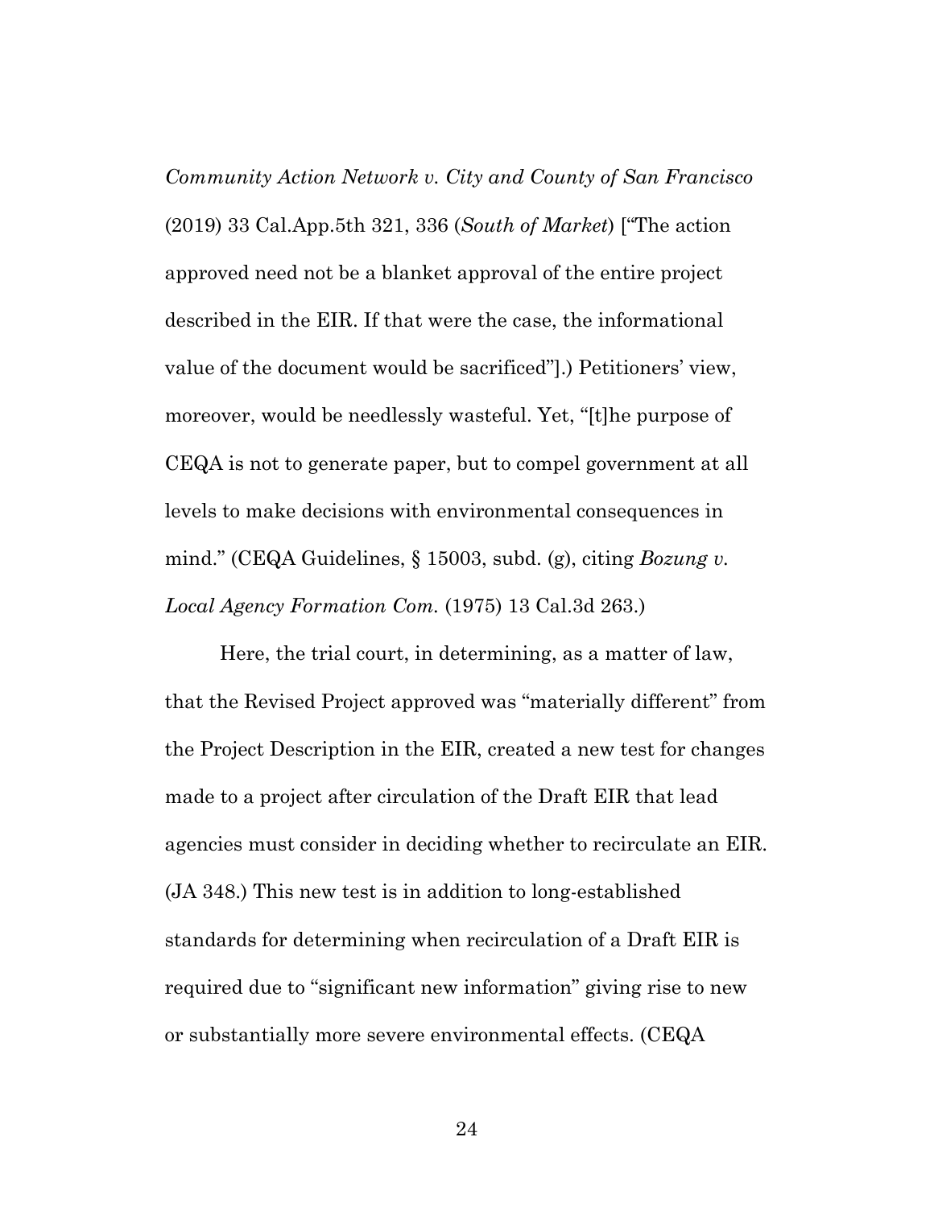*Community Action Network v. City and County of San Francisco* (2019) 33 Cal.App.5th 321, 336 (*South of Market*) ["The action approved need not be a blanket approval of the entire project described in the EIR. If that were the case, the informational value of the document would be sacrificed"].) Petitioners' view, moreover, would be needlessly wasteful. Yet, "[t]he purpose of CEQA is not to generate paper, but to compel government at all levels to make decisions with environmental consequences in mind." (CEQA Guidelines, § 15003, subd. (g), citing *Bozung v. Local Agency Formation Com.* (1975) 13 Cal.3d 263.)

Here, the trial court, in determining, as a matter of law, that the Revised Project approved was "materially different" from the Project Description in the EIR, created a new test for changes made to a project after circulation of the Draft EIR that lead agencies must consider in deciding whether to recirculate an EIR. (JA 348.) This new test is in addition to long-established standards for determining when recirculation of a Draft EIR is required due to "significant new information" giving rise to new or substantially more severe environmental effects. (CEQA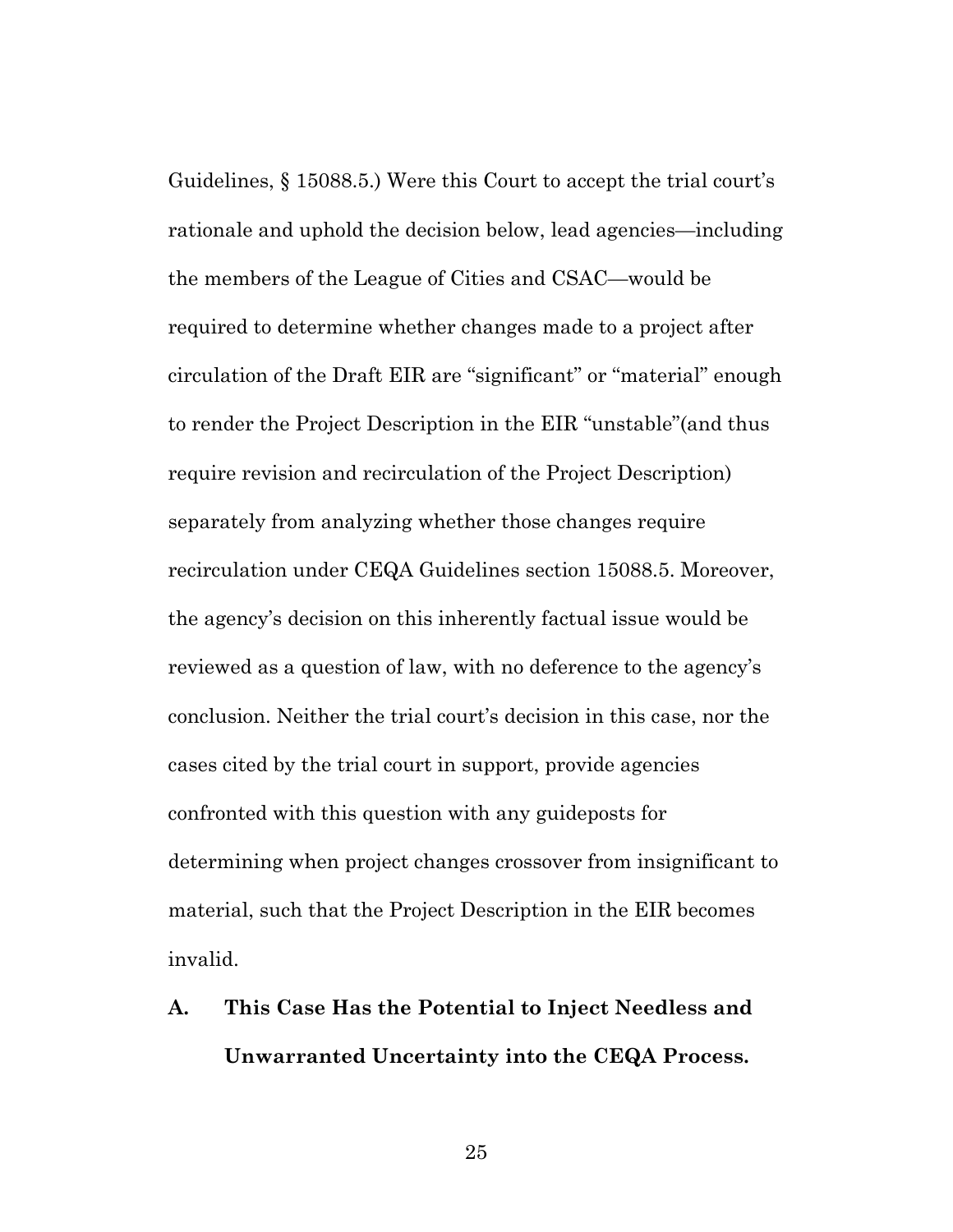Guidelines, § 15088.5.) Were this Court to accept the trial court's rationale and uphold the decision below, lead agencies—including the members of the League of Cities and CSAC—would be required to determine whether changes made to a project after circulation of the Draft EIR are "significant" or "material" enough to render the Project Description in the EIR "unstable"(and thus require revision and recirculation of the Project Description) separately from analyzing whether those changes require recirculation under CEQA Guidelines section 15088.5. Moreover, the agency's decision on this inherently factual issue would be reviewed as a question of law, with no deference to the agency's conclusion. Neither the trial court's decision in this case, nor the cases cited by the trial court in support, provide agencies confronted with this question with any guideposts for determining when project changes crossover from insignificant to material, such that the Project Description in the EIR becomes invalid.

### A. This Case Has the Potential to Inject Needless and Unwarranted Uncertainty into the CEQA Process.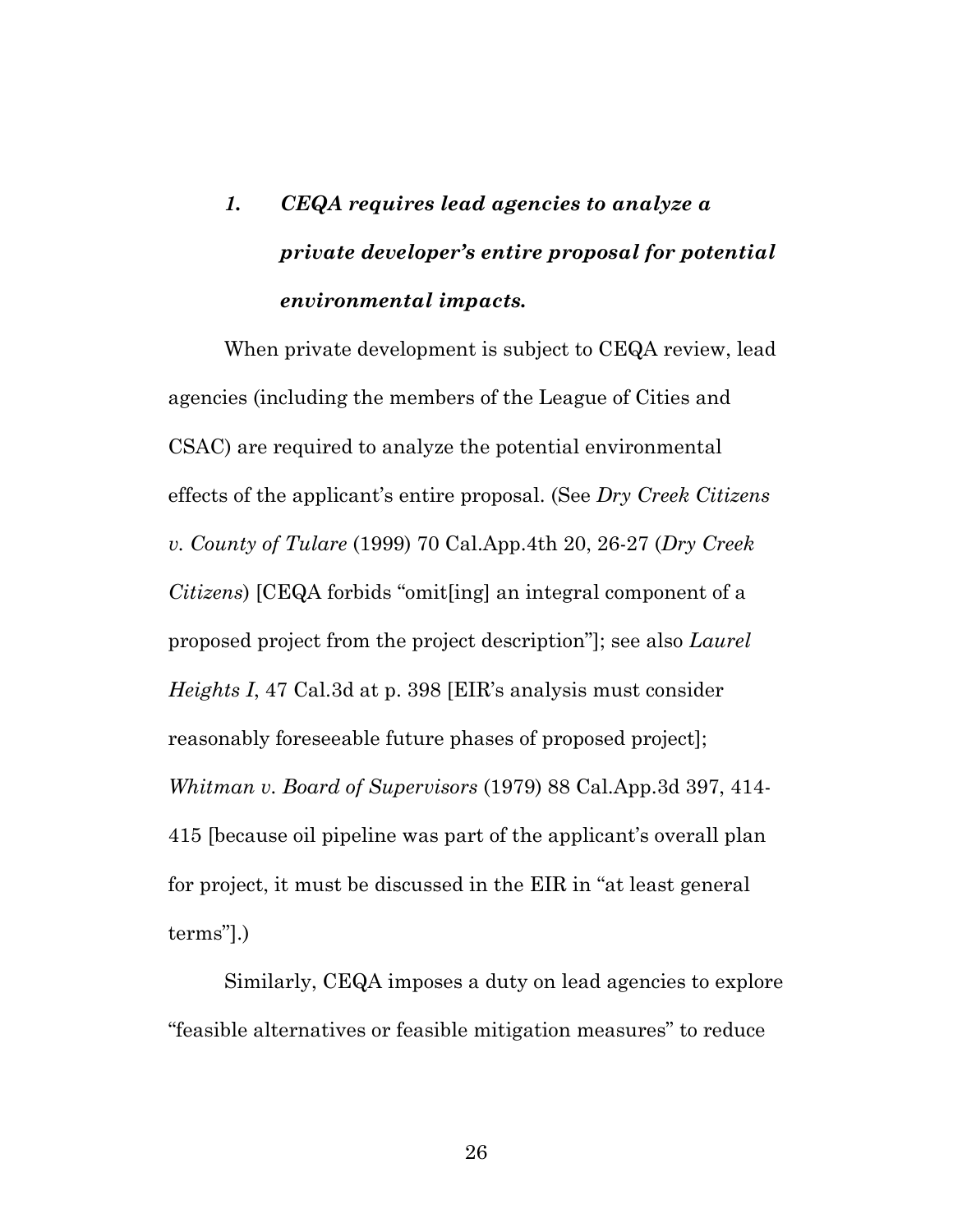### *1. CEQA requires lead agencies to analyze a private developer's entire proposal for potential environmental impacts.*

When private development is subject to CEQA review, lead agencies (including the members of the League of Cities and CSAC) are required to analyze the potential environmental effects of the applicant's entire proposal. (See *Dry Creek Citizens v. County of Tulare* (1999) 70 Cal.App.4th 20, 26-27 (*Dry Creek Citizens*) [CEQA forbids "omit[ing] an integral component of a proposed project from the project description"]; see also *Laurel Heights I*, 47 Cal.3d at p. 398 [EIR's analysis must consider reasonably foreseeable future phases of proposed project]; *Whitman v. Board of Supervisors* (1979) 88 Cal.App.3d 397, 414-415 [because oil pipeline was part of the applicant's overall plan for project, it must be discussed in the EIR in "at least general terms"].)

Similarly, CEQA imposes a duty on lead agencies to explore "feasible alternatives or feasible mitigation measures" to reduce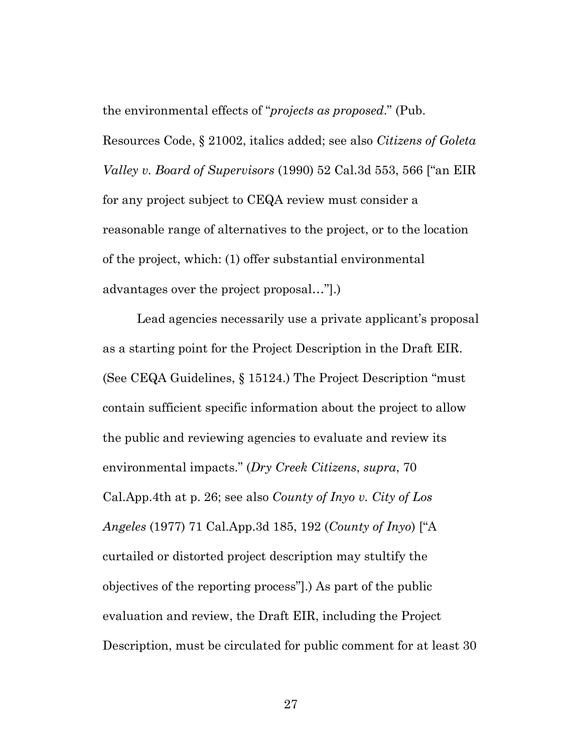the environmental effects of "*projects as proposed*." (Pub. Resources Code, § 21002, italics added; see also *Citizens of Goleta Valley v. Board of Supervisors* (1990) 52 Cal.3d 553, 566 ["an EIR for any project subject to CEQA review must consider a reasonable range of alternatives to the project, or to the location of the project, which: (1) offer substantial environmental advantages over the project proposal…"].)

Lead agencies necessarily use a private applicant's proposal as a starting point for the Project Description in the Draft EIR. (See CEQA Guidelines, § 15124.) The Project Description "must contain sufficient specific information about the project to allow the public and reviewing agencies to evaluate and review its environmental impacts." (*Dry Creek Citizens*, *supra*, 70 Cal.App.4th at p. 26; see also *County of Inyo v. City of Los Angeles* (1977) 71 Cal.App.3d 185, 192 (*County of Inyo*) ["A curtailed or distorted project description may stultify the objectives of the reporting process"].) As part of the public evaluation and review, the Draft EIR, including the Project Description, must be circulated for public comment for at least 30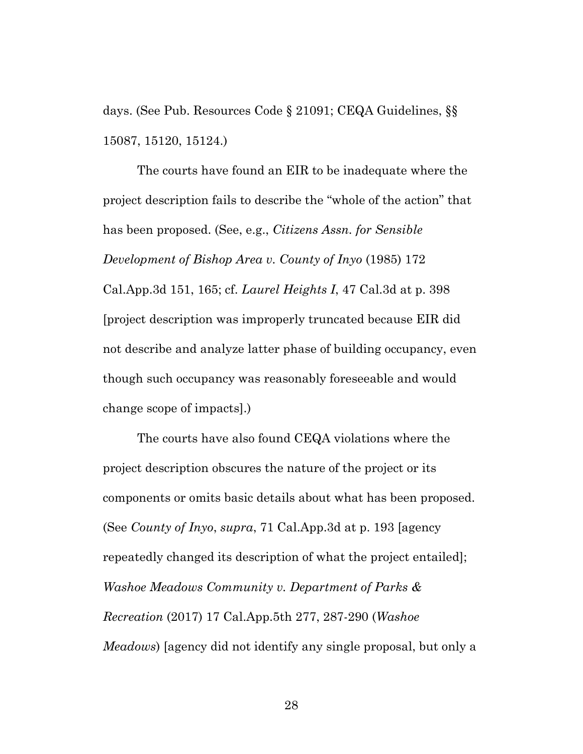days. (See Pub. Resources Code § 21091; CEQA Guidelines, §§ 15087, 15120, 15124.)

The courts have found an EIR to be inadequate where the project description fails to describe the "whole of the action" that has been proposed. (See, e.g., *Citizens Assn. for Sensible Development of Bishop Area v. County of Inyo* (1985) 172 Cal.App.3d 151, 165; cf. *Laurel Heights I*, 47 Cal.3d at p. 398 [project description was improperly truncated because EIR did not describe and analyze latter phase of building occupancy, even though such occupancy was reasonably foreseeable and would change scope of impacts].)

The courts have also found CEQA violations where the project description obscures the nature of the project or its components or omits basic details about what has been proposed. (See *County of Inyo*, *supra*, 71 Cal.App.3d at p. 193 [agency repeatedly changed its description of what the project entailed]; *Washoe Meadows Community v. Department of Parks & Recreation* (2017) 17 Cal.App.5th 277, 287-290 (*Washoe Meadows*) [agency did not identify any single proposal, but only a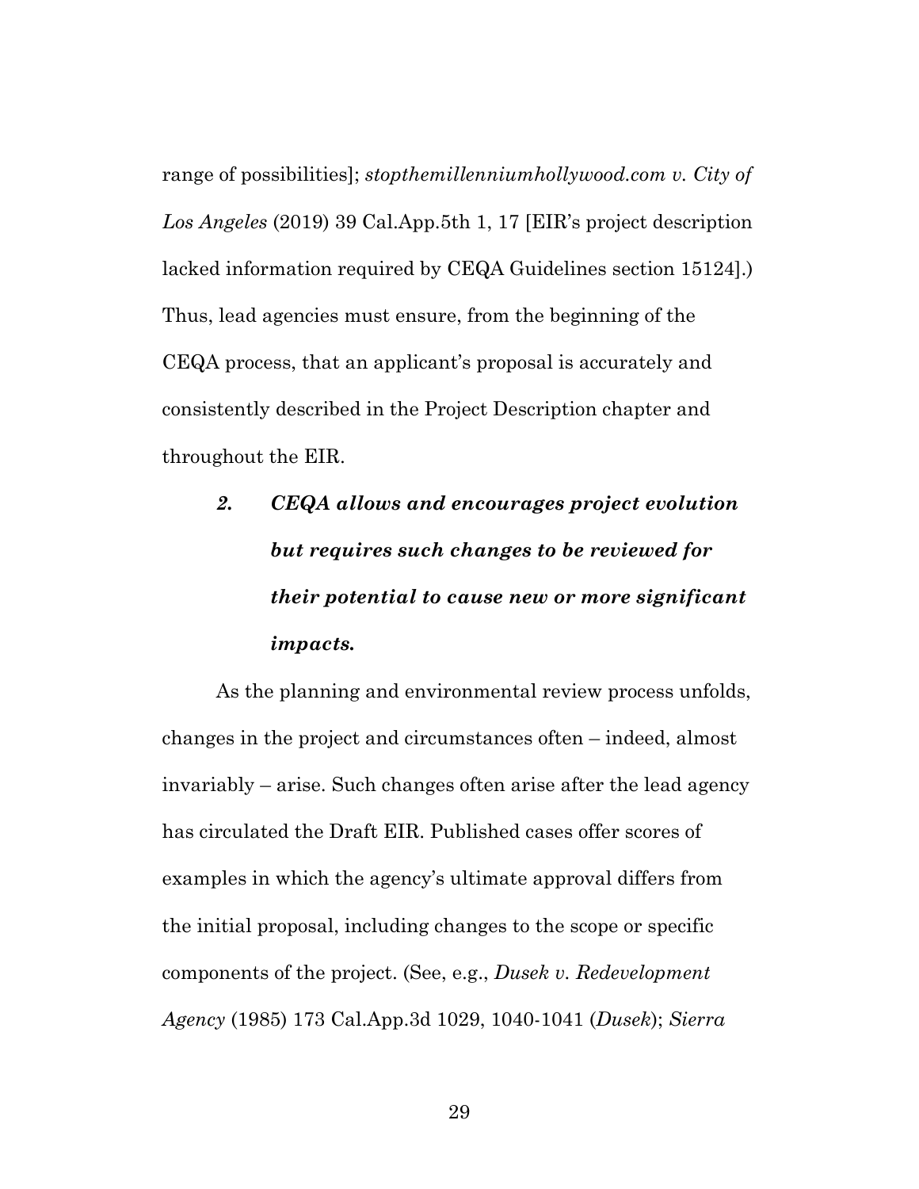range of possibilities]; *stopthemillenniumhollywood.com v. City of Los Angeles* (2019) 39 Cal.App.5th 1, 17 [EIR's project description lacked information required by CEQA Guidelines section 15124].) Thus, lead agencies must ensure, from the beginning of the CEQA process, that an applicant's proposal is accurately and consistently described in the Project Description chapter and throughout the EIR.

### ***2. CEQA allows and encourages project evolution but requires such changes to be reviewed for their potential to cause new or more significant impacts.***

As the planning and environmental review process unfolds, changes in the project and circumstances often – indeed, almost invariably – arise. Such changes often arise after the lead agency has circulated the Draft EIR. Published cases offer scores of examples in which the agency's ultimate approval differs from the initial proposal, including changes to the scope or specific components of the project. (See, e.g., *Dusek v. Redevelopment Agency* (1985) 173 Cal.App.3d 1029, 1040-1041 (*Dusek*); *Sierra*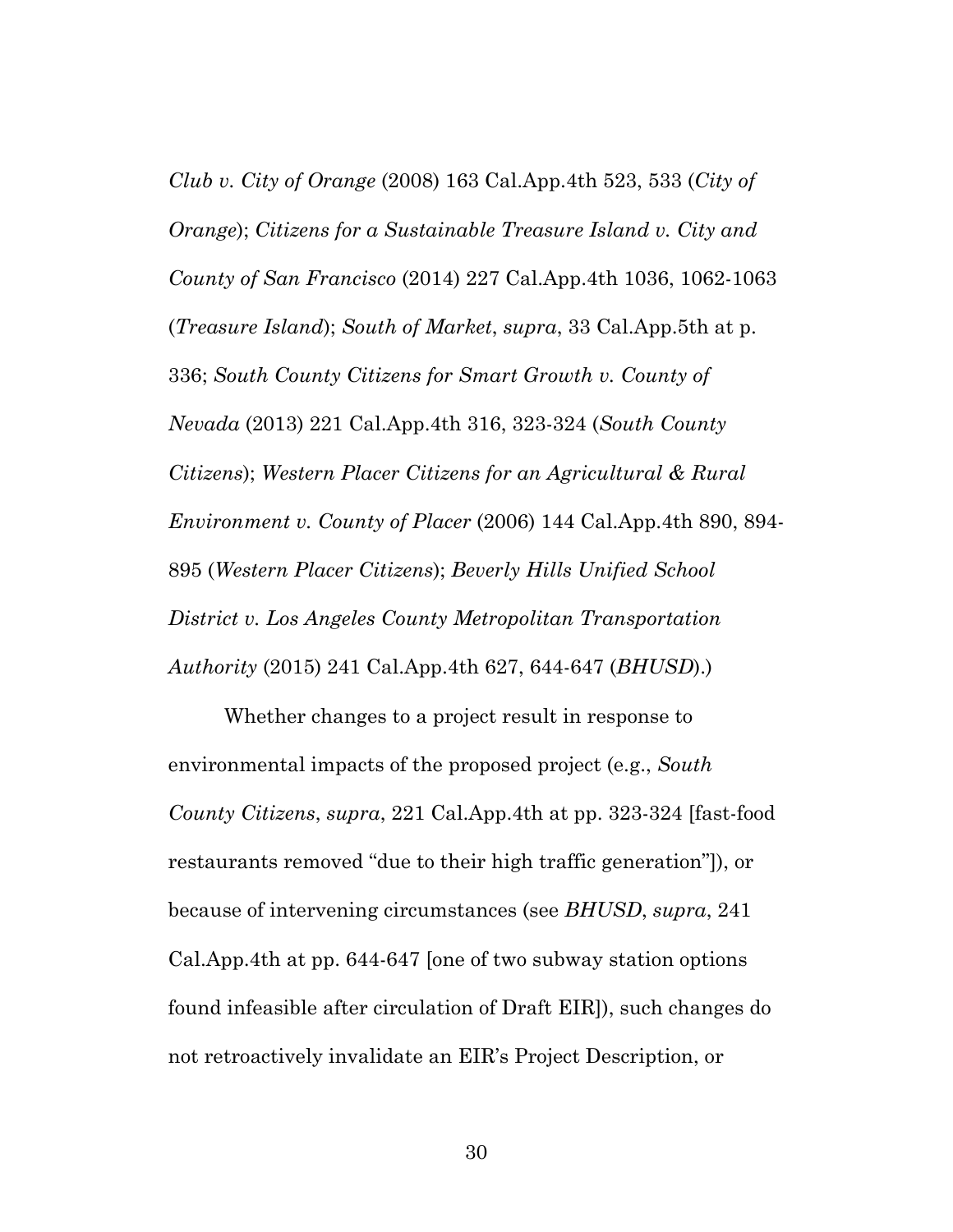*Club v. City of Orange* (2008) 163 Cal.App.4th 523, 533 (*City of Orange*); *Citizens for a Sustainable Treasure Island v. City and County of San Francisco* (2014) 227 Cal.App.4th 1036, 1062-1063 (*Treasure Island*); *South of Market*, *supra*, 33 Cal.App.5th at p. 336; *South County Citizens for Smart Growth v. County of Nevada* (2013) 221 Cal.App.4th 316, 323-324 (*South County Citizens*); *Western Placer Citizens for an Agricultural & Rural Environment v. County of Placer* (2006) 144 Cal.App.4th 890, 894-895 (*Western Placer Citizens*); *Beverly Hills Unified School District v. Los Angeles County Metropolitan Transportation Authority* (2015) 241 Cal.App.4th 627, 644-647 (*BHUSD*).)

Whether changes to a project result in response to environmental impacts of the proposed project (e.g., *South County Citizens*, *supra*, 221 Cal.App.4th at pp. 323-324 [fast-food restaurants removed "due to their high traffic generation"]), or because of intervening circumstances (see *BHUSD*, *supra*, 241 Cal.App.4th at pp. 644-647 [one of two subway station options found infeasible after circulation of Draft EIR]), such changes do not retroactively invalidate an EIR's Project Description, or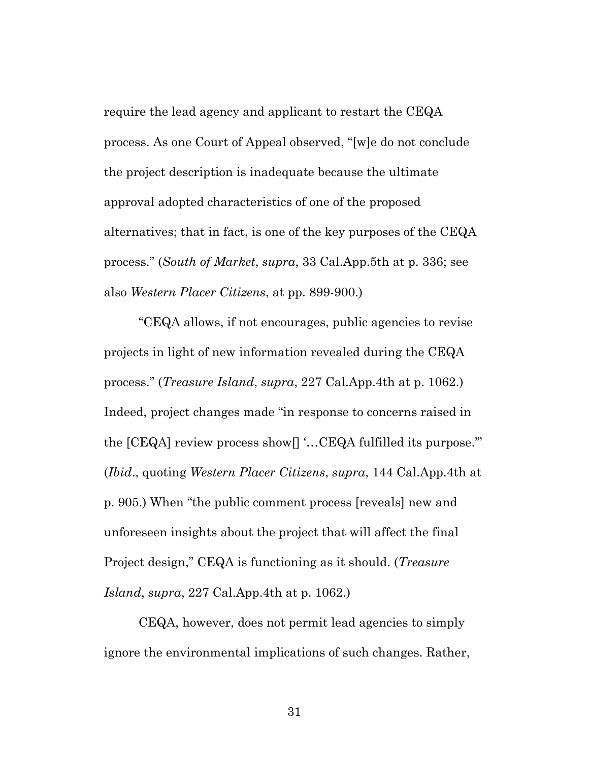require the lead agency and applicant to restart the CEQA process. As one Court of Appeal observed, "[w]e do not conclude the project description is inadequate because the ultimate approval adopted characteristics of one of the proposed alternatives; that in fact, is one of the key purposes of the CEQA process." (*South of Market*, *supra*, 33 Cal.App.5th at p. 336; see also *Western Placer Citizens*, at pp. 899-900.)

"CEQA allows, if not encourages, public agencies to revise projects in light of new information revealed during the CEQA process." (*Treasure Island*, *supra*, 227 Cal.App.4th at p. 1062.) Indeed, project changes made "in response to concerns raised in the [CEQA] review process show[] '…CEQA fulfilled its purpose.'" (*Ibid*., quoting *Western Placer Citizens*, *supra*, 144 Cal.App.4th at p. 905.) When "the public comment process [reveals] new and unforeseen insights about the project that will affect the final Project design," CEQA is functioning as it should. (*Treasure Island*, *supra*, 227 Cal.App.4th at p. 1062.)

CEQA, however, does not permit lead agencies to simply ignore the environmental implications of such changes. Rather,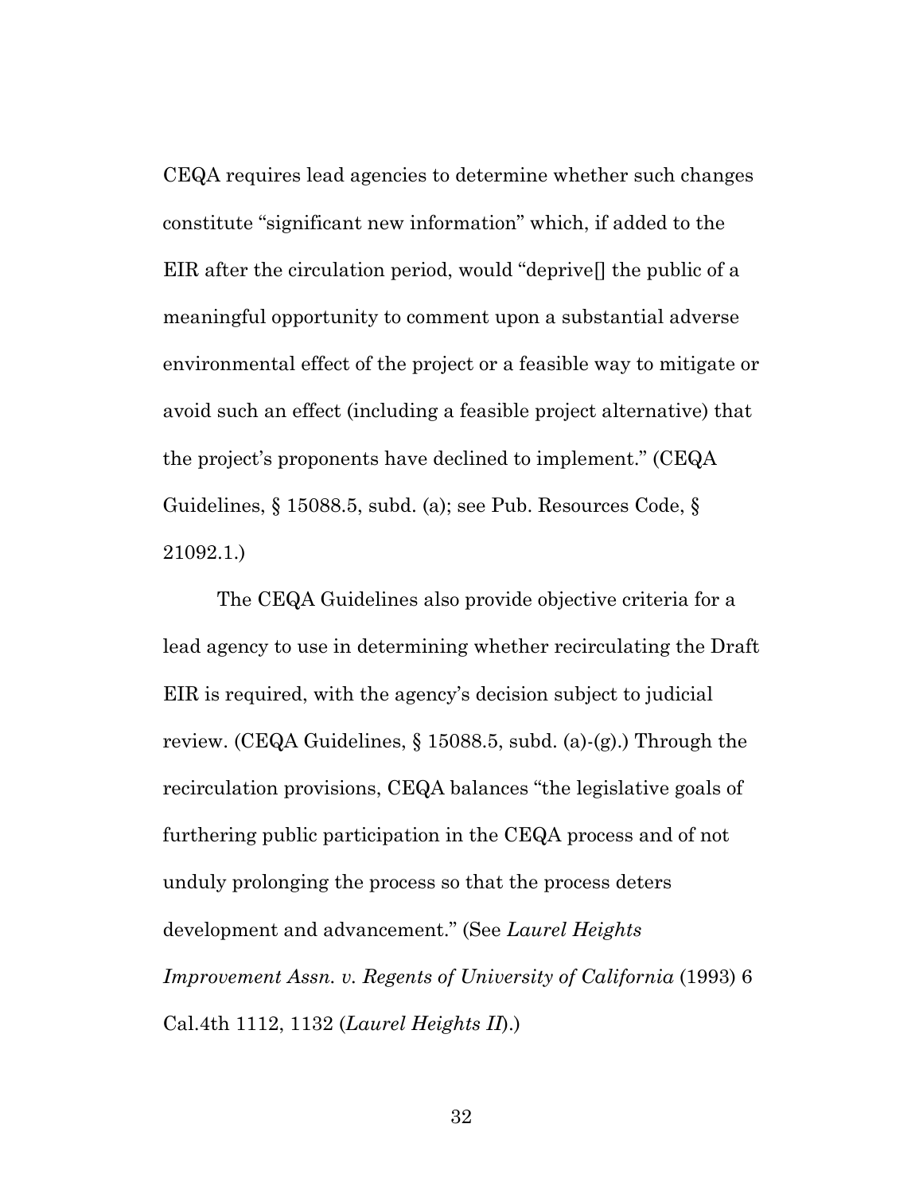CEQA requires lead agencies to determine whether such changes constitute "significant new information" which, if added to the EIR after the circulation period, would "deprive[] the public of a meaningful opportunity to comment upon a substantial adverse environmental effect of the project or a feasible way to mitigate or avoid such an effect (including a feasible project alternative) that the project's proponents have declined to implement." (CEQA Guidelines, § 15088.5, subd. (a); see Pub. Resources Code, § 21092.1.)

The CEQA Guidelines also provide objective criteria for a lead agency to use in determining whether recirculating the Draft EIR is required, with the agency's decision subject to judicial review. (CEQA Guidelines, § 15088.5, subd. (a)-(g).) Through the recirculation provisions, CEQA balances "the legislative goals of furthering public participation in the CEQA process and of not unduly prolonging the process so that the process deters development and advancement." (See *Laurel Heights Improvement Assn. v. Regents of University of California* (1993) 6 Cal.4th 1112, 1132 (*Laurel Heights II*).)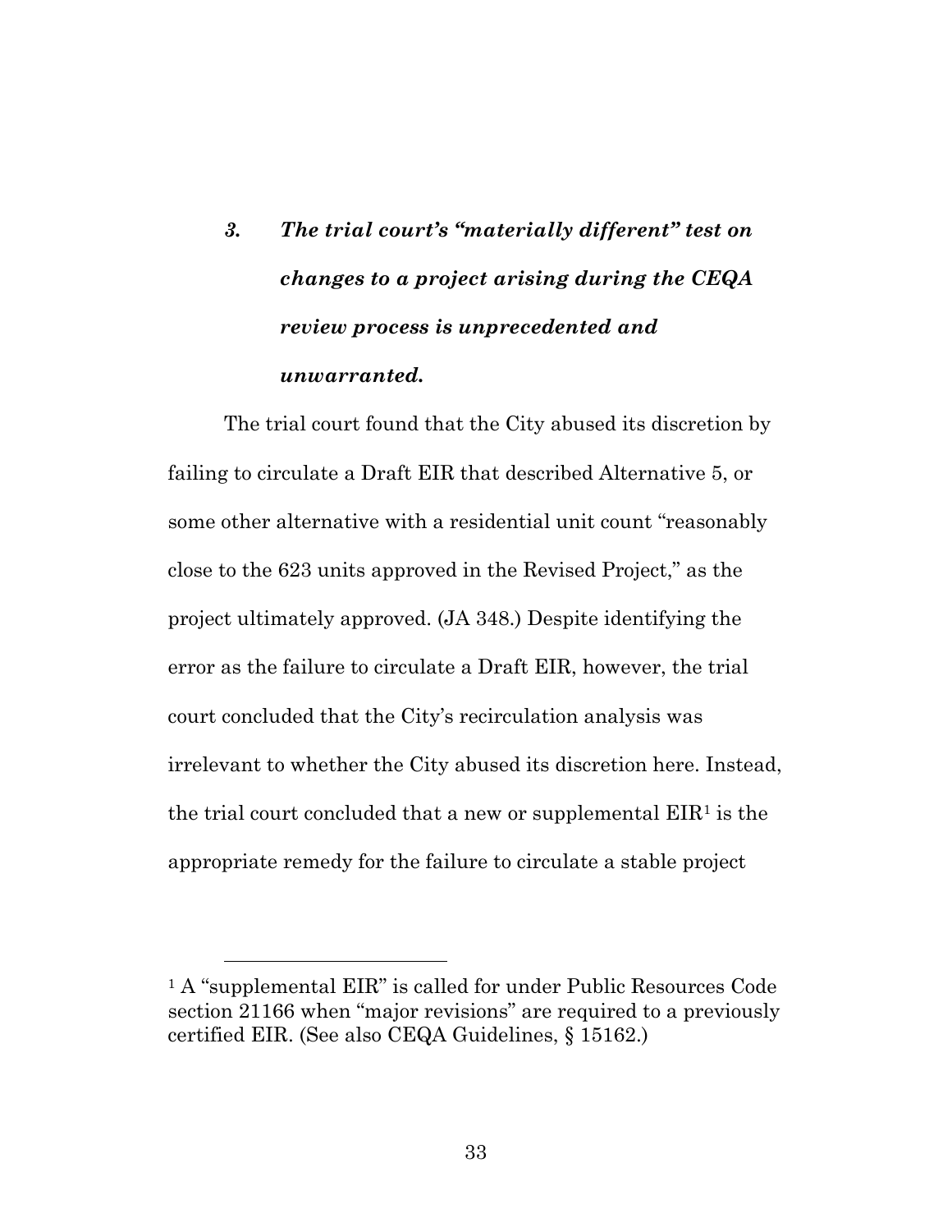### *3. The trial court's "materially different" test on changes to a project arising during the CEQA review process is unprecedented and unwarranted.*

The trial court found that the City abused its discretion by failing to circulate a Draft EIR that described Alternative 5, or some other alternative with a residential unit count "reasonably close to the 623 units approved in the Revised Project," as the project ultimately approved. (JA 348.) Despite identifying the error as the failure to circulate a Draft EIR, however, the trial court concluded that the City's recirculation analysis was irrelevant to whether the City abused its discretion here. Instead, the trial court concluded that a new or supplemental EIR[1] is the appropriate remedy for the failure to circulate a stable project

---

[1] A "supplemental EIR" is called for under Public Resources Code section 21166 when "major revisions" are required to a previously certified EIR. (See also CEQA Guidelines, § 15162.)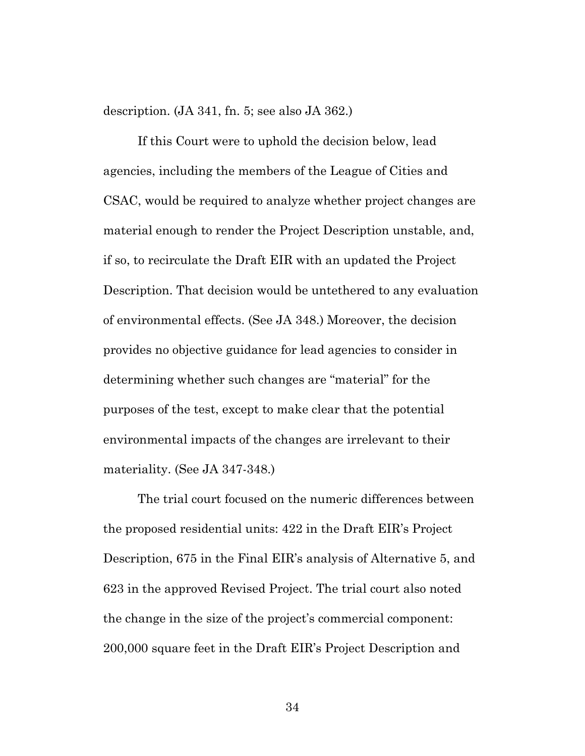description. (JA 341, fn. 5; see also JA 362.)

If this Court were to uphold the decision below, lead agencies, including the members of the League of Cities and CSAC, would be required to analyze whether project changes are material enough to render the Project Description unstable, and, if so, to recirculate the Draft EIR with an updated the Project Description. That decision would be untethered to any evaluation of environmental effects. (See JA 348.) Moreover, the decision provides no objective guidance for lead agencies to consider in determining whether such changes are "material" for the purposes of the test, except to make clear that the potential environmental impacts of the changes are irrelevant to their materiality. (See JA 347-348.)

The trial court focused on the numeric differences between the proposed residential units: 422 in the Draft EIR's Project Description, 675 in the Final EIR's analysis of Alternative 5, and 623 in the approved Revised Project. The trial court also noted the change in the size of the project's commercial component: 200,000 square feet in the Draft EIR's Project Description and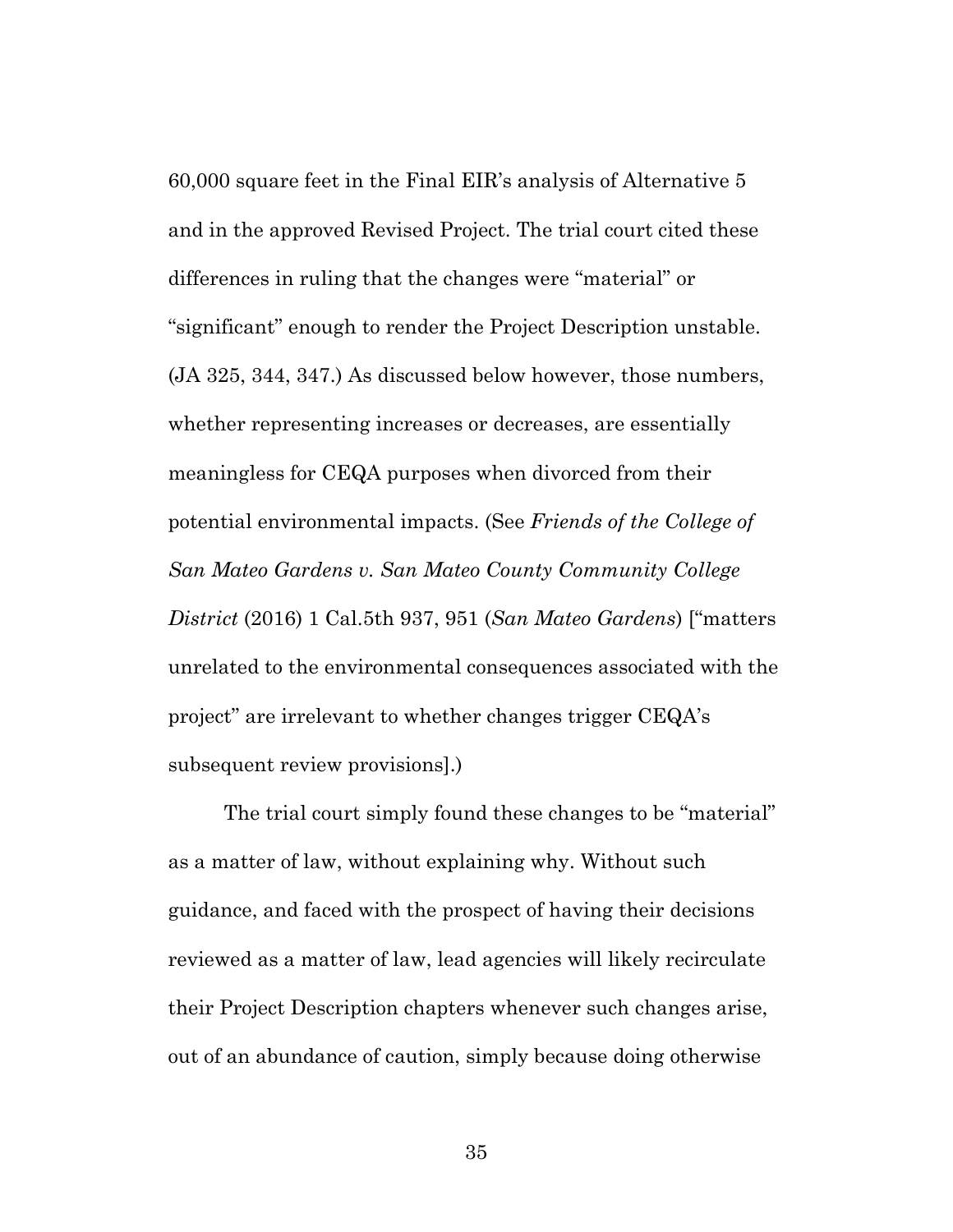60,000 square feet in the Final EIR's analysis of Alternative 5 and in the approved Revised Project. The trial court cited these differences in ruling that the changes were "material" or "significant" enough to render the Project Description unstable. (JA 325, 344, 347.) As discussed below however, those numbers, whether representing increases or decreases, are essentially meaningless for CEQA purposes when divorced from their potential environmental impacts. (See *Friends of the College of San Mateo Gardens v. San Mateo County Community College District* (2016) 1 Cal.5th 937, 951 (*San Mateo Gardens*) ["matters unrelated to the environmental consequences associated with the project" are irrelevant to whether changes trigger CEQA's subsequent review provisions].)

The trial court simply found these changes to be "material" as a matter of law, without explaining why. Without such guidance, and faced with the prospect of having their decisions reviewed as a matter of law, lead agencies will likely recirculate their Project Description chapters whenever such changes arise, out of an abundance of caution, simply because doing otherwise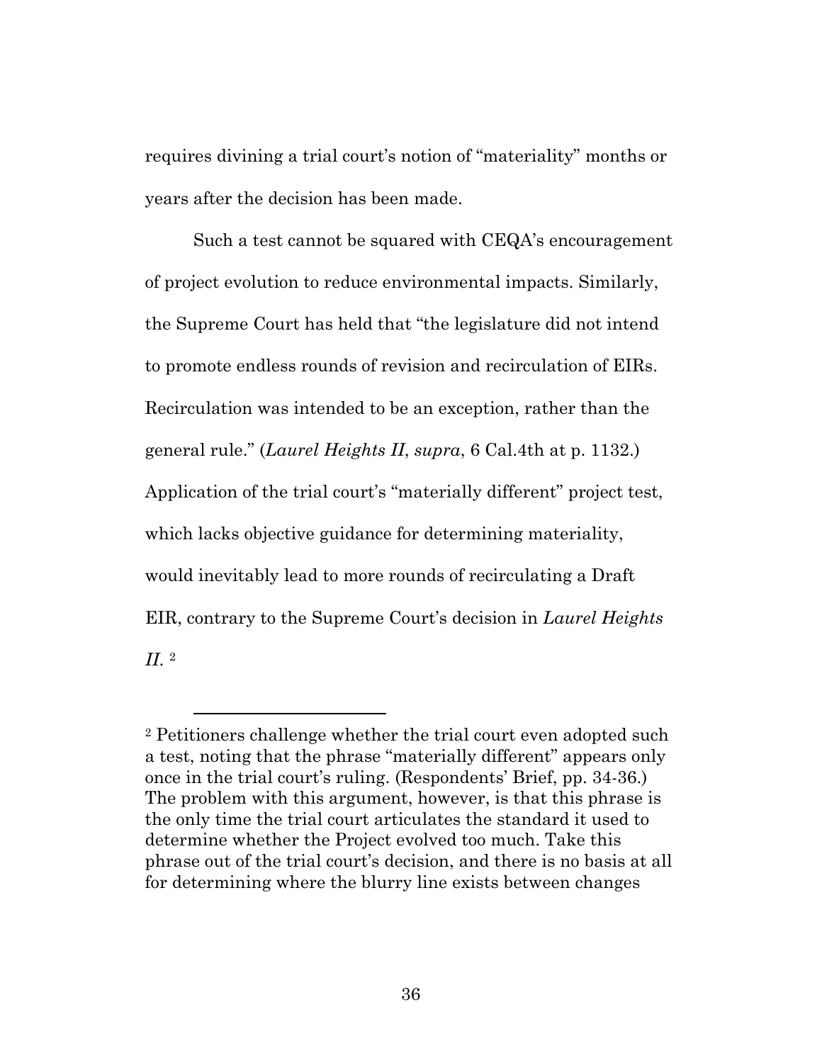requires divining a trial court's notion of "materiality" months or years after the decision has been made.

Such a test cannot be squared with CEQA's encouragement of project evolution to reduce environmental impacts. Similarly, the Supreme Court has held that "the legislature did not intend to promote endless rounds of revision and recirculation of EIRs. Recirculation was intended to be an exception, rather than the general rule." (*Laurel Heights II*, *supra*, 6 Cal.4th at p. 1132.) Application of the trial court's "materially different" project test, which lacks objective guidance for determining materiality, would inevitably lead to more rounds of recirculating a Draft EIR, contrary to the Supreme Court's decision in *Laurel Heights II.* [2]

---

[2] Petitioners challenge whether the trial court even adopted such a test, noting that the phrase "materially different" appears only once in the trial court's ruling. (Respondents' Brief, pp. 34-36.) The problem with this argument, however, is that this phrase is the only time the trial court articulates the standard it used to determine whether the Project evolved too much. Take this phrase out of the trial court's decision, and there is no basis at all for determining where the blurry line exists between changes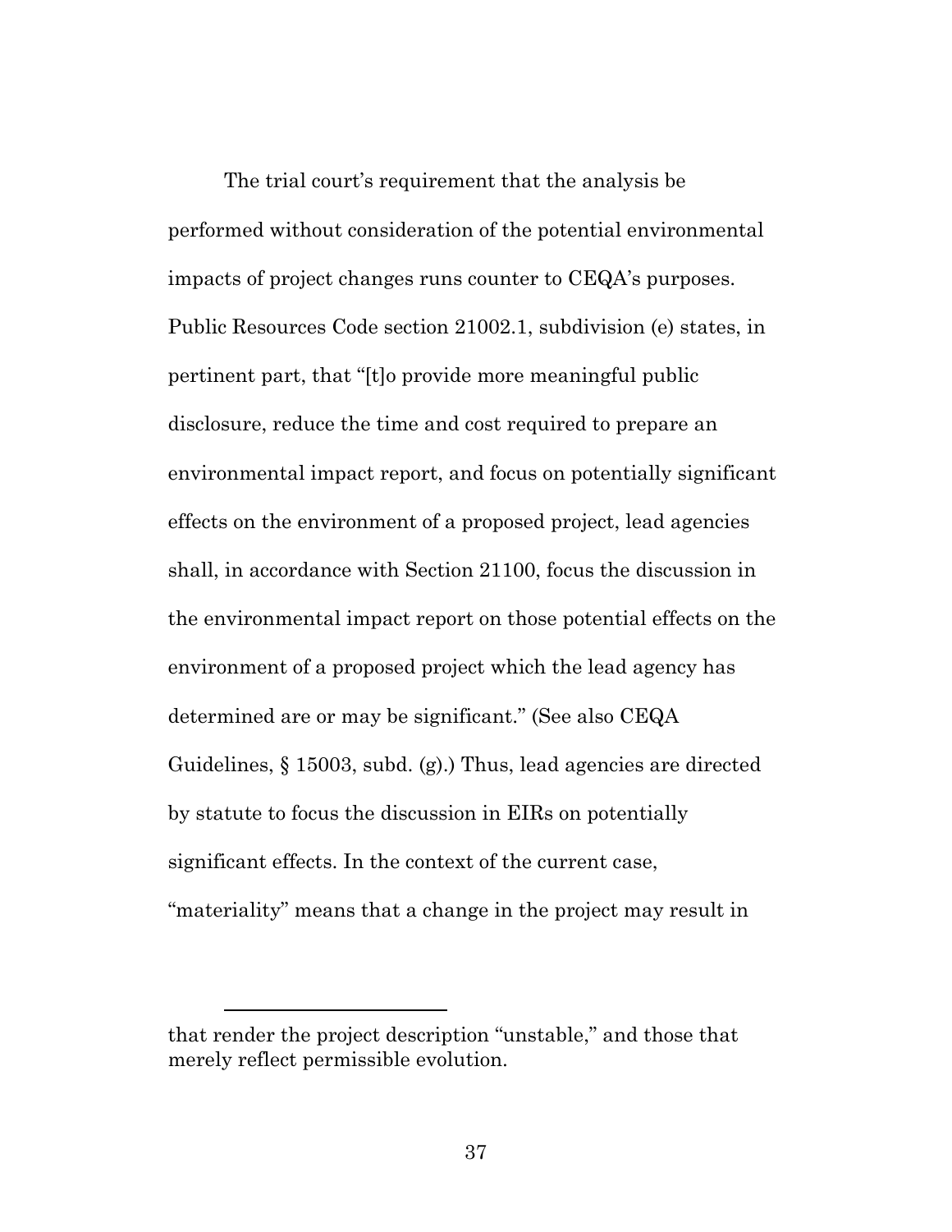The trial court's requirement that the analysis be performed without consideration of the potential environmental impacts of project changes runs counter to CEQA's purposes. Public Resources Code section 21002.1, subdivision (e) states, in pertinent part, that "[t]o provide more meaningful public disclosure, reduce the time and cost required to prepare an environmental impact report, and focus on potentially significant effects on the environment of a proposed project, lead agencies shall, in accordance with Section 21100, focus the discussion in the environmental impact report on those potential effects on the environment of a proposed project which the lead agency has determined are or may be significant." (See also CEQA Guidelines, § 15003, subd. (g).) Thus, lead agencies are directed by statute to focus the discussion in EIRs on potentially significant effects. In the context of the current case, "materiality" means that a change in the project may result in

---

that render the project description "unstable," and those that merely reflect permissible evolution.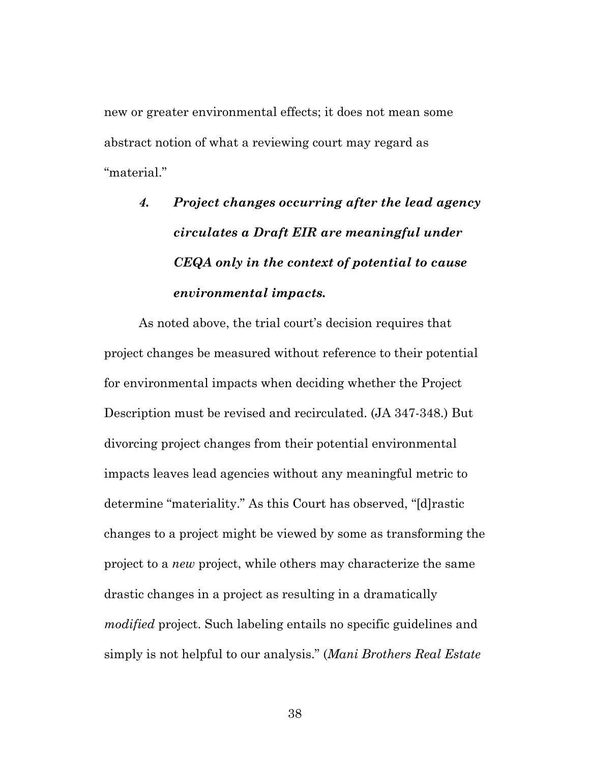new or greater environmental effects; it does not mean some abstract notion of what a reviewing court may regard as "material."

#### *4. Project changes occurring after the lead agency circulates a Draft EIR are meaningful under CEQA only in the context of potential to cause environmental impacts.*

As noted above, the trial court's decision requires that project changes be measured without reference to their potential for environmental impacts when deciding whether the Project Description must be revised and recirculated. (JA 347-348.) But divorcing project changes from their potential environmental impacts leaves lead agencies without any meaningful metric to determine "materiality." As this Court has observed, "[d]rastic changes to a project might be viewed by some as transforming the project to a *new* project, while others may characterize the same drastic changes in a project as resulting in a dramatically *modified* project. Such labeling entails no specific guidelines and simply is not helpful to our analysis." (*Mani Brothers Real Estate*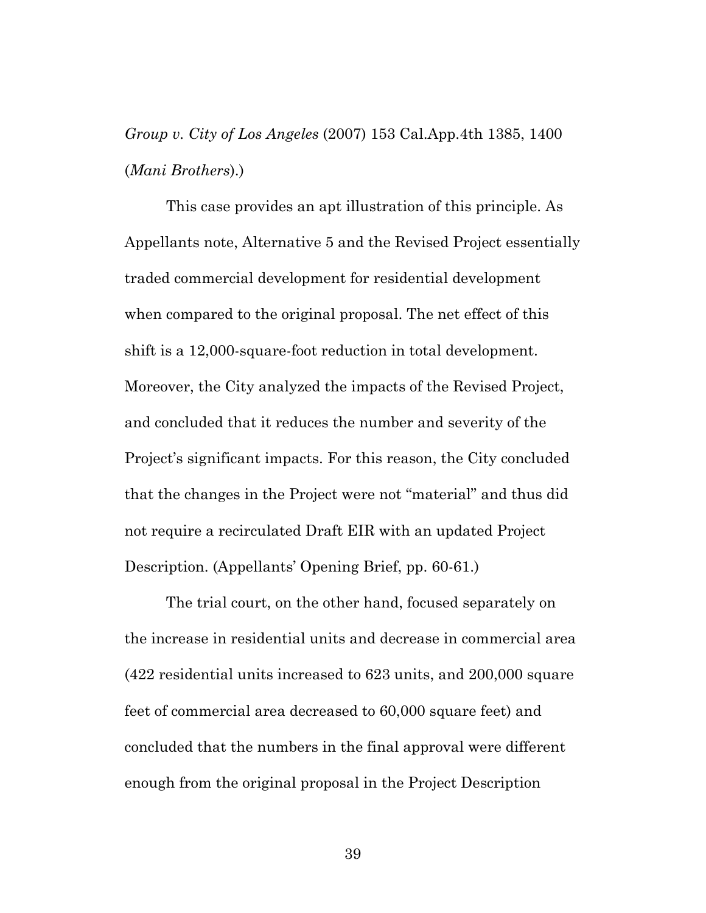*Group v. City of Los Angeles* (2007) 153 Cal.App.4th 1385, 1400 (*Mani Brothers*).)

This case provides an apt illustration of this principle. As Appellants note, Alternative 5 and the Revised Project essentially traded commercial development for residential development when compared to the original proposal. The net effect of this shift is a 12,000-square-foot reduction in total development. Moreover, the City analyzed the impacts of the Revised Project, and concluded that it reduces the number and severity of the Project's significant impacts. For this reason, the City concluded that the changes in the Project were not "material" and thus did not require a recirculated Draft EIR with an updated Project Description. (Appellants' Opening Brief, pp. 60-61.)

The trial court, on the other hand, focused separately on the increase in residential units and decrease in commercial area (422 residential units increased to 623 units, and 200,000 square feet of commercial area decreased to 60,000 square feet) and concluded that the numbers in the final approval were different enough from the original proposal in the Project Description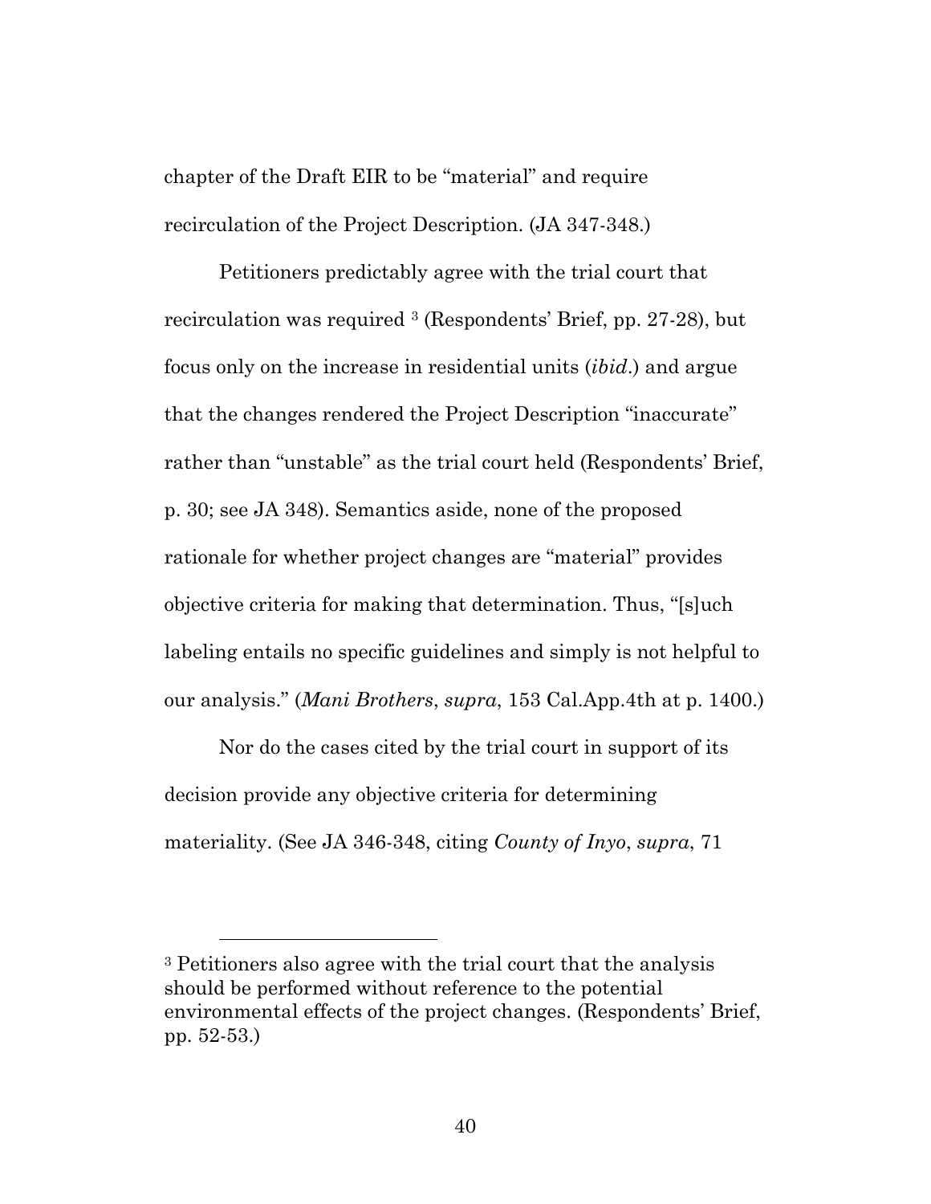chapter of the Draft EIR to be "material" and require recirculation of the Project Description. (JA 347-348.)

Petitioners predictably agree with the trial court that recirculation was required [3] (Respondents' Brief, pp. 27-28), but focus only on the increase in residential units (*ibid*.) and argue that the changes rendered the Project Description "inaccurate" rather than "unstable" as the trial court held (Respondents' Brief, p. 30; see JA 348). Semantics aside, none of the proposed rationale for whether project changes are "material" provides objective criteria for making that determination. Thus, "[s]uch labeling entails no specific guidelines and simply is not helpful to our analysis." (*Mani Brothers*, *supra*, 153 Cal.App.4th at p. 1400.)

Nor do the cases cited by the trial court in support of its decision provide any objective criteria for determining materiality. (See JA 346-348, citing *County of Inyo*, *supra*, 71

---

[3] Petitioners also agree with the trial court that the analysis should be performed without reference to the potential environmental effects of the project changes. (Respondents' Brief, pp. 52-53.)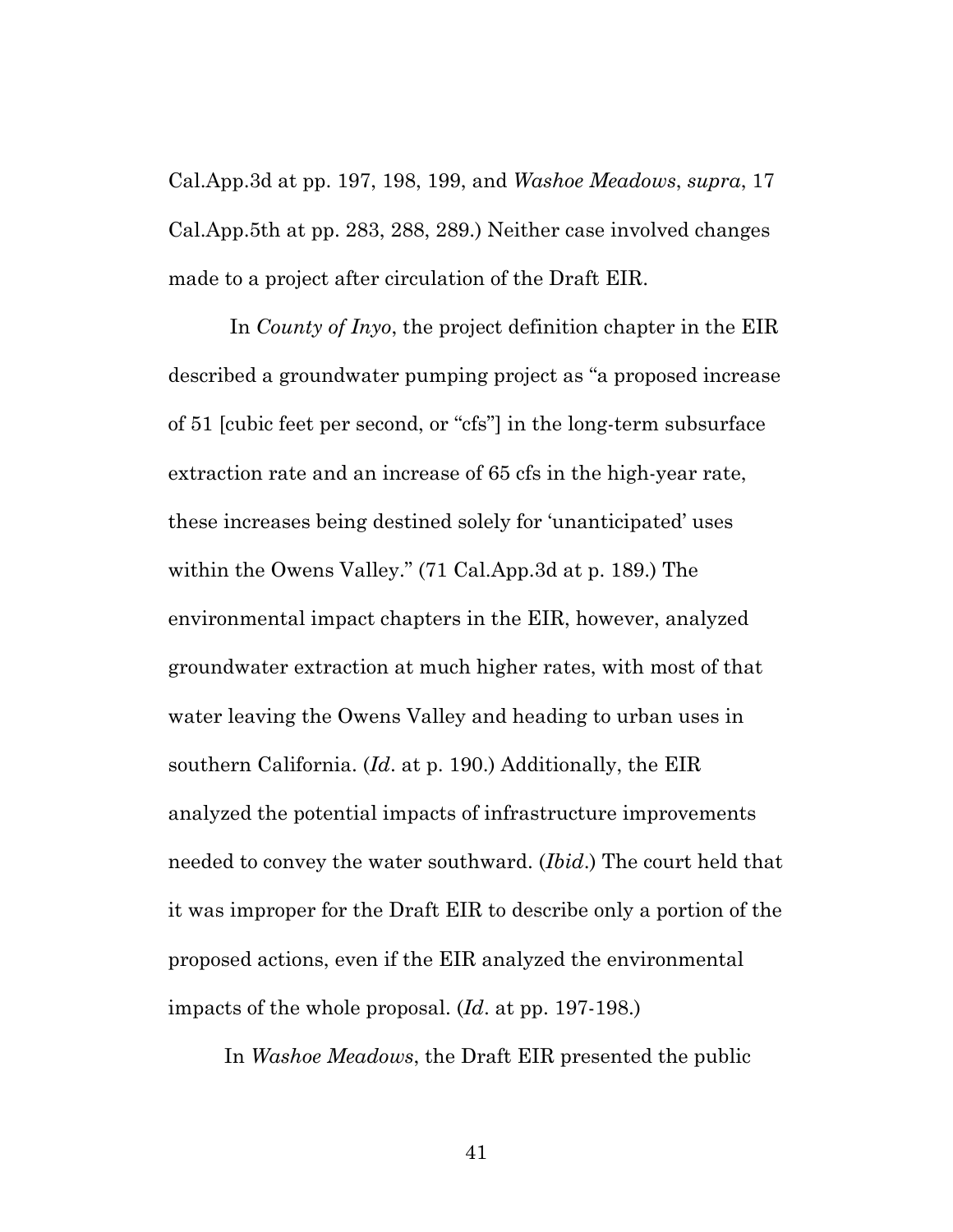Cal.App.3d at pp. 197, 198, 199, and *Washoe Meadows*, *supra*, 17 Cal.App.5th at pp. 283, 288, 289.) Neither case involved changes made to a project after circulation of the Draft EIR.

In *County of Inyo*, the project definition chapter in the EIR described a groundwater pumping project as "a proposed increase of 51 [cubic feet per second, or "cfs"] in the long-term subsurface extraction rate and an increase of 65 cfs in the high-year rate, these increases being destined solely for 'unanticipated' uses within the Owens Valley." (71 Cal.App.3d at p. 189.) The environmental impact chapters in the EIR, however, analyzed groundwater extraction at much higher rates, with most of that water leaving the Owens Valley and heading to urban uses in southern California. (*Id*. at p. 190.) Additionally, the EIR analyzed the potential impacts of infrastructure improvements needed to convey the water southward. (*Ibid*.) The court held that it was improper for the Draft EIR to describe only a portion of the proposed actions, even if the EIR analyzed the environmental impacts of the whole proposal. (*Id*. at pp. 197-198.)

In *Washoe Meadows*, the Draft EIR presented the public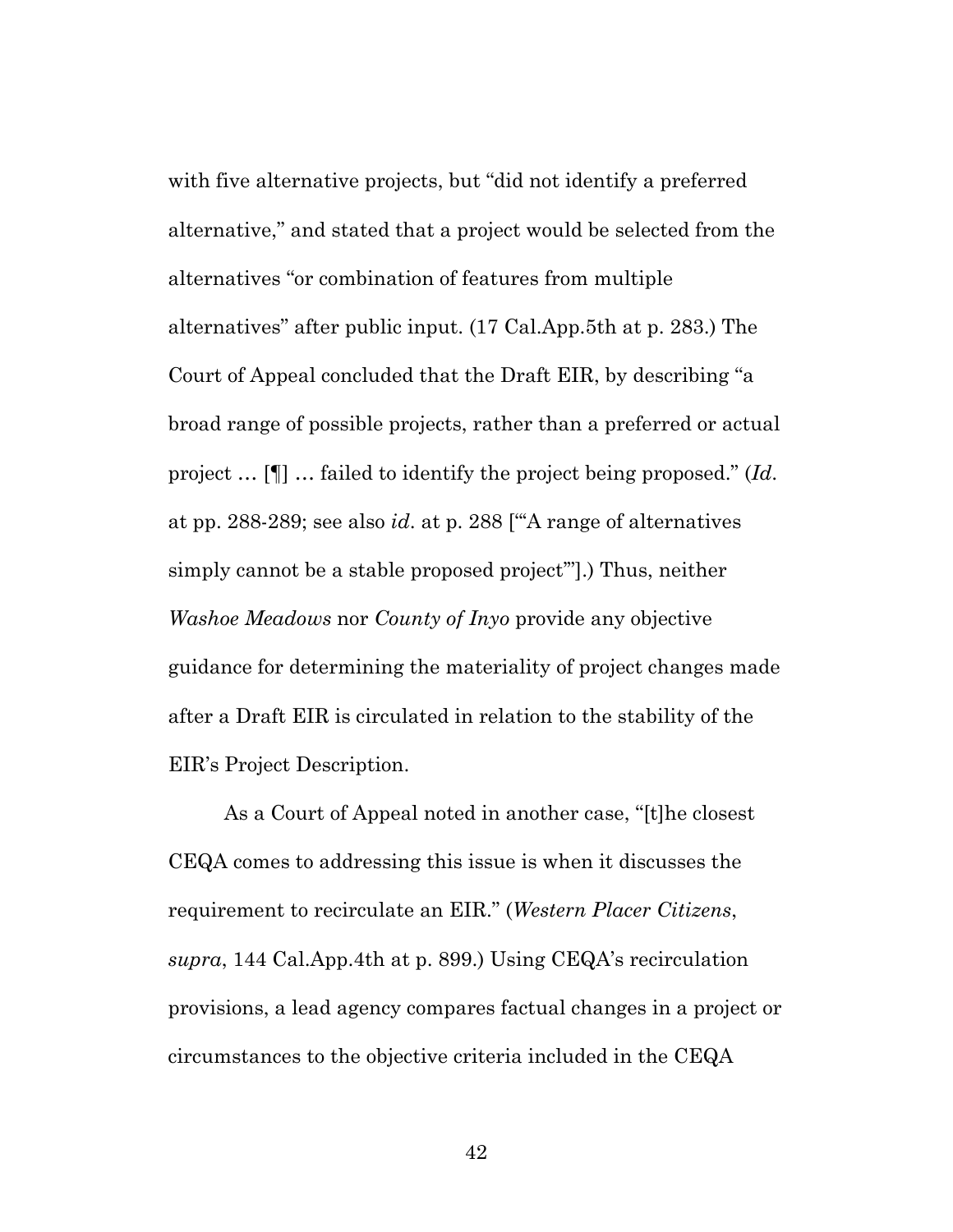with five alternative projects, but "did not identify a preferred alternative," and stated that a project would be selected from the alternatives "or combination of features from multiple alternatives" after public input. (17 Cal.App.5th at p. 283.) The Court of Appeal concluded that the Draft EIR, by describing "a broad range of possible projects, rather than a preferred or actual project … [¶] … failed to identify the project being proposed." (*Id.* at pp. 288-289; see also *id*. at p. 288 ["'A range of alternatives simply cannot be a stable proposed project'"].) Thus, neither *Washoe Meadows* nor *County of Inyo* provide any objective guidance for determining the materiality of project changes made after a Draft EIR is circulated in relation to the stability of the EIR's Project Description.

As a Court of Appeal noted in another case, "[t]he closest CEQA comes to addressing this issue is when it discusses the requirement to recirculate an EIR." (*Western Placer Citizens*, *supra*, 144 Cal.App.4th at p. 899.) Using CEQA's recirculation provisions, a lead agency compares factual changes in a project or circumstances to the objective criteria included in the CEQA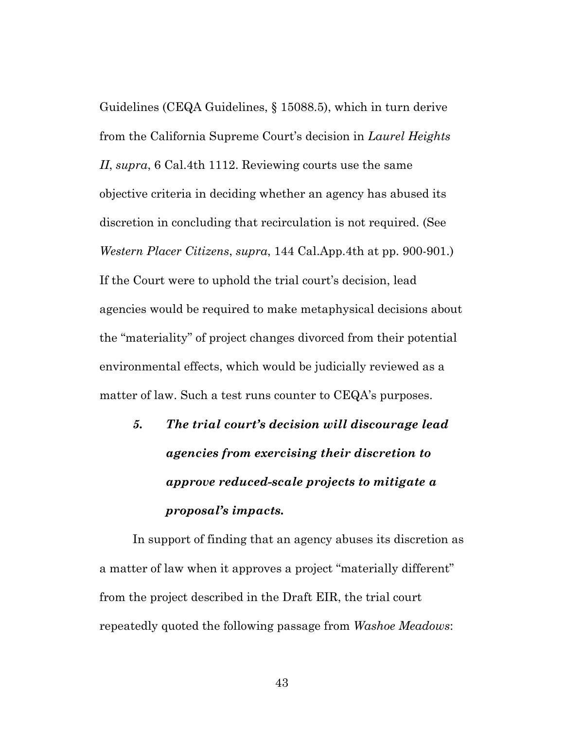Guidelines (CEQA Guidelines, § 15088.5), which in turn derive from the California Supreme Court's decision in *Laurel Heights II*, *supra*, 6 Cal.4th 1112. Reviewing courts use the same objective criteria in deciding whether an agency has abused its discretion in concluding that recirculation is not required. (See *Western Placer Citizens*, *supra*, 144 Cal.App.4th at pp. 900-901.) If the Court were to uphold the trial court's decision, lead agencies would be required to make metaphysical decisions about the "materiality" of project changes divorced from their potential environmental effects, which would be judicially reviewed as a matter of law. Such a test runs counter to CEQA's purposes.

#### ***5. The trial court's decision will discourage lead agencies from exercising their discretion to approve reduced-scale projects to mitigate a proposal's impacts.***

In support of finding that an agency abuses its discretion as a matter of law when it approves a project "materially different" from the project described in the Draft EIR, the trial court repeatedly quoted the following passage from *Washoe Meadows*: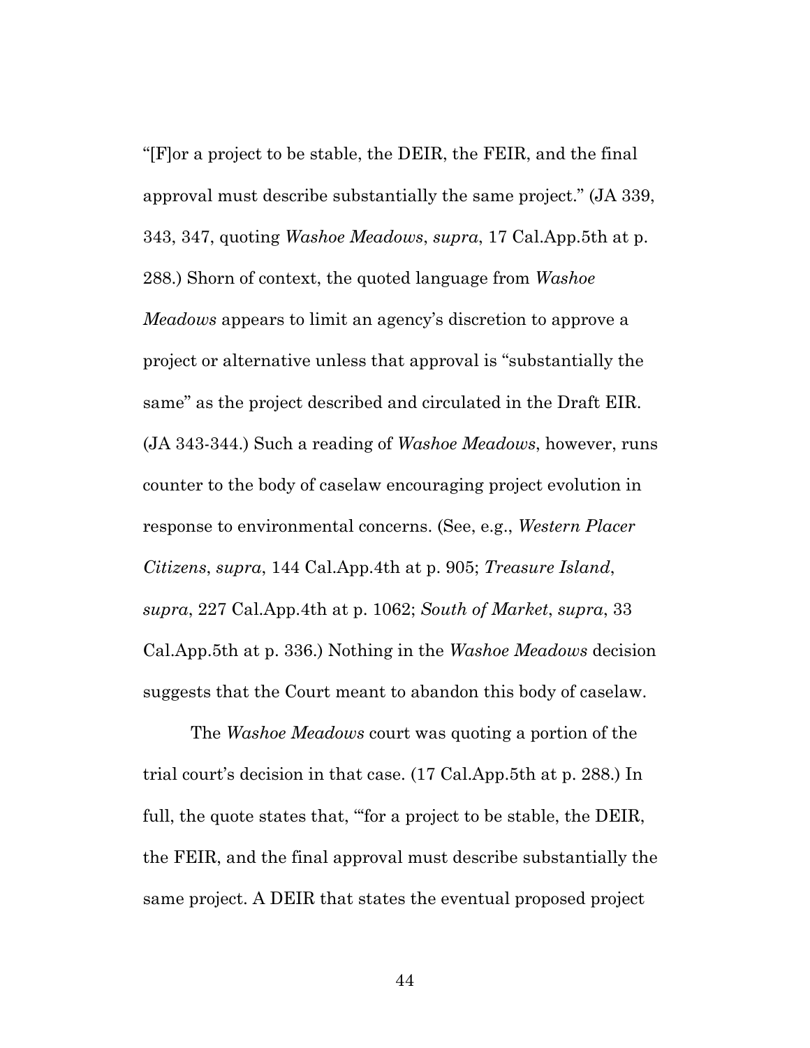"[F]or a project to be stable, the DEIR, the FEIR, and the final approval must describe substantially the same project." (JA 339, 343, 347, quoting *Washoe Meadows*, *supra*, 17 Cal.App.5th at p. 288.) Shorn of context, the quoted language from *Washoe Meadows* appears to limit an agency's discretion to approve a project or alternative unless that approval is "substantially the same" as the project described and circulated in the Draft EIR. (JA 343-344.) Such a reading of *Washoe Meadows*, however, runs counter to the body of caselaw encouraging project evolution in response to environmental concerns. (See, e.g., *Western Placer Citizens*, *supra*, 144 Cal.App.4th at p. 905; *Treasure Island*, *supra*, 227 Cal.App.4th at p. 1062; *South of Market*, *supra*, 33 Cal.App.5th at p. 336.) Nothing in the *Washoe Meadows* decision suggests that the Court meant to abandon this body of caselaw.

The *Washoe Meadows* court was quoting a portion of the trial court's decision in that case. (17 Cal.App.5th at p. 288.) In full, the quote states that, "'for a project to be stable, the DEIR, the FEIR, and the final approval must describe substantially the same project. A DEIR that states the eventual proposed project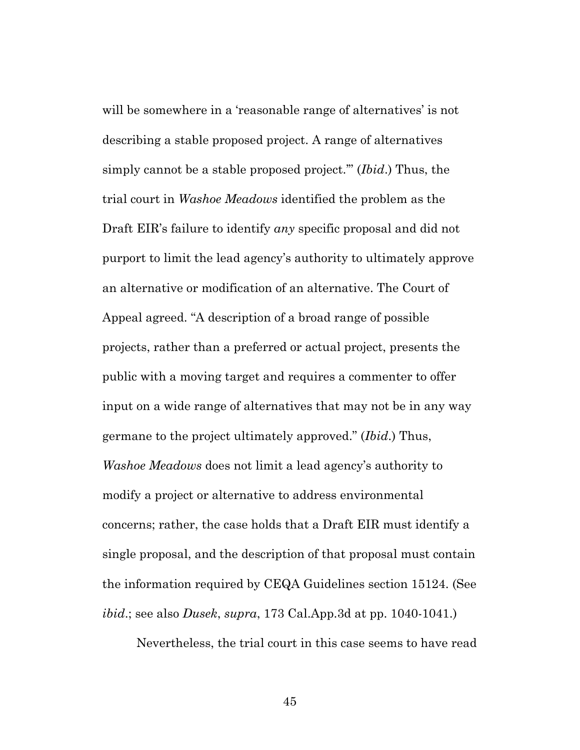will be somewhere in a 'reasonable range of alternatives' is not describing a stable proposed project. A range of alternatives simply cannot be a stable proposed project.'" (*Ibid*.) Thus, the trial court in *Washoe Meadows* identified the problem as the Draft EIR's failure to identify *any* specific proposal and did not purport to limit the lead agency's authority to ultimately approve an alternative or modification of an alternative. The Court of Appeal agreed. "A description of a broad range of possible projects, rather than a preferred or actual project, presents the public with a moving target and requires a commenter to offer input on a wide range of alternatives that may not be in any way germane to the project ultimately approved." (*Ibid*.) Thus, *Washoe Meadows* does not limit a lead agency's authority to modify a project or alternative to address environmental concerns; rather, the case holds that a Draft EIR must identify a single proposal, and the description of that proposal must contain the information required by CEQA Guidelines section 15124. (See *ibid*.; see also *Dusek*, *supra*, 173 Cal.App.3d at pp. 1040-1041.)

Nevertheless, the trial court in this case seems to have read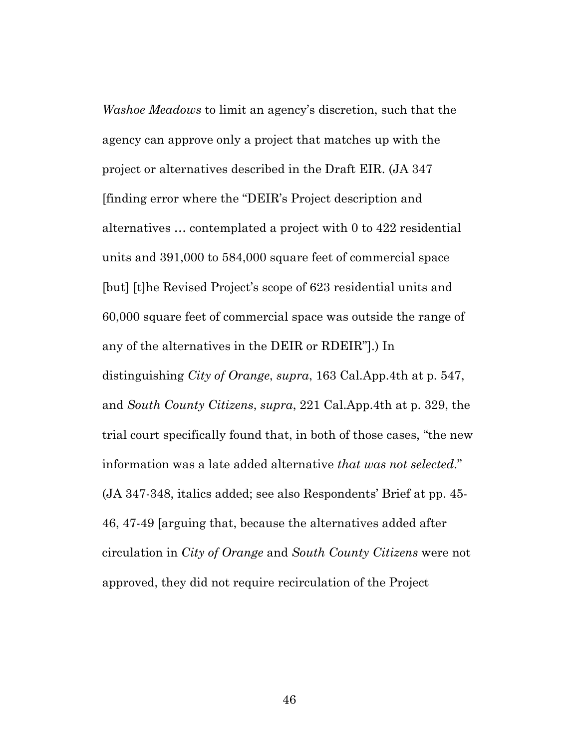*Washoe Meadows* to limit an agency's discretion, such that the agency can approve only a project that matches up with the project or alternatives described in the Draft EIR. (JA 347 [finding error where the "DEIR's Project description and alternatives … contemplated a project with 0 to 422 residential units and 391,000 to 584,000 square feet of commercial space [but] [t]he Revised Project's scope of 623 residential units and 60,000 square feet of commercial space was outside the range of any of the alternatives in the DEIR or RDEIR"].) In distinguishing *City of Orange*, *supra*, 163 Cal.App.4th at p. 547, and *South County Citizens*, *supra*, 221 Cal.App.4th at p. 329, the trial court specifically found that, in both of those cases, "the new information was a late added alternative *that was not selected*." (JA 347-348, italics added; see also Respondents' Brief at pp. 45-46, 47-49 [arguing that, because the alternatives added after circulation in *City of Orange* and *South County Citizens* were not approved, they did not require recirculation of the Project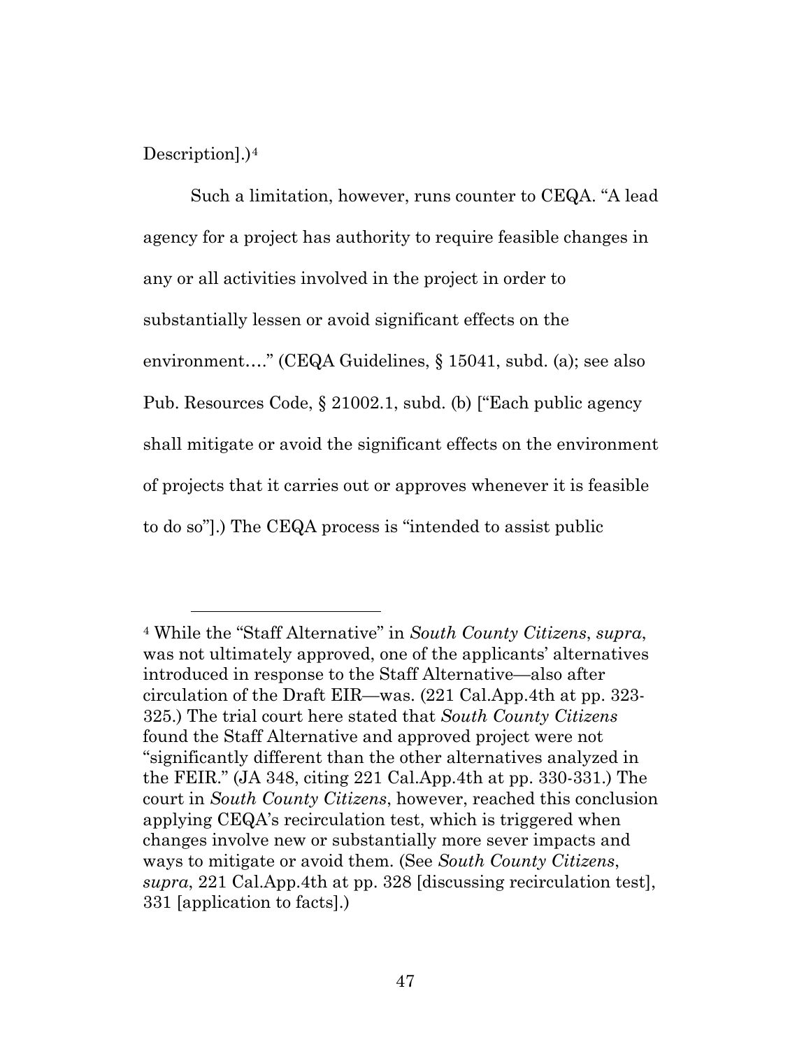Description].)[4]

Such a limitation, however, runs counter to CEQA. "A lead agency for a project has authority to require feasible changes in any or all activities involved in the project in order to substantially lessen or avoid significant effects on the environment…." (CEQA Guidelines, § 15041, subd. (a); see also Pub. Resources Code, § 21002.1, subd. (b) ["Each public agency shall mitigate or avoid the significant effects on the environment of projects that it carries out or approves whenever it is feasible to do so"].) The CEQA process is "intended to assist public

---

[4] While the "Staff Alternative" in *South County Citizens*, *supra*, was not ultimately approved, one of the applicants' alternatives introduced in response to the Staff Alternative—also after circulation of the Draft EIR—was. (221 Cal.App.4th at pp. 323-325.) The trial court here stated that *South County Citizens* found the Staff Alternative and approved project were not "significantly different than the other alternatives analyzed in the FEIR." (JA 348, citing 221 Cal.App.4th at pp. 330-331.) The court in *South County Citizens*, however, reached this conclusion applying CEQA's recirculation test, which is triggered when changes involve new or substantially more sever impacts and ways to mitigate or avoid them. (See *South County Citizens*, *supra*, 221 Cal.App.4th at pp. 328 [discussing recirculation test], 331 [application to facts].)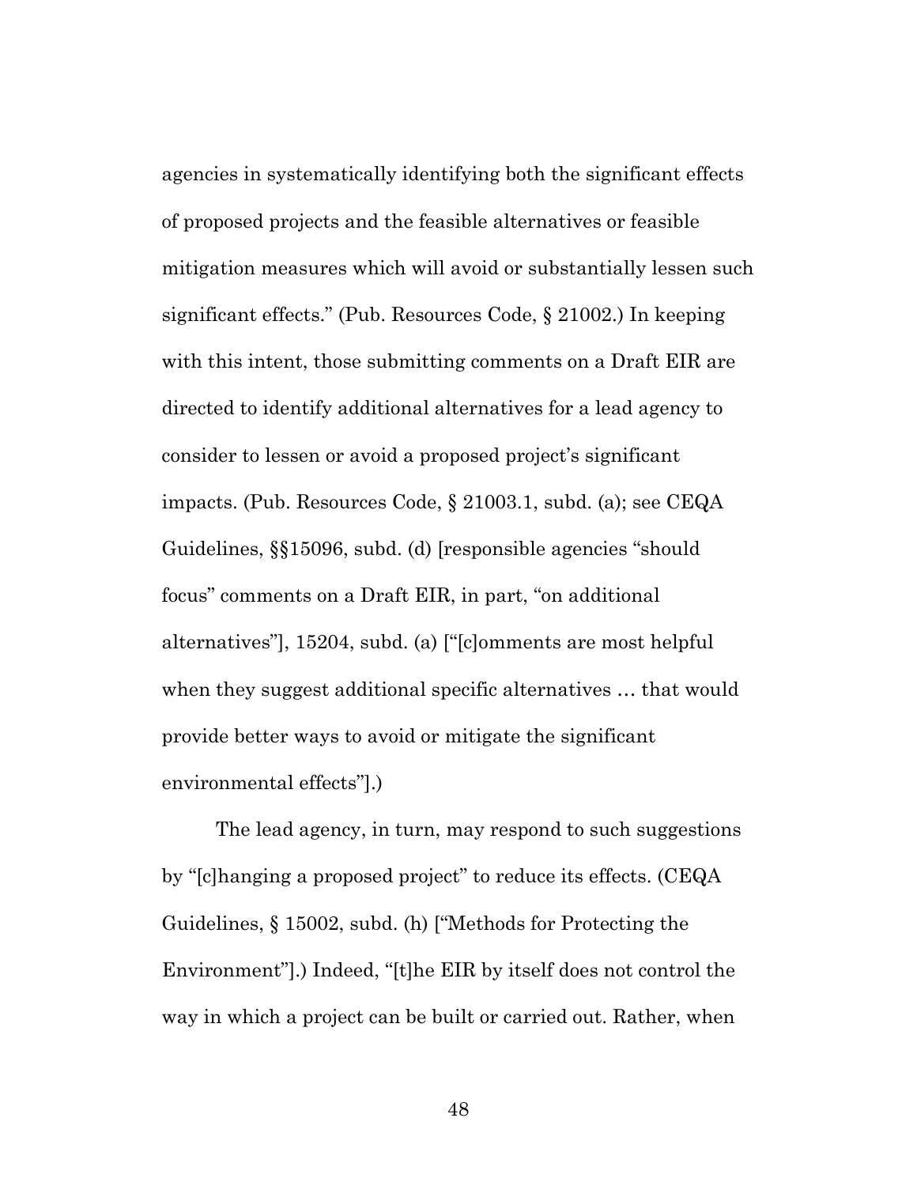agencies in systematically identifying both the significant effects of proposed projects and the feasible alternatives or feasible mitigation measures which will avoid or substantially lessen such significant effects." (Pub. Resources Code, § 21002.) In keeping with this intent, those submitting comments on a Draft EIR are directed to identify additional alternatives for a lead agency to consider to lessen or avoid a proposed project's significant impacts. (Pub. Resources Code, § 21003.1, subd. (a); see CEQA Guidelines, §§15096, subd. (d) [responsible agencies "should focus" comments on a Draft EIR, in part, "on additional alternatives"], 15204, subd. (a) ["[c]omments are most helpful when they suggest additional specific alternatives … that would provide better ways to avoid or mitigate the significant environmental effects"].)

The lead agency, in turn, may respond to such suggestions by "[c]hanging a proposed project" to reduce its effects. (CEQA Guidelines, § 15002, subd. (h) ["Methods for Protecting the Environment"].) Indeed, "[t]he EIR by itself does not control the way in which a project can be built or carried out. Rather, when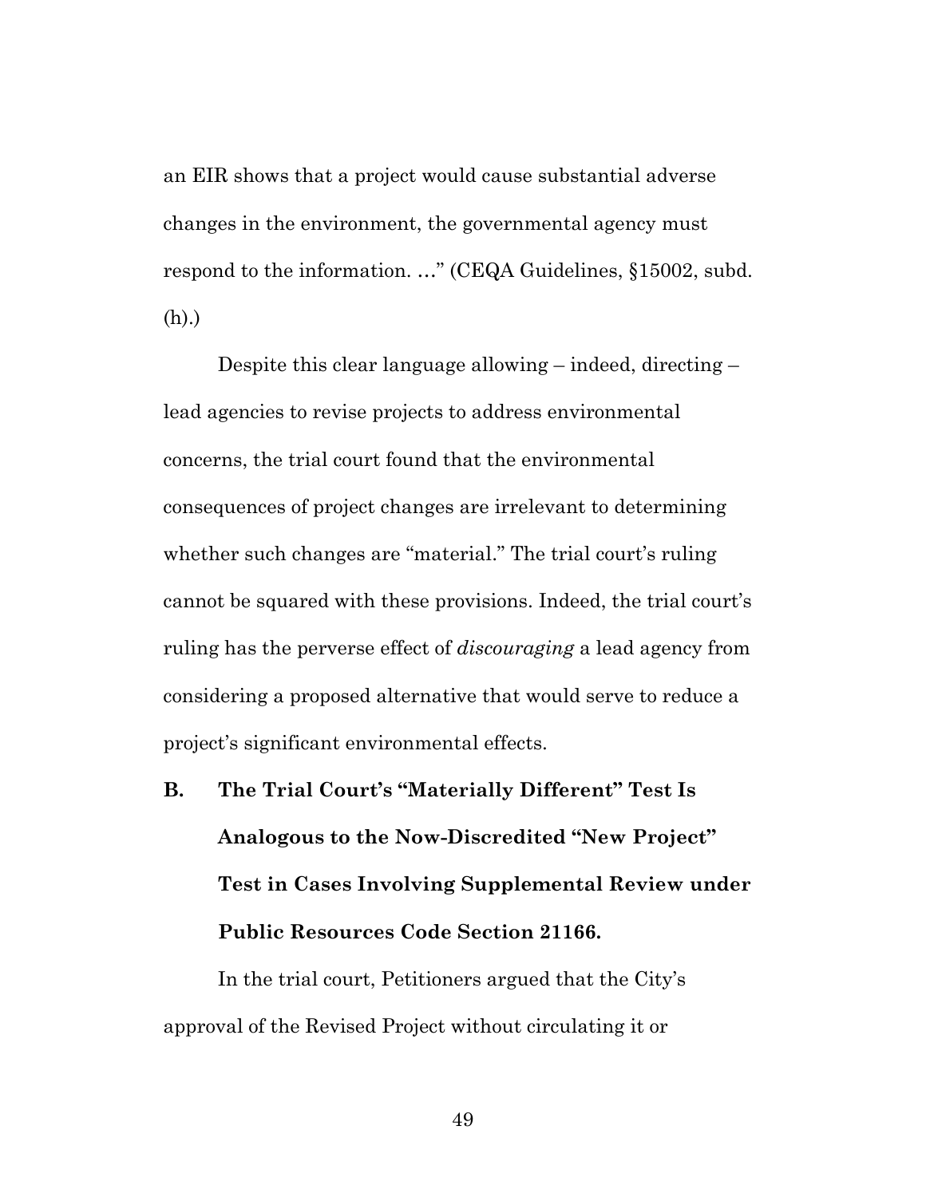an EIR shows that a project would cause substantial adverse changes in the environment, the governmental agency must respond to the information. …" (CEQA Guidelines, §15002, subd. (h).)

Despite this clear language allowing – indeed, directing – lead agencies to revise projects to address environmental concerns, the trial court found that the environmental consequences of project changes are irrelevant to determining whether such changes are "material." The trial court's ruling cannot be squared with these provisions. Indeed, the trial court's ruling has the perverse effect of *discouraging* a lead agency from considering a proposed alternative that would serve to reduce a project's significant environmental effects.

### B. The Trial Court's "Materially Different" Test Is Analogous to the Now-Discredited "New Project" Test in Cases Involving Supplemental Review under Public Resources Code Section 21166.

In the trial court, Petitioners argued that the City's approval of the Revised Project without circulating it or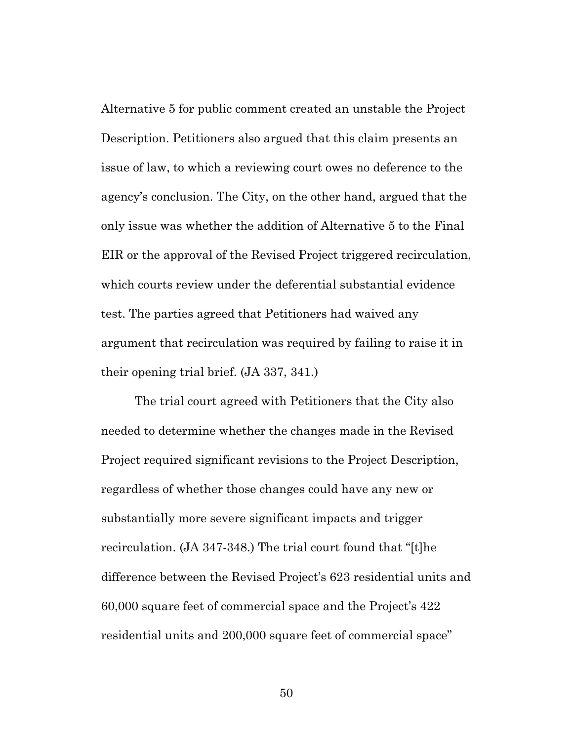Alternative 5 for public comment created an unstable the Project Description. Petitioners also argued that this claim presents an issue of law, to which a reviewing court owes no deference to the agency's conclusion. The City, on the other hand, argued that the only issue was whether the addition of Alternative 5 to the Final EIR or the approval of the Revised Project triggered recirculation, which courts review under the deferential substantial evidence test. The parties agreed that Petitioners had waived any argument that recirculation was required by failing to raise it in their opening trial brief. (JA 337, 341.)

The trial court agreed with Petitioners that the City also needed to determine whether the changes made in the Revised Project required significant revisions to the Project Description, regardless of whether those changes could have any new or substantially more severe significant impacts and trigger recirculation. (JA 347-348.) The trial court found that "[t]he difference between the Revised Project's 623 residential units and 60,000 square feet of commercial space and the Project's 422 residential units and 200,000 square feet of commercial space"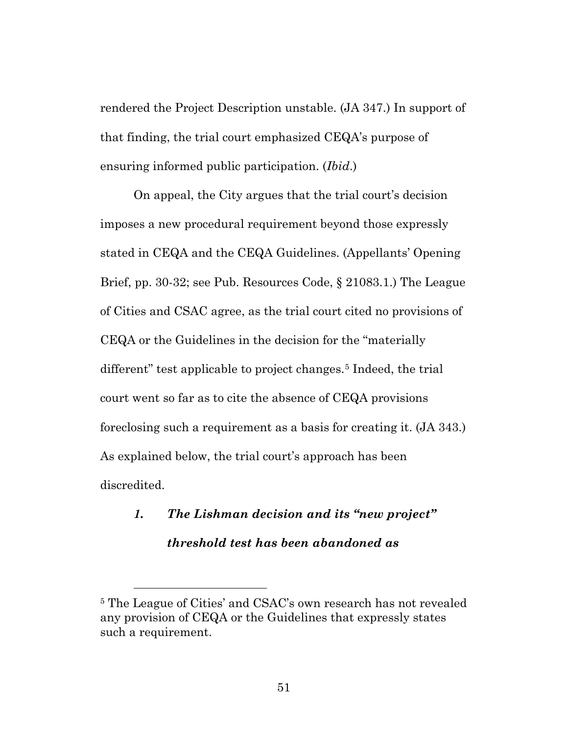rendered the Project Description unstable. (JA 347.) In support of that finding, the trial court emphasized CEQA's purpose of ensuring informed public participation. (*Ibid*.)

On appeal, the City argues that the trial court's decision imposes a new procedural requirement beyond those expressly stated in CEQA and the CEQA Guidelines. (Appellants' Opening Brief, pp. 30-32; see Pub. Resources Code, § 21083.1.) The League of Cities and CSAC agree, as the trial court cited no provisions of CEQA or the Guidelines in the decision for the "materially different" test applicable to project changes.[5] Indeed, the trial court went so far as to cite the absence of CEQA provisions foreclosing such a requirement as a basis for creating it. (JA 343.) As explained below, the trial court's approach has been discredited.

### *1. The Lishman decision and its "new project" threshold test has been abandoned as*

---

[5] The League of Cities' and CSAC's own research has not revealed any provision of CEQA or the Guidelines that expressly states such a requirement.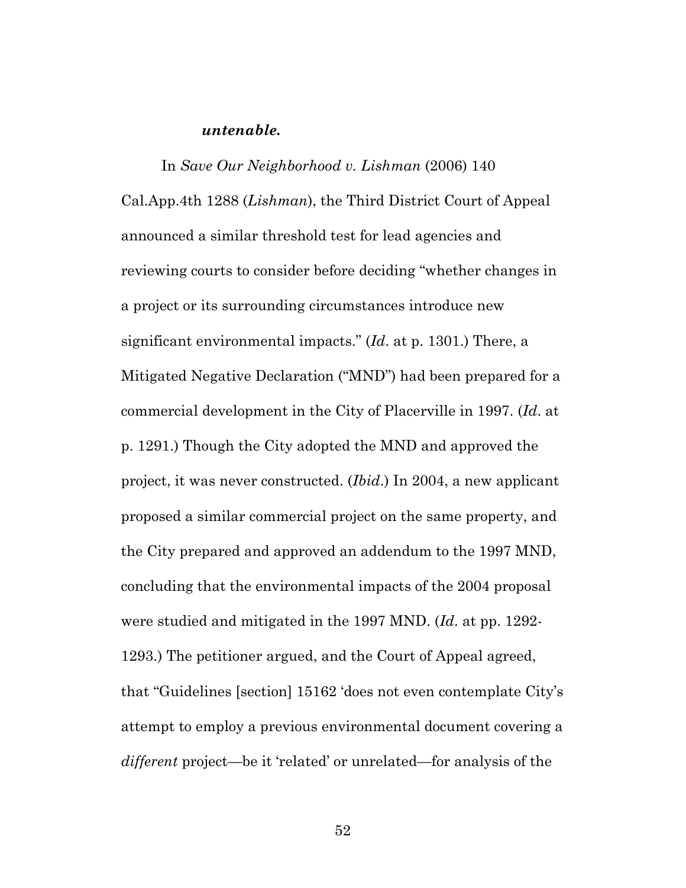***untenable.***

In *Save Our Neighborhood v. Lishman* (2006) 140 Cal.App.4th 1288 (*Lishman*), the Third District Court of Appeal announced a similar threshold test for lead agencies and reviewing courts to consider before deciding "whether changes in a project or its surrounding circumstances introduce new significant environmental impacts." (*Id*. at p. 1301.) There, a Mitigated Negative Declaration ("MND") had been prepared for a commercial development in the City of Placerville in 1997. (*Id*. at p. 1291.) Though the City adopted the MND and approved the project, it was never constructed. (*Ibid*.) In 2004, a new applicant proposed a similar commercial project on the same property, and the City prepared and approved an addendum to the 1997 MND, concluding that the environmental impacts of the 2004 proposal were studied and mitigated in the 1997 MND. (*Id*. at pp. 1292-1293.) The petitioner argued, and the Court of Appeal agreed, that "Guidelines [section] 15162 'does not even contemplate City's attempt to employ a previous environmental document covering a *different* project—be it 'related' or unrelated—for analysis of the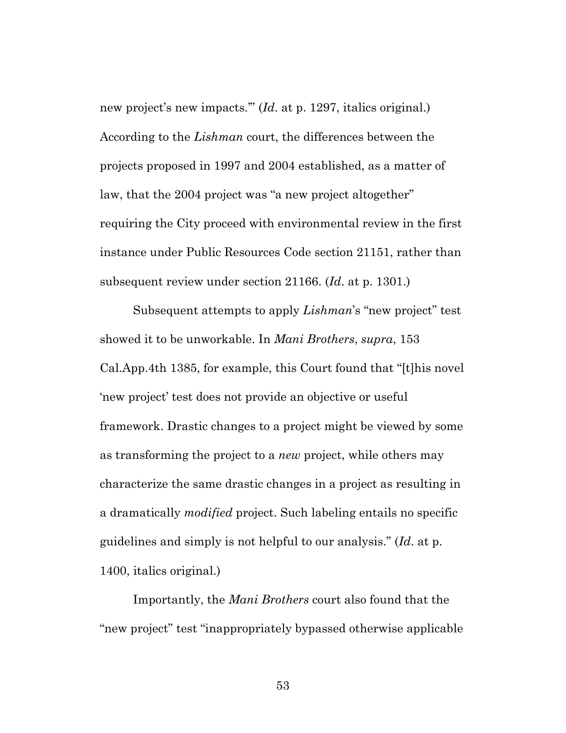new project's new impacts.'" (*Id*. at p. 1297, italics original.) According to the *Lishman* court, the differences between the projects proposed in 1997 and 2004 established, as a matter of law, that the 2004 project was "a new project altogether" requiring the City proceed with environmental review in the first instance under Public Resources Code section 21151, rather than subsequent review under section 21166. (*Id*. at p. 1301.)

Subsequent attempts to apply *Lishman*'s "new project" test showed it to be unworkable. In *Mani Brothers*, *supra*, 153 Cal.App.4th 1385, for example, this Court found that "[t]his novel 'new project' test does not provide an objective or useful framework. Drastic changes to a project might be viewed by some as transforming the project to a *new* project, while others may characterize the same drastic changes in a project as resulting in a dramatically *modified* project. Such labeling entails no specific guidelines and simply is not helpful to our analysis." (*Id*. at p. 1400, italics original.)

Importantly, the *Mani Brothers* court also found that the "new project" test "inappropriately bypassed otherwise applicable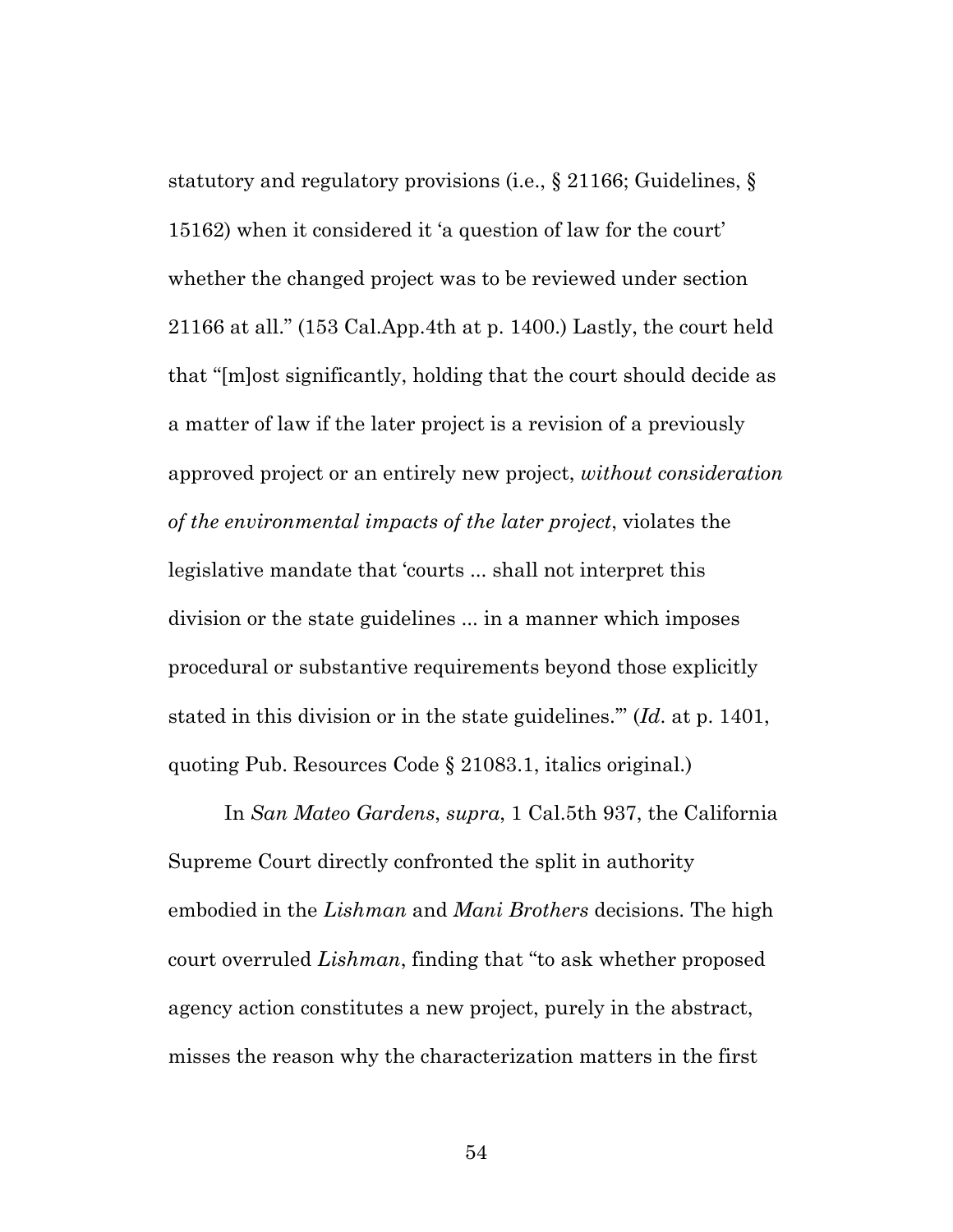statutory and regulatory provisions (i.e., § 21166; Guidelines, § 15162) when it considered it 'a question of law for the court' whether the changed project was to be reviewed under section 21166 at all." (153 Cal.App.4th at p. 1400.) Lastly, the court held that "[m]ost significantly, holding that the court should decide as a matter of law if the later project is a revision of a previously approved project or an entirely new project, *without consideration of the environmental impacts of the later project*, violates the legislative mandate that 'courts ... shall not interpret this division or the state guidelines ... in a manner which imposes procedural or substantive requirements beyond those explicitly stated in this division or in the state guidelines.'" (*Id*. at p. 1401, quoting Pub. Resources Code § 21083.1, italics original.)

In *San Mateo Gardens*, *supra*, 1 Cal.5th 937, the California Supreme Court directly confronted the split in authority embodied in the *Lishman* and *Mani Brothers* decisions. The high court overruled *Lishman*, finding that "to ask whether proposed agency action constitutes a new project, purely in the abstract, misses the reason why the characterization matters in the first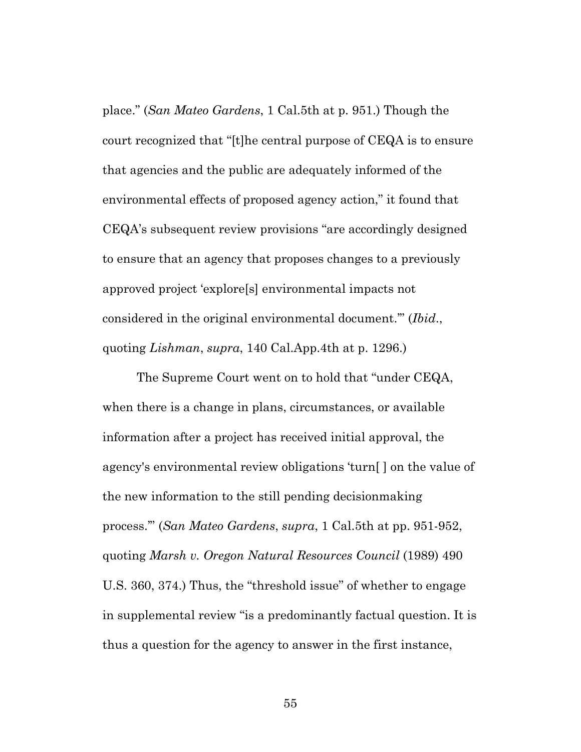place." (*San Mateo Gardens*, 1 Cal.5th at p. 951.) Though the court recognized that "[t]he central purpose of CEQA is to ensure that agencies and the public are adequately informed of the environmental effects of proposed agency action," it found that CEQA's subsequent review provisions "are accordingly designed to ensure that an agency that proposes changes to a previously approved project 'explore[s] environmental impacts not considered in the original environmental document.'" (*Ibid.*, quoting *Lishman*, *supra*, 140 Cal.App.4th at p. 1296.)

The Supreme Court went on to hold that "under CEQA, when there is a change in plans, circumstances, or available information after a project has received initial approval, the agency's environmental review obligations 'turn[ ] on the value of the new information to the still pending decisionmaking process.'" (*San Mateo Gardens*, *supra*, 1 Cal.5th at pp. 951-952, quoting *Marsh v. Oregon Natural Resources Council* (1989) 490 U.S. 360, 374.) Thus, the "threshold issue" of whether to engage in supplemental review "is a predominantly factual question. It is thus a question for the agency to answer in the first instance,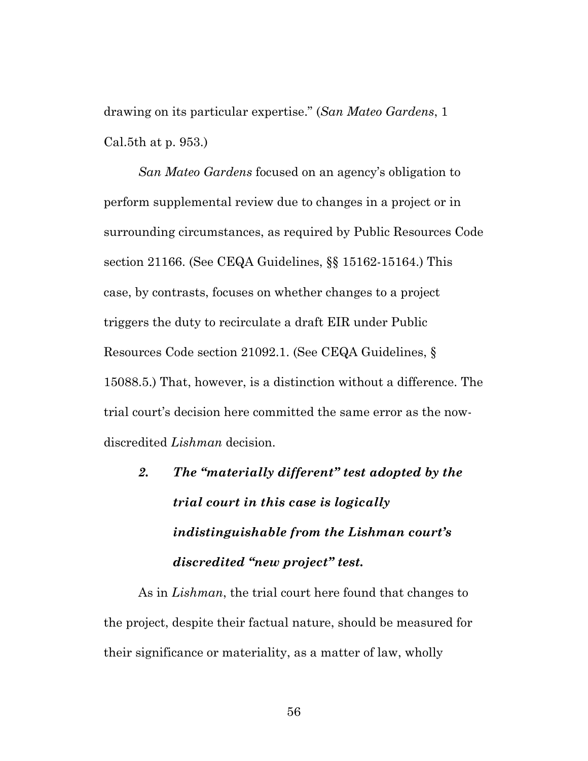drawing on its particular expertise." (*San Mateo Gardens*, 1 Cal.5th at p. 953.)

*San Mateo Gardens* focused on an agency's obligation to perform supplemental review due to changes in a project or in surrounding circumstances, as required by Public Resources Code section 21166. (See CEQA Guidelines, §§ 15162-15164.) This case, by contrasts, focuses on whether changes to a project triggers the duty to recirculate a draft EIR under Public Resources Code section 21092.1. (See CEQA Guidelines, § 15088.5.) That, however, is a distinction without a difference. The trial court's decision here committed the same error as the now-discredited *Lishman* decision.

#### ***2. The "materially different" test adopted by the trial court in this case is logically indistinguishable from the Lishman court's discredited "new project" test.***

As in *Lishman*, the trial court here found that changes to the project, despite their factual nature, should be measured for their significance or materiality, as a matter of law, wholly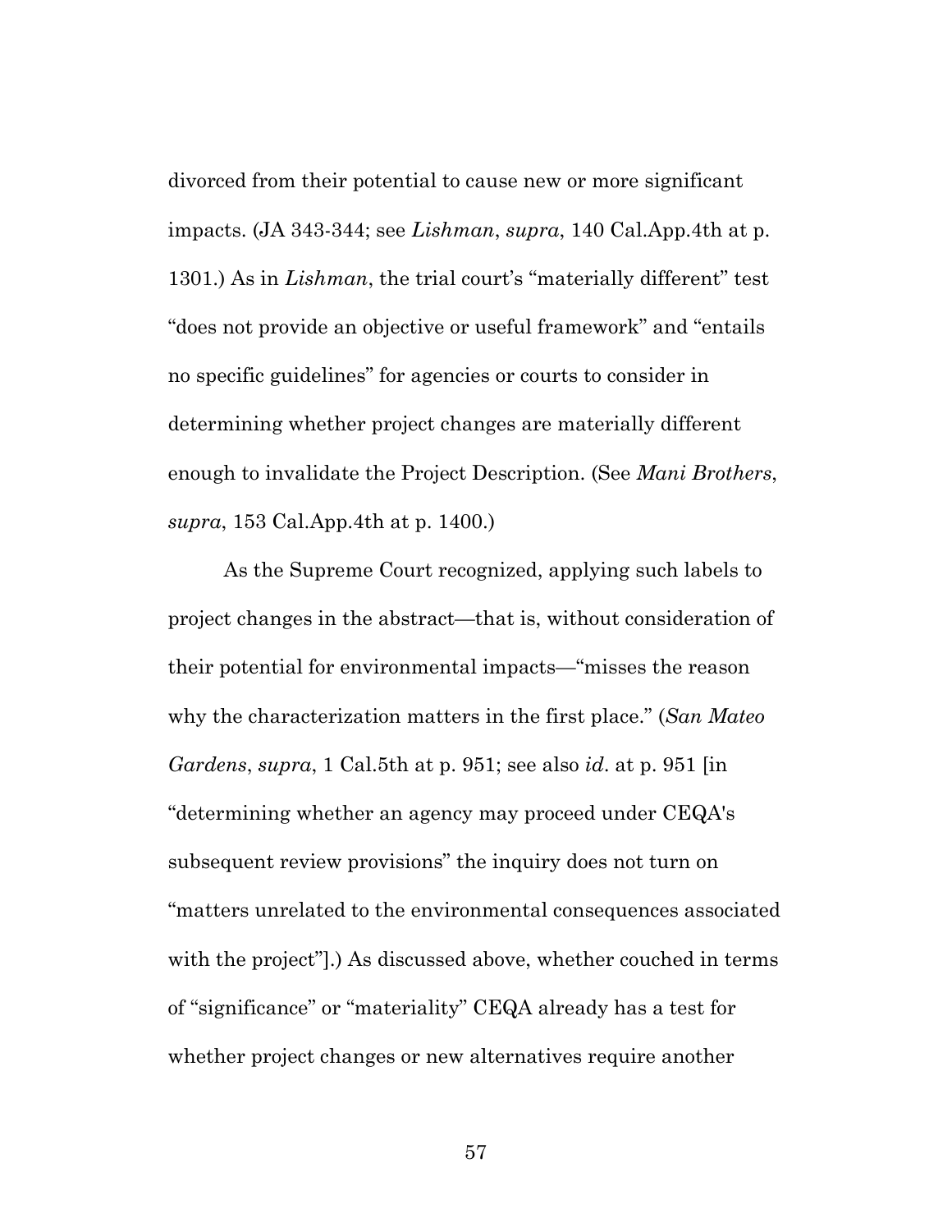divorced from their potential to cause new or more significant impacts. (JA 343-344; see *Lishman*, *supra*, 140 Cal.App.4th at p. 1301.) As in *Lishman*, the trial court's "materially different" test "does not provide an objective or useful framework" and "entails no specific guidelines" for agencies or courts to consider in determining whether project changes are materially different enough to invalidate the Project Description. (See *Mani Brothers*, *supra*, 153 Cal.App.4th at p. 1400.)

As the Supreme Court recognized, applying such labels to project changes in the abstract—that is, without consideration of their potential for environmental impacts—"misses the reason why the characterization matters in the first place." (*San Mateo Gardens*, *supra*, 1 Cal.5th at p. 951; see also *id*. at p. 951 [in "determining whether an agency may proceed under CEQA's subsequent review provisions" the inquiry does not turn on "matters unrelated to the environmental consequences associated with the project"].) As discussed above, whether couched in terms of "significance" or "materiality" CEQA already has a test for whether project changes or new alternatives require another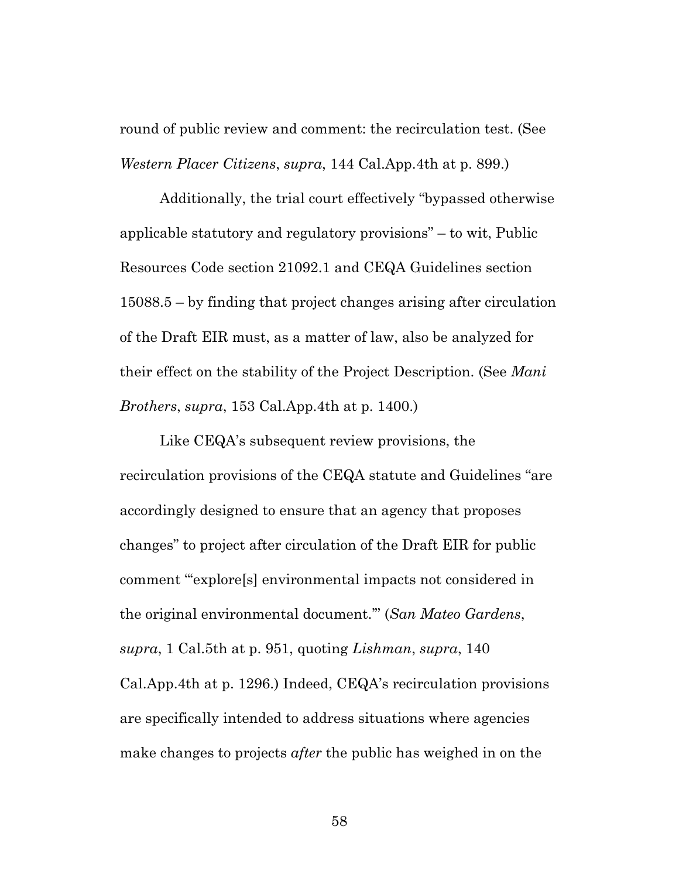round of public review and comment: the recirculation test. (See *Western Placer Citizens*, *supra*, 144 Cal.App.4th at p. 899.)

Additionally, the trial court effectively "bypassed otherwise applicable statutory and regulatory provisions" – to wit, Public Resources Code section 21092.1 and CEQA Guidelines section 15088.5 – by finding that project changes arising after circulation of the Draft EIR must, as a matter of law, also be analyzed for their effect on the stability of the Project Description. (See *Mani Brothers*, *supra*, 153 Cal.App.4th at p. 1400.)

Like CEQA's subsequent review provisions, the recirculation provisions of the CEQA statute and Guidelines "are accordingly designed to ensure that an agency that proposes changes" to project after circulation of the Draft EIR for public comment "'explore[s] environmental impacts not considered in the original environmental document.'" (*San Mateo Gardens*, *supra*, 1 Cal.5th at p. 951, quoting *Lishman*, *supra*, 140 Cal.App.4th at p. 1296.) Indeed, CEQA's recirculation provisions are specifically intended to address situations where agencies make changes to projects *after* the public has weighed in on the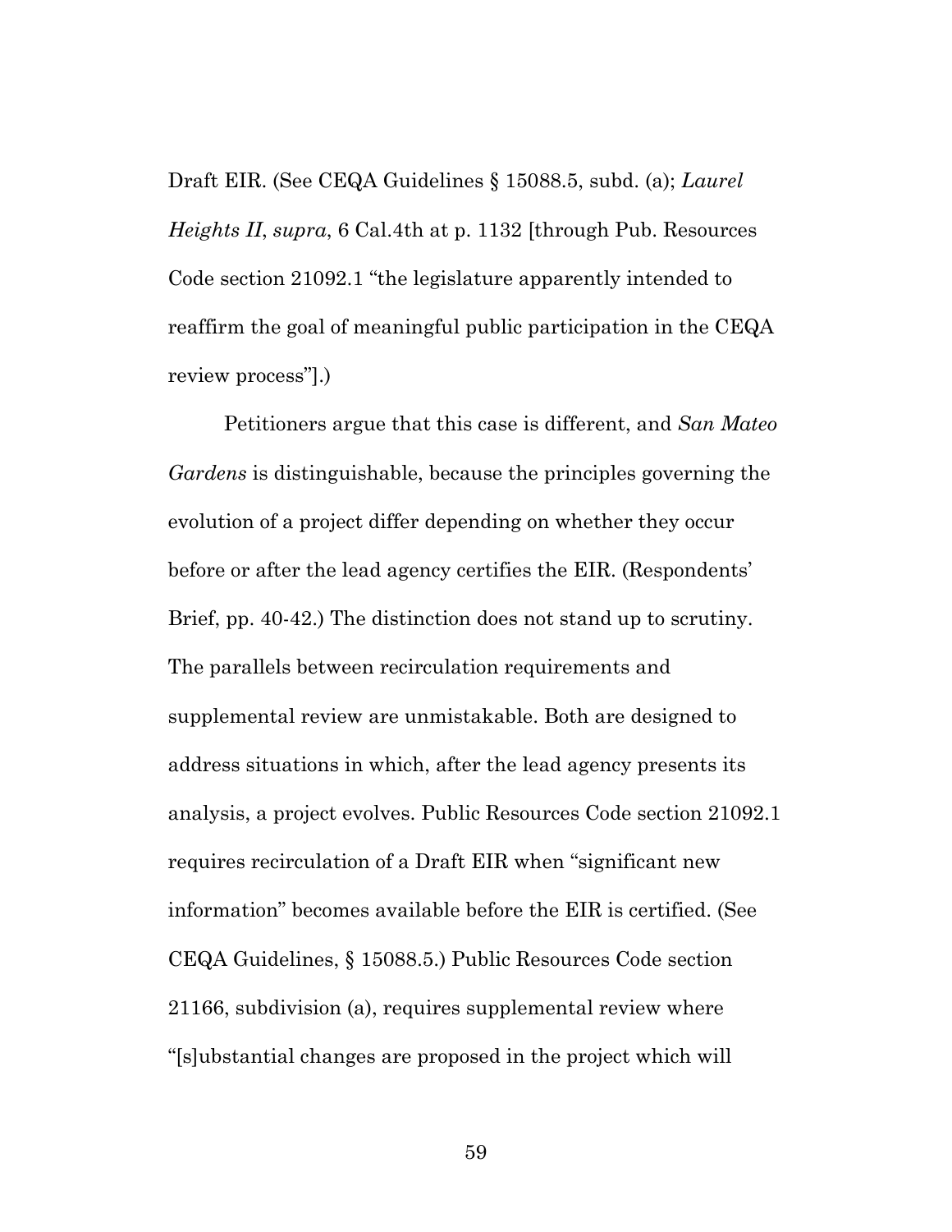Draft EIR. (See CEQA Guidelines § 15088.5, subd. (a); *Laurel Heights II*, *supra*, 6 Cal.4th at p. 1132 [through Pub. Resources Code section 21092.1 "the legislature apparently intended to reaffirm the goal of meaningful public participation in the CEQA review process"].)

Petitioners argue that this case is different, and *San Mateo Gardens* is distinguishable, because the principles governing the evolution of a project differ depending on whether they occur before or after the lead agency certifies the EIR. (Respondents' Brief, pp. 40-42.) The distinction does not stand up to scrutiny. The parallels between recirculation requirements and supplemental review are unmistakable. Both are designed to address situations in which, after the lead agency presents its analysis, a project evolves. Public Resources Code section 21092.1 requires recirculation of a Draft EIR when "significant new information" becomes available before the EIR is certified. (See CEQA Guidelines, § 15088.5.) Public Resources Code section 21166, subdivision (a), requires supplemental review where "[s]ubstantial changes are proposed in the project which will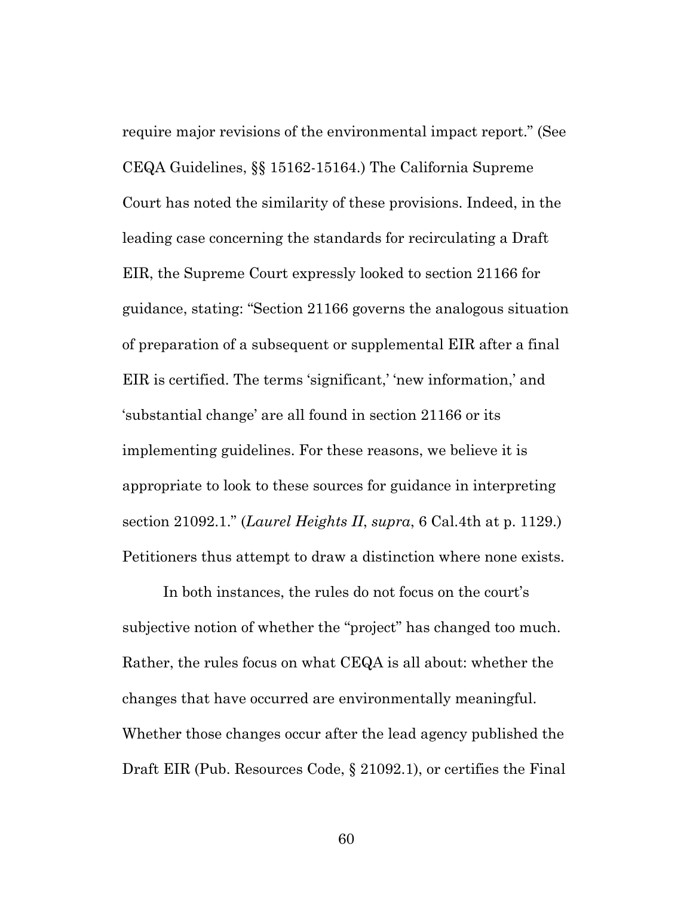require major revisions of the environmental impact report." (See CEQA Guidelines, §§ 15162-15164.) The California Supreme Court has noted the similarity of these provisions. Indeed, in the leading case concerning the standards for recirculating a Draft EIR, the Supreme Court expressly looked to section 21166 for guidance, stating: "Section 21166 governs the analogous situation of preparation of a subsequent or supplemental EIR after a final EIR is certified. The terms 'significant,' 'new information,' and 'substantial change' are all found in section 21166 or its implementing guidelines. For these reasons, we believe it is appropriate to look to these sources for guidance in interpreting section 21092.1." (*Laurel Heights II*, *supra*, 6 Cal.4th at p. 1129.) Petitioners thus attempt to draw a distinction where none exists.

In both instances, the rules do not focus on the court's subjective notion of whether the "project" has changed too much. Rather, the rules focus on what CEQA is all about: whether the changes that have occurred are environmentally meaningful. Whether those changes occur after the lead agency published the Draft EIR (Pub. Resources Code, § 21092.1), or certifies the Final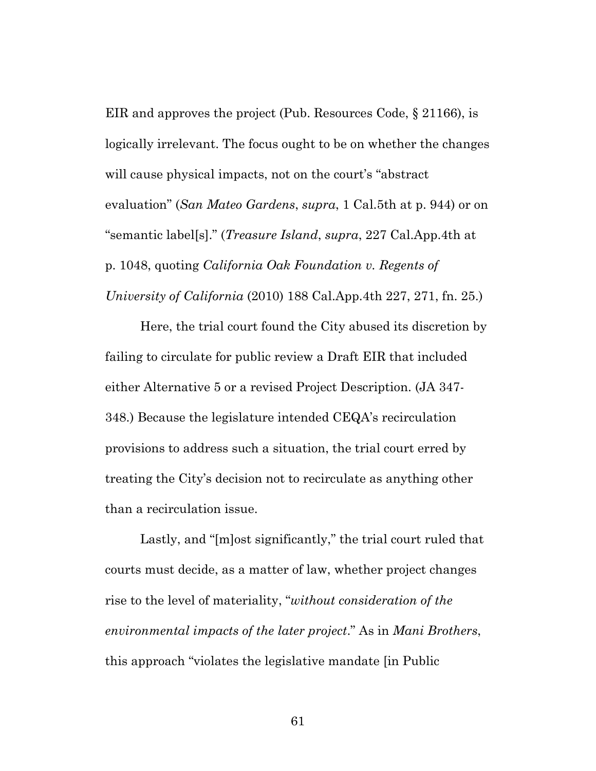EIR and approves the project (Pub. Resources Code, § 21166), is logically irrelevant. The focus ought to be on whether the changes will cause physical impacts, not on the court's "abstract evaluation" (*San Mateo Gardens*, *supra*, 1 Cal.5th at p. 944) or on "semantic label[s]." (*Treasure Island*, *supra*, 227 Cal.App.4th at p. 1048, quoting *California Oak Foundation v. Regents of University of California* (2010) 188 Cal.App.4th 227, 271, fn. 25.)

Here, the trial court found the City abused its discretion by failing to circulate for public review a Draft EIR that included either Alternative 5 or a revised Project Description. (JA 347-348.) Because the legislature intended CEQA's recirculation provisions to address such a situation, the trial court erred by treating the City's decision not to recirculate as anything other than a recirculation issue.

Lastly, and "[m]ost significantly," the trial court ruled that courts must decide, as a matter of law, whether project changes rise to the level of materiality, "*without consideration of the environmental impacts of the later project*." As in *Mani Brothers*, this approach "violates the legislative mandate [in Public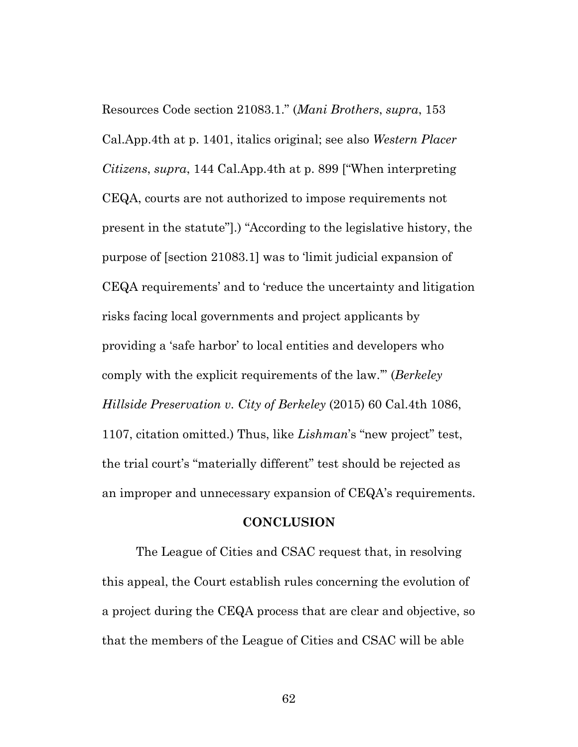Resources Code section 21083.1." (*Mani Brothers*, *supra*, 153 Cal.App.4th at p. 1401, italics original; see also *Western Placer Citizens*, *supra*, 144 Cal.App.4th at p. 899 ["When interpreting CEQA, courts are not authorized to impose requirements not present in the statute"].) "According to the legislative history, the purpose of [section 21083.1] was to 'limit judicial expansion of CEQA requirements' and to 'reduce the uncertainty and litigation risks facing local governments and project applicants by providing a 'safe harbor' to local entities and developers who comply with the explicit requirements of the law.'" (*Berkeley Hillside Preservation v. City of Berkeley* (2015) 60 Cal.4th 1086, 1107, citation omitted.) Thus, like *Lishman*'s "new project" test, the trial court's "materially different" test should be rejected as an improper and unnecessary expansion of CEQA's requirements.

## CONCLUSION

The League of Cities and CSAC request that, in resolving this appeal, the Court establish rules concerning the evolution of a project during the CEQA process that are clear and objective, so that the members of the League of Cities and CSAC will be able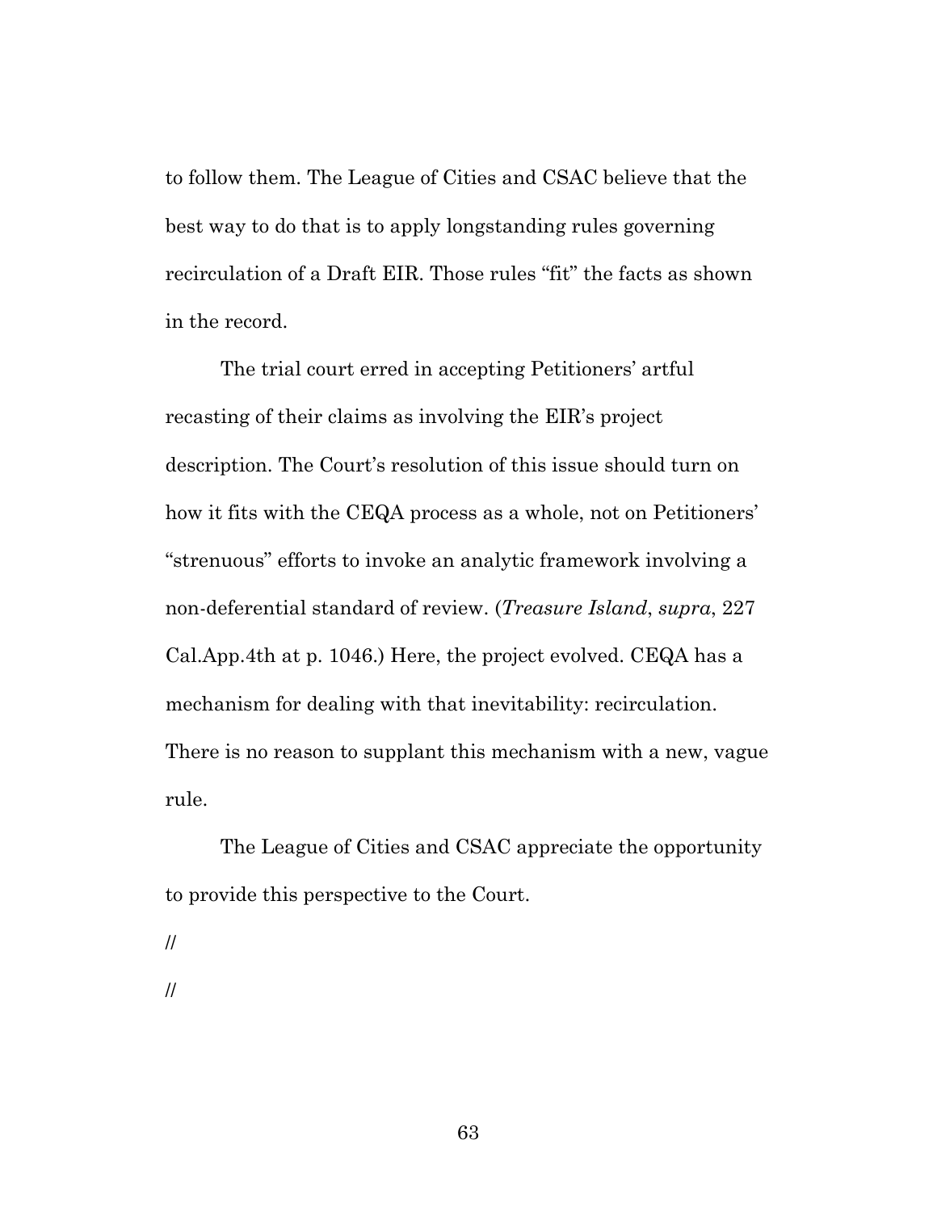to follow them. The League of Cities and CSAC believe that the best way to do that is to apply longstanding rules governing recirculation of a Draft EIR. Those rules "fit" the facts as shown in the record.

The trial court erred in accepting Petitioners' artful recasting of their claims as involving the EIR's project description. The Court's resolution of this issue should turn on how it fits with the CEQA process as a whole, not on Petitioners' "strenuous" efforts to invoke an analytic framework involving a non-deferential standard of review. (*Treasure Island*, *supra*, 227 Cal.App.4th at p. 1046.) Here, the project evolved. CEQA has a mechanism for dealing with that inevitability: recirculation. There is no reason to supplant this mechanism with a new, vague rule.

The League of Cities and CSAC appreciate the opportunity to provide this perspective to the Court.

//

//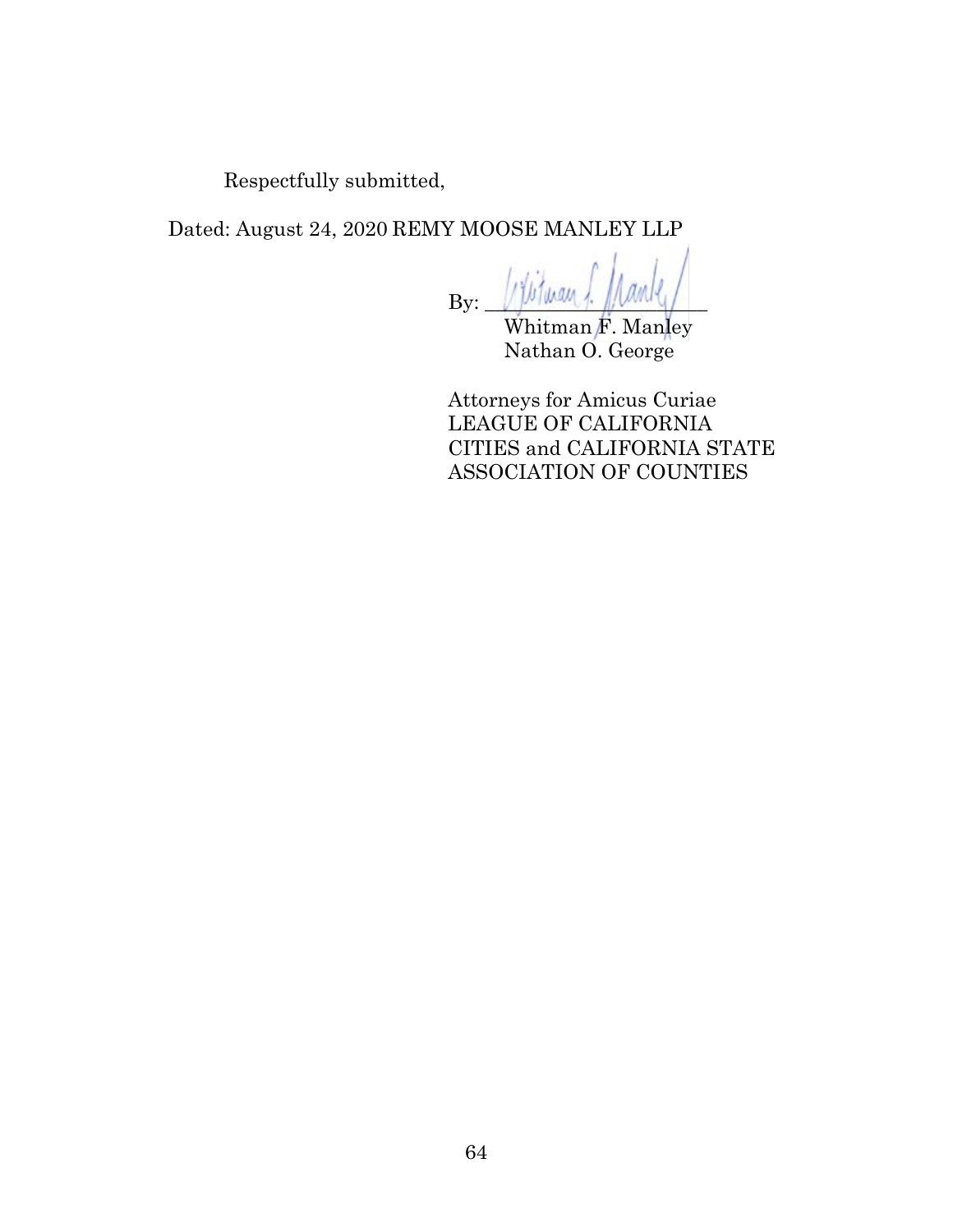Respectfully submitted,

Dated: August 24, 2020 REMY MOOSE MANLEY LLP

By: ______________________
Whitman F. Manley
Nathan O. George

Attorneys for Amicus Curiae
LEAGUE OF CALIFORNIA
CITIES and CALIFORNIA STATE
ASSOCIATION OF COUNTIES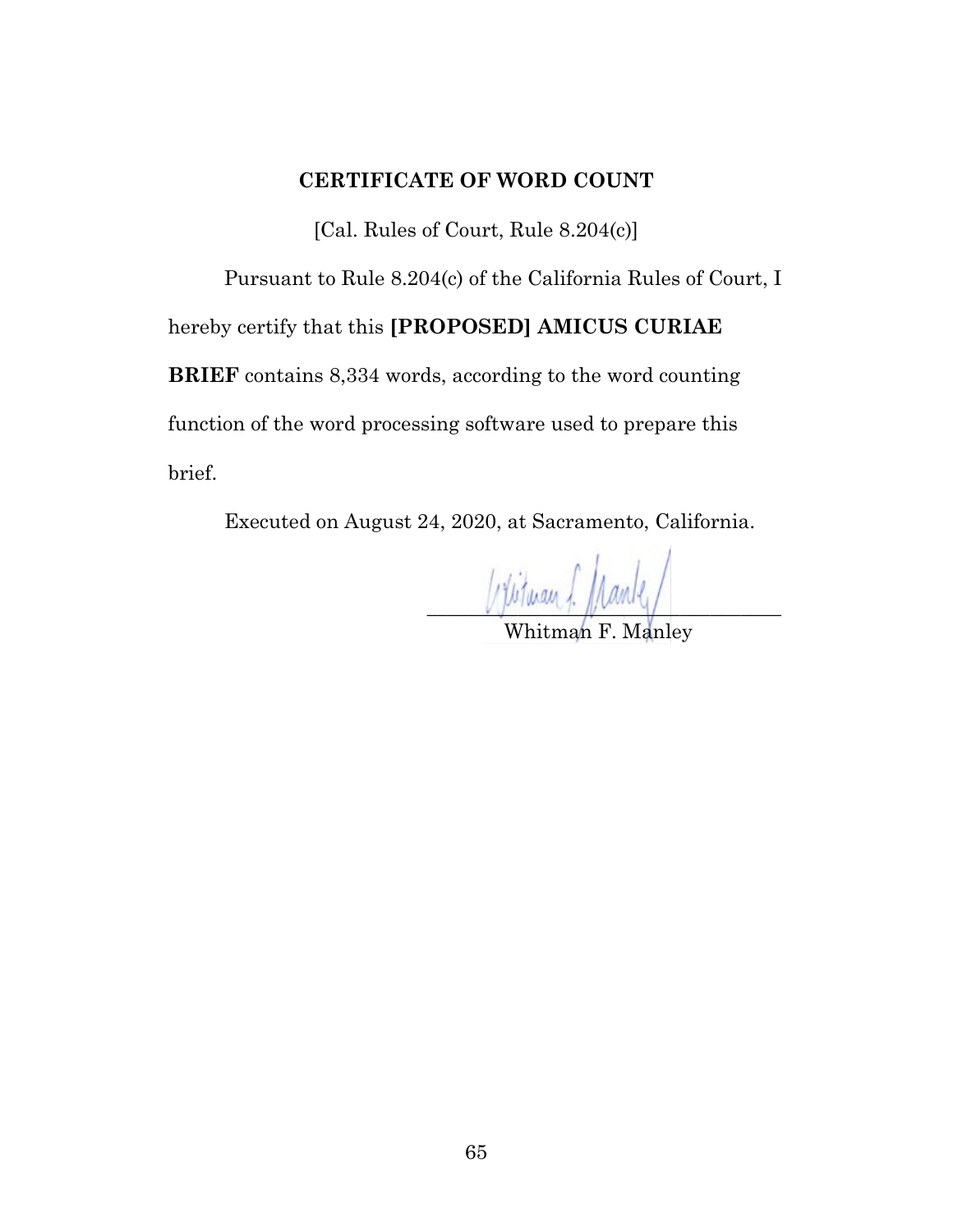## CERTIFICATE OF WORD COUNT

[Cal. Rules of Court, Rule 8.204(c)]

Pursuant to Rule 8.204(c) of the California Rules of Court, I hereby certify that this **[PROPOSED] AMICUS CURIAE BRIEF** contains 8,334 words, according to the word counting function of the word processing software used to prepare this brief.

Executed on August 24, 2020, at Sacramento, California.

______________________________
Whitman F. Manley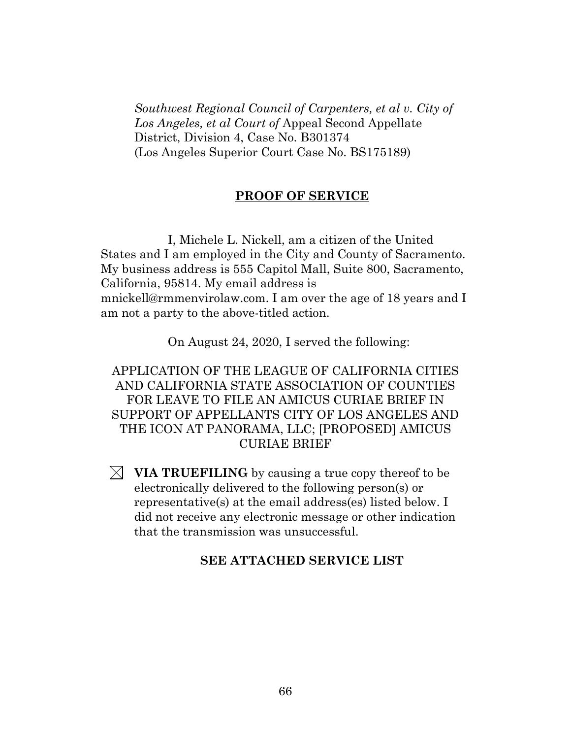*Southwest Regional Council of Carpenters, et al v. City of Los Angeles, et al Court of* Appeal Second Appellate District, Division 4, Case No. B301374
(Los Angeles Superior Court Case No. BS175189)

## **PROOF OF SERVICE**

I, Michele L. Nickell, am a citizen of the United States and I am employed in the City and County of Sacramento. My business address is 555 Capitol Mall, Suite 800, Sacramento, California, 95814. My email address is mnickell@rmmenvirolaw.com. I am over the age of 18 years and I am not a party to the above-titled action.

On August 24, 2020, I served the following:

APPLICATION OF THE LEAGUE OF CALIFORNIA CITIES AND CALIFORNIA STATE ASSOCIATION OF COUNTIES FOR LEAVE TO FILE AN AMICUS CURIAE BRIEF IN SUPPORT OF APPELLANTS CITY OF LOS ANGELES AND THE ICON AT PANORAMA, LLC; [PROPOSED] AMICUS CURIAE BRIEF

☒ **VIA TRUEFILING** by causing a true copy thereof to be electronically delivered to the following person(s) or representative(s) at the email address(es) listed below. I did not receive any electronic message or other indication that the transmission was unsuccessful.

**SEE ATTACHED SERVICE LIST**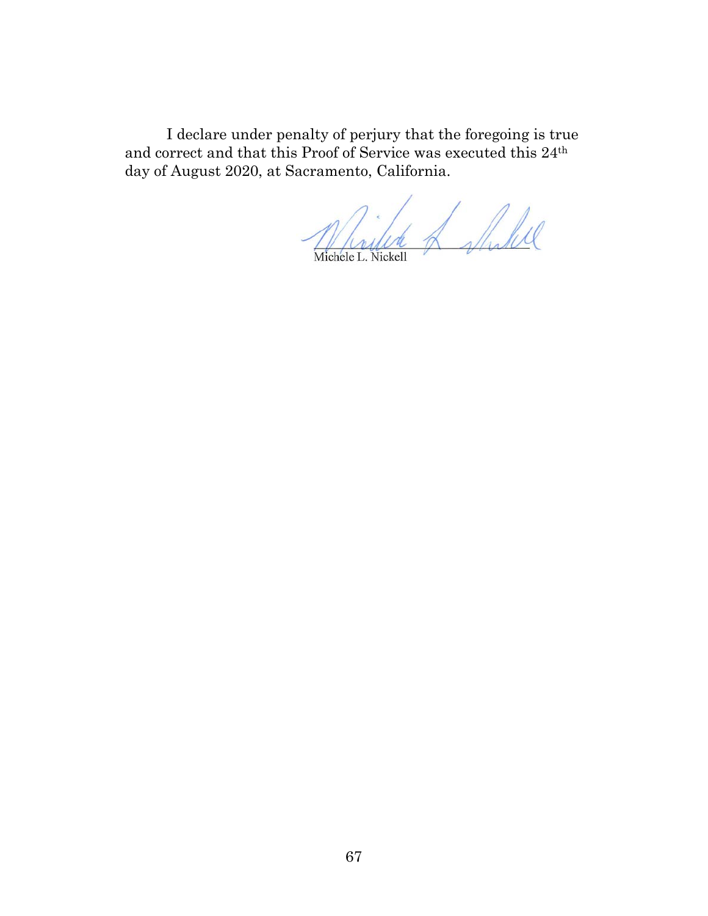I declare under penalty of perjury that the foregoing is true and correct and that this Proof of Service was executed this 24th day of August 2020, at Sacramento, California.

Michele L. Nickell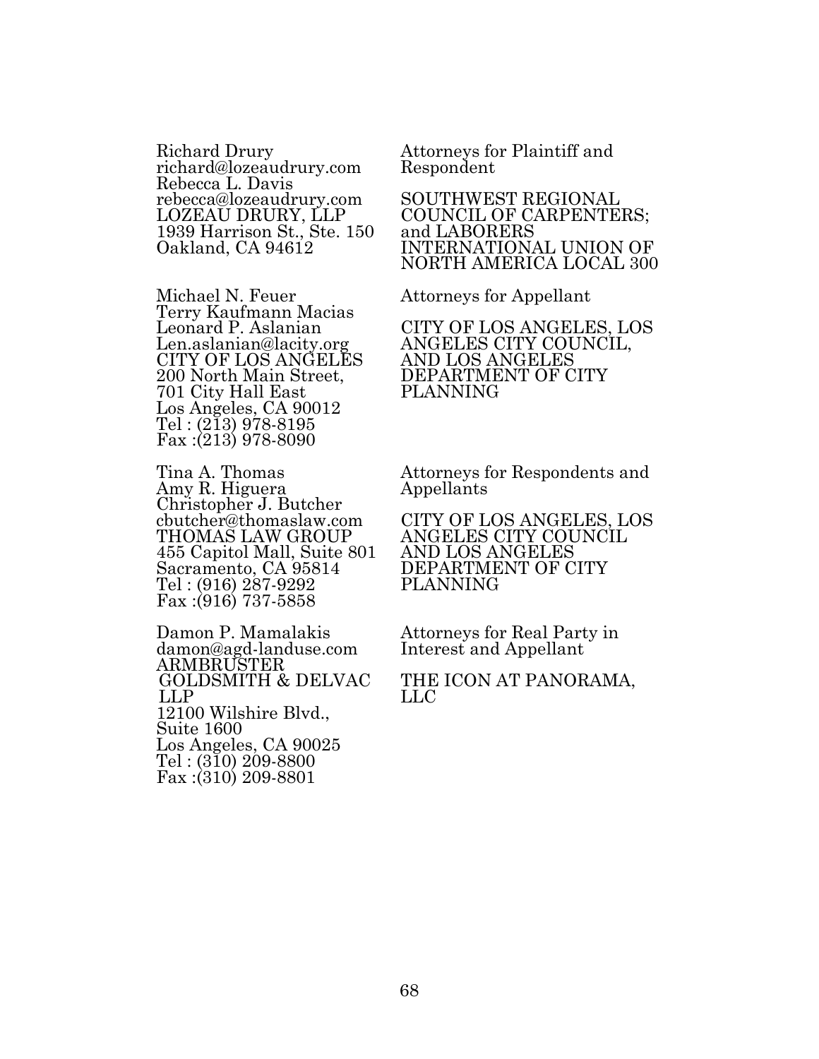| | |
|---|---|
| Richard Drury<br>richard@lozeaudrury.com<br>Rebecca L. Davis<br>rebecca@lozeaudrury.com<br>LOZEAU DRURY, LLP<br>1939 Harrison St., Ste. 150<br>Oakland, CA 94612 | Attorneys for Plaintiff and Respondent<br><br>SOUTHWEST REGIONAL COUNCIL OF CARPENTERS; and LABORERS INTERNATIONAL UNION OF NORTH AMERICA LOCAL 300 |
| Michael N. Feuer<br>Terry Kaufmann Macias<br>Leonard P. Aslanian<br>Len.aslanian@lacity.org<br>CITY OF LOS ANGELES<br>200 North Main Street,<br>701 City Hall East<br>Los Angeles, CA 90012<br>Tel : (213) 978-8195<br>Fax :(213) 978-8090 | Attorneys for Appellant<br><br>CITY OF LOS ANGELES, LOS ANGELES CITY COUNCIL, AND LOS ANGELES DEPARTMENT OF CITY PLANNING |
| Tina A. Thomas<br>Amy R. Higuera<br>Christopher J. Butcher<br>cbutcher@thomaslaw.com<br>THOMAS LAW GROUP<br>455 Capitol Mall, Suite 801<br>Sacramento, CA 95814<br>Tel : (916) 287-9292<br>Fax :(916) 737-5858 | Attorneys for Respondents and Appellants<br><br>CITY OF LOS ANGELES, LOS ANGELES CITY COUNCIL AND LOS ANGELES DEPARTMENT OF CITY PLANNING |
| Damon P. Mamalakis<br>damon@agd-landuse.com<br>ARMBRUSTER GOLDSMITH & DELVAC LLP<br>12100 Wilshire Blvd., Suite 1600<br>Los Angeles, CA 90025<br>Tel : (310) 209-8800<br>Fax :(310) 209-8801 | Attorneys for Real Party in Interest and Appellant<br><br>THE ICON AT PANORAMA, LLC |